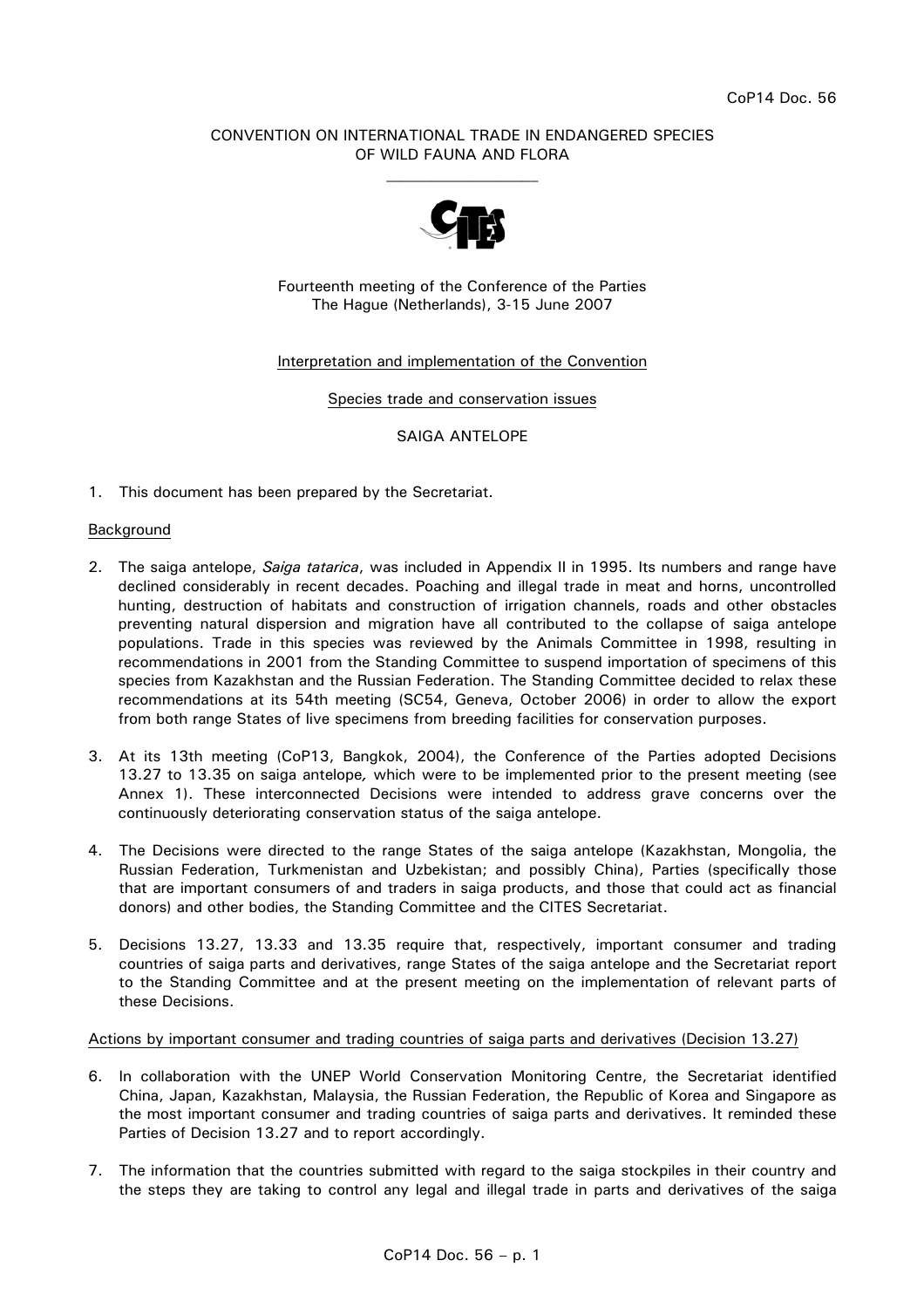CoP14 Doc. 56

CONVENTION ON INTERNATIONAL TRADE IN ENDANGERED SPECIES OF WILD FAUNA AND FLORA

____________________

Fourteenth meeting of the Conference of the Parties
The Hague (Netherlands), 3-15 June 2007

Interpretation and implementation of the Convention

Species trade and conservation issues

SAIGA ANTELOPE

1. This document has been prepared by the Secretariat.

Background

2. The saiga antelope, *Saiga tatarica*, was included in Appendix II in 1995. Its numbers and range have declined considerably in recent decades. Poaching and illegal trade in meat and horns, uncontrolled hunting, destruction of habitats and construction of irrigation channels, roads and other obstacles preventing natural dispersion and migration have all contributed to the collapse of saiga antelope populations. Trade in this species was reviewed by the Animals Committee in 1998, resulting in recommendations in 2001 from the Standing Committee to suspend importation of specimens of this species from Kazakhstan and the Russian Federation. The Standing Committee decided to relax these recommendations at its 54th meeting (SC54, Geneva, October 2006) in order to allow the export from both range States of live specimens from breeding facilities for conservation purposes.

3. At its 13th meeting (CoP13, Bangkok, 2004), the Conference of the Parties adopted Decisions 13.27 to 13.35 on saiga antelope*,* which were to be implemented prior to the present meeting (see Annex 1). These interconnected Decisions were intended to address grave concerns over the continuously deteriorating conservation status of the saiga antelope.

4. The Decisions were directed to the range States of the saiga antelope (Kazakhstan, Mongolia, the Russian Federation, Turkmenistan and Uzbekistan; and possibly China), Parties (specifically those that are important consumers of and traders in saiga products, and those that could act as financial donors) and other bodies, the Standing Committee and the CITES Secretariat.

5. Decisions 13.27, 13.33 and 13.35 require that, respectively, important consumer and trading countries of saiga parts and derivatives, range States of the saiga antelope and the Secretariat report to the Standing Committee and at the present meeting on the implementation of relevant parts of these Decisions.

Actions by important consumer and trading countries of saiga parts and derivatives (Decision 13.27)

6. In collaboration with the UNEP World Conservation Monitoring Centre, the Secretariat identified China, Japan, Kazakhstan, Malaysia, the Russian Federation, the Republic of Korea and Singapore as the most important consumer and trading countries of saiga parts and derivatives. It reminded these Parties of Decision 13.27 and to report accordingly.

7. The information that the countries submitted with regard to the saiga stockpiles in their country and the steps they are taking to control any legal and illegal trade in parts and derivatives of the saiga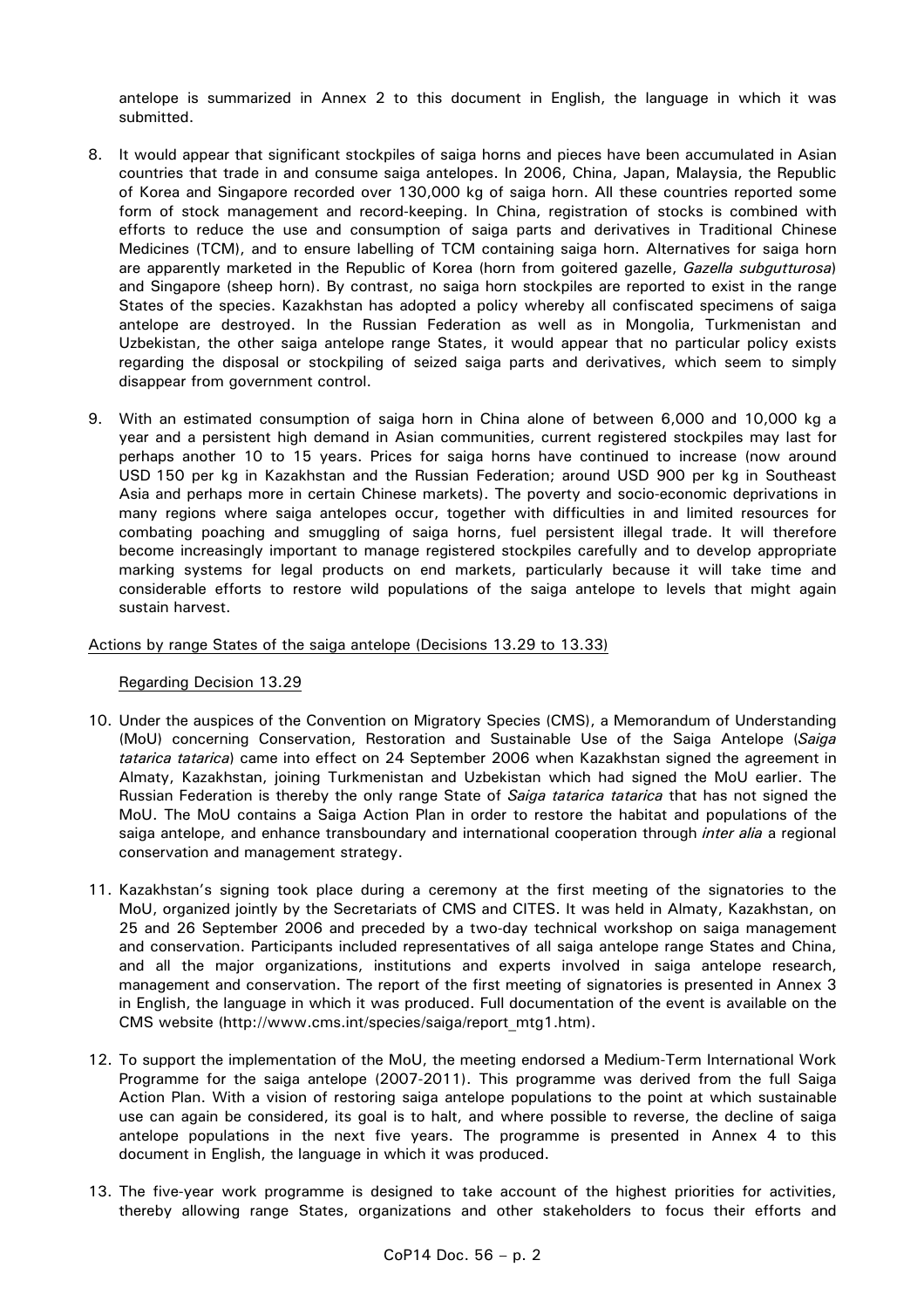antelope is summarized in Annex 2 to this document in English, the language in which it was submitted.

8. It would appear that significant stockpiles of saiga horns and pieces have been accumulated in Asian countries that trade in and consume saiga antelopes. In 2006, China, Japan, Malaysia, the Republic of Korea and Singapore recorded over 130,000 kg of saiga horn. All these countries reported some form of stock management and record-keeping. In China, registration of stocks is combined with efforts to reduce the use and consumption of saiga parts and derivatives in Traditional Chinese Medicines (TCM), and to ensure labelling of TCM containing saiga horn. Alternatives for saiga horn are apparently marketed in the Republic of Korea (horn from goitered gazelle, *Gazella subgutturosa*) and Singapore (sheep horn). By contrast, no saiga horn stockpiles are reported to exist in the range States of the species. Kazakhstan has adopted a policy whereby all confiscated specimens of saiga antelope are destroyed. In the Russian Federation as well as in Mongolia, Turkmenistan and Uzbekistan, the other saiga antelope range States, it would appear that no particular policy exists regarding the disposal or stockpiling of seized saiga parts and derivatives, which seem to simply disappear from government control.

9. With an estimated consumption of saiga horn in China alone of between 6,000 and 10,000 kg a year and a persistent high demand in Asian communities, current registered stockpiles may last for perhaps another 10 to 15 years. Prices for saiga horns have continued to increase (now around USD 150 per kg in Kazakhstan and the Russian Federation; around USD 900 per kg in Southeast Asia and perhaps more in certain Chinese markets). The poverty and socio-economic deprivations in many regions where saiga antelopes occur, together with difficulties in and limited resources for combating poaching and smuggling of saiga horns, fuel persistent illegal trade. It will therefore become increasingly important to manage registered stockpiles carefully and to develop appropriate marking systems for legal products on end markets, particularly because it will take time and considerable efforts to restore wild populations of the saiga antelope to levels that might again sustain harvest.

## Actions by range States of the saiga antelope (Decisions 13.29 to 13.33)

### Regarding Decision 13.29

10. Under the auspices of the Convention on Migratory Species (CMS), a Memorandum of Understanding (MoU) concerning Conservation, Restoration and Sustainable Use of the Saiga Antelope (*Saiga tatarica tatarica*) came into effect on 24 September 2006 when Kazakhstan signed the agreement in Almaty, Kazakhstan, joining Turkmenistan and Uzbekistan which had signed the MoU earlier. The Russian Federation is thereby the only range State of *Saiga tatarica tatarica* that has not signed the MoU. The MoU contains a Saiga Action Plan in order to restore the habitat and populations of the saiga antelope, and enhance transboundary and international cooperation through *inter alia* a regional conservation and management strategy.

11. Kazakhstan's signing took place during a ceremony at the first meeting of the signatories to the MoU, organized jointly by the Secretariats of CMS and CITES. It was held in Almaty, Kazakhstan, on 25 and 26 September 2006 and preceded by a two-day technical workshop on saiga management and conservation. Participants included representatives of all saiga antelope range States and China, and all the major organizations, institutions and experts involved in saiga antelope research, management and conservation. The report of the first meeting of signatories is presented in Annex 3 in English, the language in which it was produced. Full documentation of the event is available on the CMS website (http://www.cms.int/species/saiga/report_mtg1.htm).

12. To support the implementation of the MoU, the meeting endorsed a Medium-Term International Work Programme for the saiga antelope (2007-2011). This programme was derived from the full Saiga Action Plan. With a vision of restoring saiga antelope populations to the point at which sustainable use can again be considered, its goal is to halt, and where possible to reverse, the decline of saiga antelope populations in the next five years. The programme is presented in Annex 4 to this document in English, the language in which it was produced.

13. The five-year work programme is designed to take account of the highest priorities for activities, thereby allowing range States, organizations and other stakeholders to focus their efforts and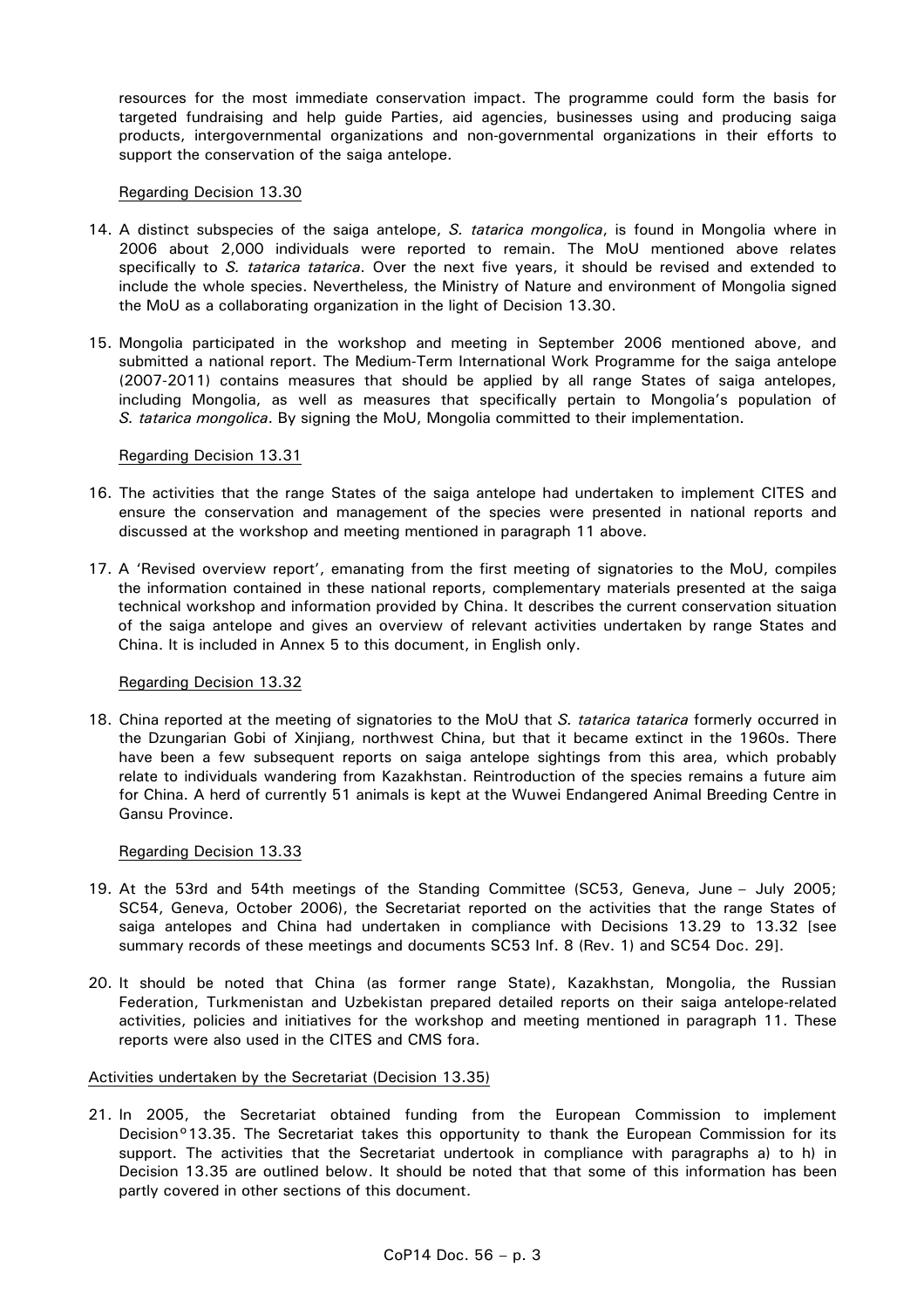resources for the most immediate conservation impact. The programme could form the basis for targeted fundraising and help guide Parties, aid agencies, businesses using and producing saiga products, intergovernmental organizations and non-governmental organizations in their efforts to support the conservation of the saiga antelope.

Regarding Decision 13.30

14. A distinct subspecies of the saiga antelope, *S. tatarica mongolica*, is found in Mongolia where in 2006 about 2,000 individuals were reported to remain. The MoU mentioned above relates specifically to *S. tatarica tatarica*. Over the next five years, it should be revised and extended to include the whole species. Nevertheless, the Ministry of Nature and environment of Mongolia signed the MoU as a collaborating organization in the light of Decision 13.30.

15. Mongolia participated in the workshop and meeting in September 2006 mentioned above, and submitted a national report. The Medium-Term International Work Programme for the saiga antelope (2007-2011) contains measures that should be applied by all range States of saiga antelopes, including Mongolia, as well as measures that specifically pertain to Mongolia's population of *S. tatarica mongolica*. By signing the MoU, Mongolia committed to their implementation.

Regarding Decision 13.31

16. The activities that the range States of the saiga antelope had undertaken to implement CITES and ensure the conservation and management of the species were presented in national reports and discussed at the workshop and meeting mentioned in paragraph 11 above.

17. A 'Revised overview report', emanating from the first meeting of signatories to the MoU, compiles the information contained in these national reports, complementary materials presented at the saiga technical workshop and information provided by China. It describes the current conservation situation of the saiga antelope and gives an overview of relevant activities undertaken by range States and China. It is included in Annex 5 to this document, in English only.

Regarding Decision 13.32

18. China reported at the meeting of signatories to the MoU that *S. tatarica tatarica* formerly occurred in the Dzungarian Gobi of Xinjiang, northwest China, but that it became extinct in the 1960s. There have been a few subsequent reports on saiga antelope sightings from this area, which probably relate to individuals wandering from Kazakhstan. Reintroduction of the species remains a future aim for China. A herd of currently 51 animals is kept at the Wuwei Endangered Animal Breeding Centre in Gansu Province.

Regarding Decision 13.33

19. At the 53rd and 54th meetings of the Standing Committee (SC53, Geneva, June – July 2005; SC54, Geneva, October 2006), the Secretariat reported on the activities that the range States of saiga antelopes and China had undertaken in compliance with Decisions 13.29 to 13.32 [see summary records of these meetings and documents SC53 Inf. 8 (Rev. 1) and SC54 Doc. 29].

20. It should be noted that China (as former range State), Kazakhstan, Mongolia, the Russian Federation, Turkmenistan and Uzbekistan prepared detailed reports on their saiga antelope-related activities, policies and initiatives for the workshop and meeting mentioned in paragraph 11. These reports were also used in the CITES and CMS fora.

Activities undertaken by the Secretariat (Decision 13.35)

21. In 2005, the Secretariat obtained funding from the European Commission to implement Decision°13.35. The Secretariat takes this opportunity to thank the European Commission for its support. The activities that the Secretariat undertook in compliance with paragraphs a) to h) in Decision 13.35 are outlined below. It should be noted that that some of this information has been partly covered in other sections of this document.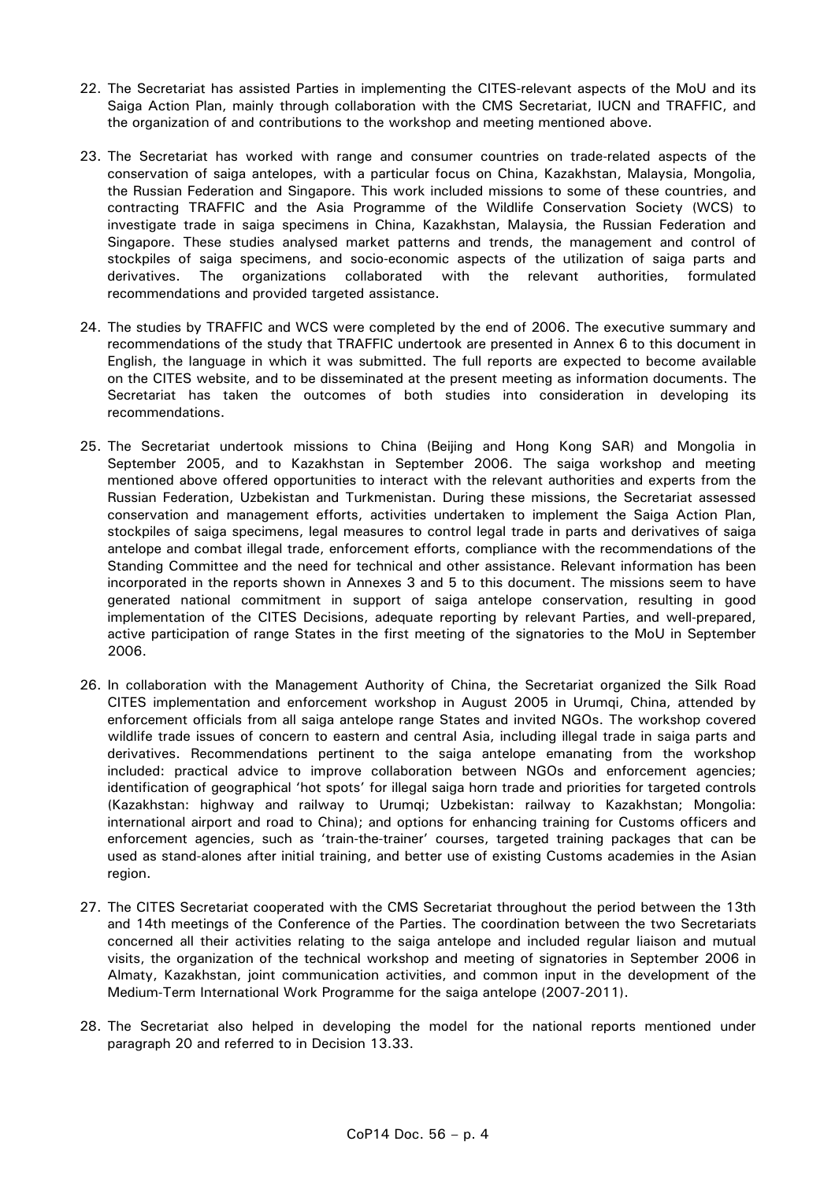22. The Secretariat has assisted Parties in implementing the CITES-relevant aspects of the MoU and its Saiga Action Plan, mainly through collaboration with the CMS Secretariat, IUCN and TRAFFIC, and the organization of and contributions to the workshop and meeting mentioned above.

23. The Secretariat has worked with range and consumer countries on trade-related aspects of the conservation of saiga antelopes, with a particular focus on China, Kazakhstan, Malaysia, Mongolia, the Russian Federation and Singapore. This work included missions to some of these countries, and contracting TRAFFIC and the Asia Programme of the Wildlife Conservation Society (WCS) to investigate trade in saiga specimens in China, Kazakhstan, Malaysia, the Russian Federation and Singapore. These studies analysed market patterns and trends, the management and control of stockpiles of saiga specimens, and socio-economic aspects of the utilization of saiga parts and derivatives. The organizations collaborated with the relevant authorities, formulated recommendations and provided targeted assistance.

24. The studies by TRAFFIC and WCS were completed by the end of 2006. The executive summary and recommendations of the study that TRAFFIC undertook are presented in Annex 6 to this document in English, the language in which it was submitted. The full reports are expected to become available on the CITES website, and to be disseminated at the present meeting as information documents. The Secretariat has taken the outcomes of both studies into consideration in developing its recommendations.

25. The Secretariat undertook missions to China (Beijing and Hong Kong SAR) and Mongolia in September 2005, and to Kazakhstan in September 2006. The saiga workshop and meeting mentioned above offered opportunities to interact with the relevant authorities and experts from the Russian Federation, Uzbekistan and Turkmenistan. During these missions, the Secretariat assessed conservation and management efforts, activities undertaken to implement the Saiga Action Plan, stockpiles of saiga specimens, legal measures to control legal trade in parts and derivatives of saiga antelope and combat illegal trade, enforcement efforts, compliance with the recommendations of the Standing Committee and the need for technical and other assistance. Relevant information has been incorporated in the reports shown in Annexes 3 and 5 to this document. The missions seem to have generated national commitment in support of saiga antelope conservation, resulting in good implementation of the CITES Decisions, adequate reporting by relevant Parties, and well-prepared, active participation of range States in the first meeting of the signatories to the MoU in September 2006.

26. In collaboration with the Management Authority of China, the Secretariat organized the Silk Road CITES implementation and enforcement workshop in August 2005 in Urumqi, China, attended by enforcement officials from all saiga antelope range States and invited NGOs. The workshop covered wildlife trade issues of concern to eastern and central Asia, including illegal trade in saiga parts and derivatives. Recommendations pertinent to the saiga antelope emanating from the workshop included: practical advice to improve collaboration between NGOs and enforcement agencies; identification of geographical 'hot spots' for illegal saiga horn trade and priorities for targeted controls (Kazakhstan: highway and railway to Urumqi; Uzbekistan: railway to Kazakhstan; Mongolia: international airport and road to China); and options for enhancing training for Customs officers and enforcement agencies, such as 'train-the-trainer' courses, targeted training packages that can be used as stand-alones after initial training, and better use of existing Customs academies in the Asian region.

27. The CITES Secretariat cooperated with the CMS Secretariat throughout the period between the 13th and 14th meetings of the Conference of the Parties. The coordination between the two Secretariats concerned all their activities relating to the saiga antelope and included regular liaison and mutual visits, the organization of the technical workshop and meeting of signatories in September 2006 in Almaty, Kazakhstan, joint communication activities, and common input in the development of the Medium-Term International Work Programme for the saiga antelope (2007-2011).

28. The Secretariat also helped in developing the model for the national reports mentioned under paragraph 20 and referred to in Decision 13.33.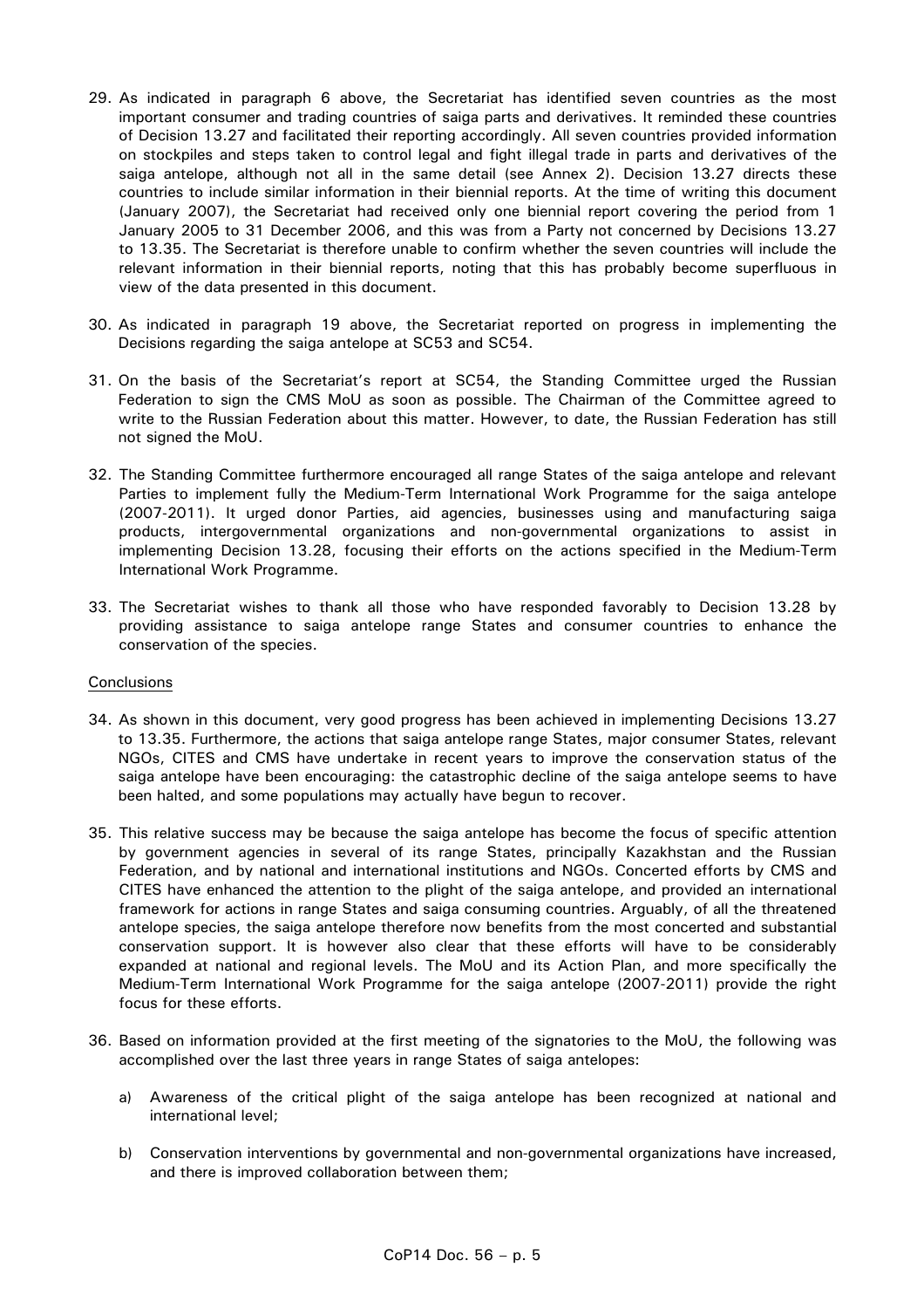29. As indicated in paragraph 6 above, the Secretariat has identified seven countries as the most important consumer and trading countries of saiga parts and derivatives. It reminded these countries of Decision 13.27 and facilitated their reporting accordingly. All seven countries provided information on stockpiles and steps taken to control legal and fight illegal trade in parts and derivatives of the saiga antelope, although not all in the same detail (see Annex 2). Decision 13.27 directs these countries to include similar information in their biennial reports. At the time of writing this document (January 2007), the Secretariat had received only one biennial report covering the period from 1 January 2005 to 31 December 2006, and this was from a Party not concerned by Decisions 13.27 to 13.35. The Secretariat is therefore unable to confirm whether the seven countries will include the relevant information in their biennial reports, noting that this has probably become superfluous in view of the data presented in this document.

30. As indicated in paragraph 19 above, the Secretariat reported on progress in implementing the Decisions regarding the saiga antelope at SC53 and SC54.

31. On the basis of the Secretariat's report at SC54, the Standing Committee urged the Russian Federation to sign the CMS MoU as soon as possible. The Chairman of the Committee agreed to write to the Russian Federation about this matter. However, to date, the Russian Federation has still not signed the MoU.

32. The Standing Committee furthermore encouraged all range States of the saiga antelope and relevant Parties to implement fully the Medium-Term International Work Programme for the saiga antelope (2007-2011). It urged donor Parties, aid agencies, businesses using and manufacturing saiga products, intergovernmental organizations and non-governmental organizations to assist in implementing Decision 13.28, focusing their efforts on the actions specified in the Medium-Term International Work Programme.

33. The Secretariat wishes to thank all those who have responded favorably to Decision 13.28 by providing assistance to saiga antelope range States and consumer countries to enhance the conservation of the species.

Conclusions

34. As shown in this document, very good progress has been achieved in implementing Decisions 13.27 to 13.35. Furthermore, the actions that saiga antelope range States, major consumer States, relevant NGOs, CITES and CMS have undertake in recent years to improve the conservation status of the saiga antelope have been encouraging: the catastrophic decline of the saiga antelope seems to have been halted, and some populations may actually have begun to recover.

35. This relative success may be because the saiga antelope has become the focus of specific attention by government agencies in several of its range States, principally Kazakhstan and the Russian Federation, and by national and international institutions and NGOs. Concerted efforts by CMS and CITES have enhanced the attention to the plight of the saiga antelope, and provided an international framework for actions in range States and saiga consuming countries. Arguably, of all the threatened antelope species, the saiga antelope therefore now benefits from the most concerted and substantial conservation support. It is however also clear that these efforts will have to be considerably expanded at national and regional levels. The MoU and its Action Plan, and more specifically the Medium-Term International Work Programme for the saiga antelope (2007-2011) provide the right focus for these efforts.

36. Based on information provided at the first meeting of the signatories to the MoU, the following was accomplished over the last three years in range States of saiga antelopes:

    a) Awareness of the critical plight of the saiga antelope has been recognized at national and international level;

    b) Conservation interventions by governmental and non-governmental organizations have increased, and there is improved collaboration between them;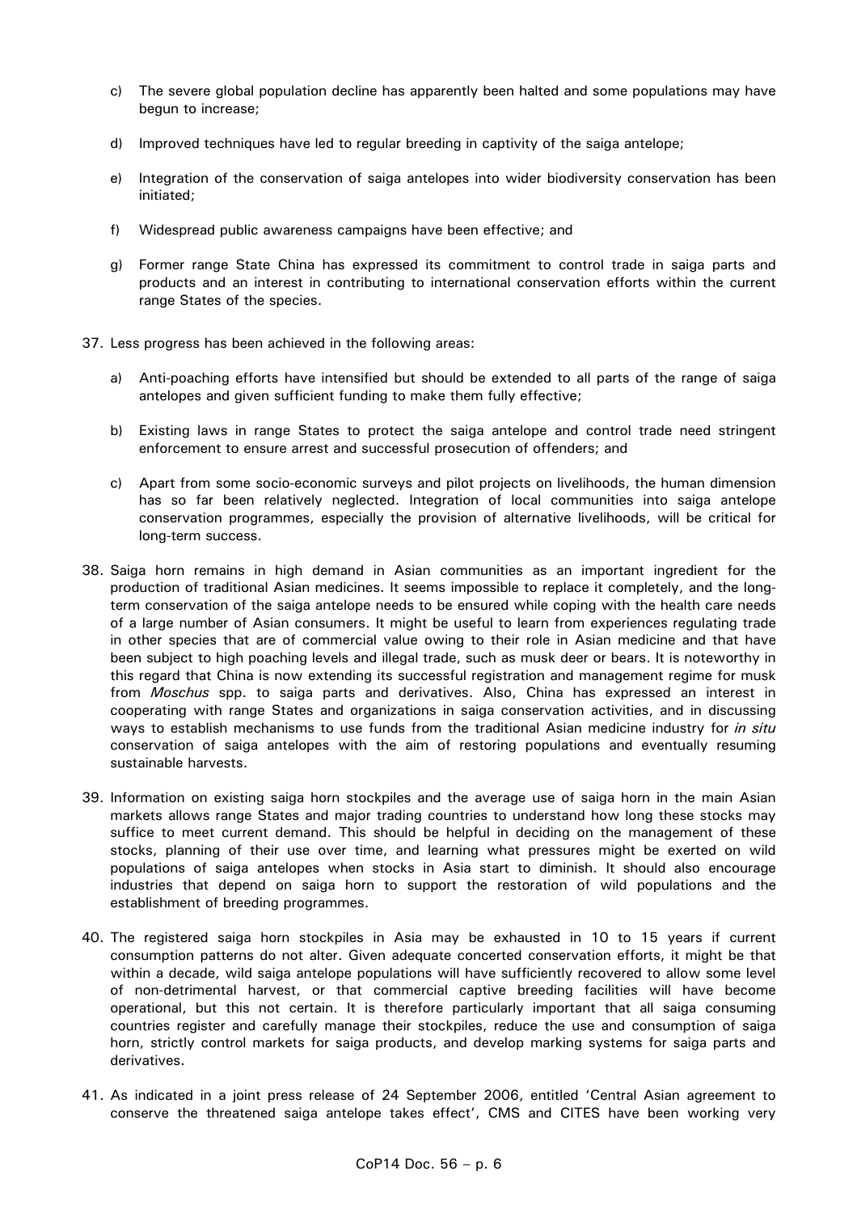c) The severe global population decline has apparently been halted and some populations may have begun to increase;

d) Improved techniques have led to regular breeding in captivity of the saiga antelope;

e) Integration of the conservation of saiga antelopes into wider biodiversity conservation has been initiated;

f) Widespread public awareness campaigns have been effective; and

g) Former range State China has expressed its commitment to control trade in saiga parts and products and an interest in contributing to international conservation efforts within the current range States of the species.

37. Less progress has been achieved in the following areas:

a) Anti-poaching efforts have intensified but should be extended to all parts of the range of saiga antelopes and given sufficient funding to make them fully effective;

b) Existing laws in range States to protect the saiga antelope and control trade need stringent enforcement to ensure arrest and successful prosecution of offenders; and

c) Apart from some socio-economic surveys and pilot projects on livelihoods, the human dimension has so far been relatively neglected. Integration of local communities into saiga antelope conservation programmes, especially the provision of alternative livelihoods, will be critical for long-term success.

38. Saiga horn remains in high demand in Asian communities as an important ingredient for the production of traditional Asian medicines. It seems impossible to replace it completely, and the long-term conservation of the saiga antelope needs to be ensured while coping with the health care needs of a large number of Asian consumers. It might be useful to learn from experiences regulating trade in other species that are of commercial value owing to their role in Asian medicine and that have been subject to high poaching levels and illegal trade, such as musk deer or bears. It is noteworthy in this regard that China is now extending its successful registration and management regime for musk from *Moschus* spp. to saiga parts and derivatives. Also, China has expressed an interest in cooperating with range States and organizations in saiga conservation activities, and in discussing ways to establish mechanisms to use funds from the traditional Asian medicine industry for *in situ* conservation of saiga antelopes with the aim of restoring populations and eventually resuming sustainable harvests.

39. Information on existing saiga horn stockpiles and the average use of saiga horn in the main Asian markets allows range States and major trading countries to understand how long these stocks may suffice to meet current demand. This should be helpful in deciding on the management of these stocks, planning of their use over time, and learning what pressures might be exerted on wild populations of saiga antelopes when stocks in Asia start to diminish. It should also encourage industries that depend on saiga horn to support the restoration of wild populations and the establishment of breeding programmes.

40. The registered saiga horn stockpiles in Asia may be exhausted in 10 to 15 years if current consumption patterns do not alter. Given adequate concerted conservation efforts, it might be that within a decade, wild saiga antelope populations will have sufficiently recovered to allow some level of non-detrimental harvest, or that commercial captive breeding facilities will have become operational, but this not certain. It is therefore particularly important that all saiga consuming countries register and carefully manage their stockpiles, reduce the use and consumption of saiga horn, strictly control markets for saiga products, and develop marking systems for saiga parts and derivatives.

41. As indicated in a joint press release of 24 September 2006, entitled 'Central Asian agreement to conserve the threatened saiga antelope takes effect', CMS and CITES have been working very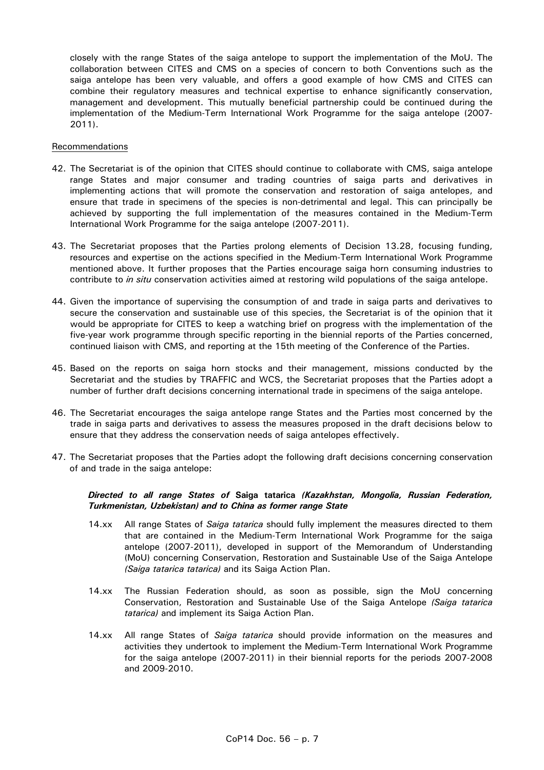closely with the range States of the saiga antelope to support the implementation of the MoU. The collaboration between CITES and CMS on a species of concern to both Conventions such as the saiga antelope has been very valuable, and offers a good example of how CMS and CITES can combine their regulatory measures and technical expertise to enhance significantly conservation, management and development. This mutually beneficial partnership could be continued during the implementation of the Medium-Term International Work Programme for the saiga antelope (2007-2011).

Recommendations

42. The Secretariat is of the opinion that CITES should continue to collaborate with CMS, saiga antelope range States and major consumer and trading countries of saiga parts and derivatives in implementing actions that will promote the conservation and restoration of saiga antelopes, and ensure that trade in specimens of the species is non-detrimental and legal. This can principally be achieved by supporting the full implementation of the measures contained in the Medium-Term International Work Programme for the saiga antelope (2007-2011).

43. The Secretariat proposes that the Parties prolong elements of Decision 13.28, focusing funding, resources and expertise on the actions specified in the Medium-Term International Work Programme mentioned above. It further proposes that the Parties encourage saiga horn consuming industries to contribute to *in situ* conservation activities aimed at restoring wild populations of the saiga antelope.

44. Given the importance of supervising the consumption of and trade in saiga parts and derivatives to secure the conservation and sustainable use of this species, the Secretariat is of the opinion that it would be appropriate for CITES to keep a watching brief on progress with the implementation of the five-year work programme through specific reporting in the biennial reports of the Parties concerned, continued liaison with CMS, and reporting at the 15th meeting of the Conference of the Parties.

45. Based on the reports on saiga horn stocks and their management, missions conducted by the Secretariat and the studies by TRAFFIC and WCS, the Secretariat proposes that the Parties adopt a number of further draft decisions concerning international trade in specimens of the saiga antelope.

46. The Secretariat encourages the saiga antelope range States and the Parties most concerned by the trade in saiga parts and derivatives to assess the measures proposed in the draft decisions below to ensure that they address the conservation needs of saiga antelopes effectively.

47. The Secretariat proposes that the Parties adopt the following draft decisions concerning conservation of and trade in the saiga antelope:

***Directed to all range States of*** **Saiga tatarica** ***(Kazakhstan, Mongolia, Russian Federation, Turkmenistan, Uzbekistan) and to China as former range State***

14.xx All range States of *Saiga tatarica* should fully implement the measures directed to them that are contained in the Medium-Term International Work Programme for the saiga antelope (2007-2011), developed in support of the Memorandum of Understanding (MoU) concerning Conservation, Restoration and Sustainable Use of the Saiga Antelope *(Saiga tatarica tatarica)* and its Saiga Action Plan.

14.xx The Russian Federation should, as soon as possible, sign the MoU concerning Conservation, Restoration and Sustainable Use of the Saiga Antelope *(Saiga tatarica tatarica)* and implement its Saiga Action Plan.

14.xx All range States of *Saiga tatarica* should provide information on the measures and activities they undertook to implement the Medium-Term International Work Programme for the saiga antelope (2007-2011) in their biennial reports for the periods 2007-2008 and 2009-2010.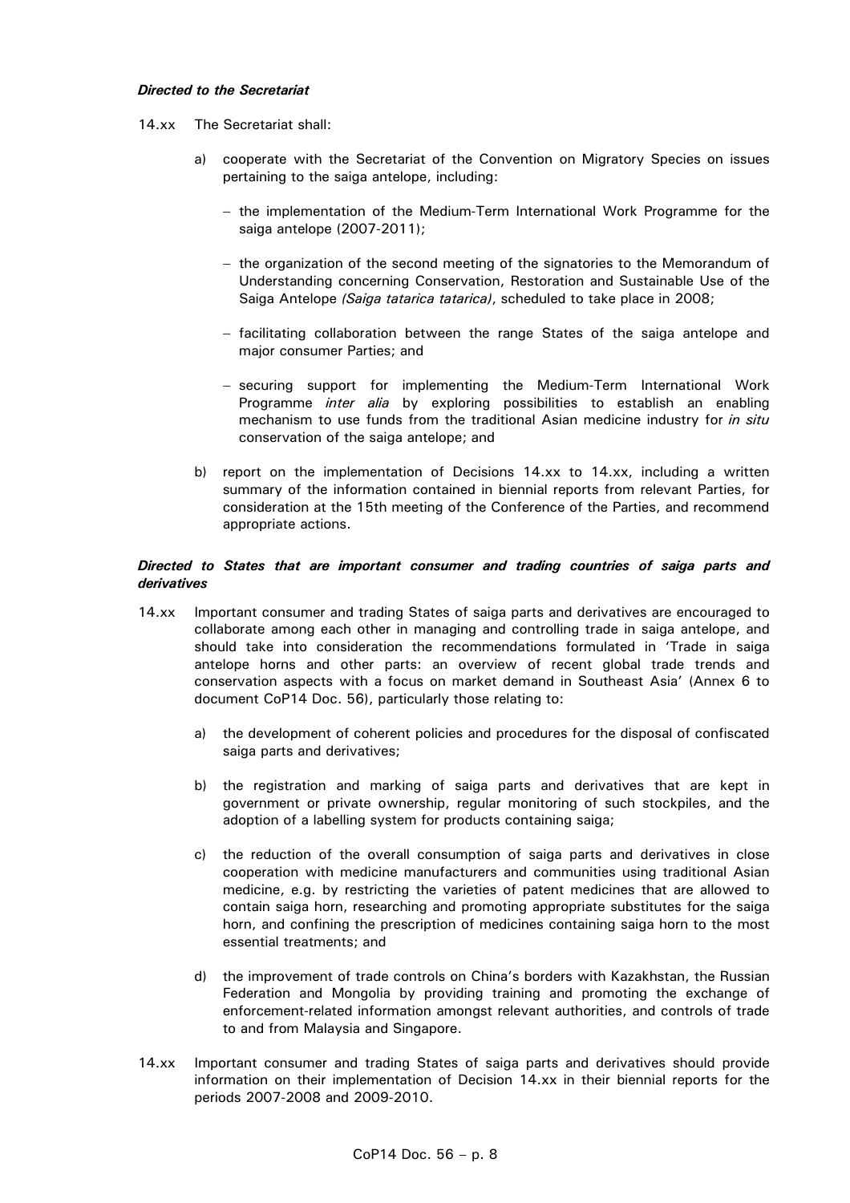***Directed to the Secretariat***

14.xx The Secretariat shall:

a) cooperate with the Secretariat of the Convention on Migratory Species on issues pertaining to the saiga antelope, including:

   – the implementation of the Medium-Term International Work Programme for the saiga antelope (2007-2011);

   – the organization of the second meeting of the signatories to the Memorandum of Understanding concerning Conservation, Restoration and Sustainable Use of the Saiga Antelope *(Saiga tatarica tatarica)*, scheduled to take place in 2008;

   – facilitating collaboration between the range States of the saiga antelope and major consumer Parties; and

   – securing support for implementing the Medium-Term International Work Programme *inter alia* by exploring possibilities to establish an enabling mechanism to use funds from the traditional Asian medicine industry for *in situ* conservation of the saiga antelope; and

b) report on the implementation of Decisions 14.xx to 14.xx, including a written summary of the information contained in biennial reports from relevant Parties, for consideration at the 15th meeting of the Conference of the Parties, and recommend appropriate actions.

***Directed to States that are important consumer and trading countries of saiga parts and derivatives***

14.xx Important consumer and trading States of saiga parts and derivatives are encouraged to collaborate among each other in managing and controlling trade in saiga antelope, and should take into consideration the recommendations formulated in 'Trade in saiga antelope horns and other parts: an overview of recent global trade trends and conservation aspects with a focus on market demand in Southeast Asia' (Annex 6 to document CoP14 Doc. 56), particularly those relating to:

a) the development of coherent policies and procedures for the disposal of confiscated saiga parts and derivatives;

b) the registration and marking of saiga parts and derivatives that are kept in government or private ownership, regular monitoring of such stockpiles, and the adoption of a labelling system for products containing saiga;

c) the reduction of the overall consumption of saiga parts and derivatives in close cooperation with medicine manufacturers and communities using traditional Asian medicine, e.g. by restricting the varieties of patent medicines that are allowed to contain saiga horn, researching and promoting appropriate substitutes for the saiga horn, and confining the prescription of medicines containing saiga horn to the most essential treatments; and

d) the improvement of trade controls on China's borders with Kazakhstan, the Russian Federation and Mongolia by providing training and promoting the exchange of enforcement-related information amongst relevant authorities, and controls of trade to and from Malaysia and Singapore.

14.xx Important consumer and trading States of saiga parts and derivatives should provide information on their implementation of Decision 14.xx in their biennial reports for the periods 2007-2008 and 2009-2010.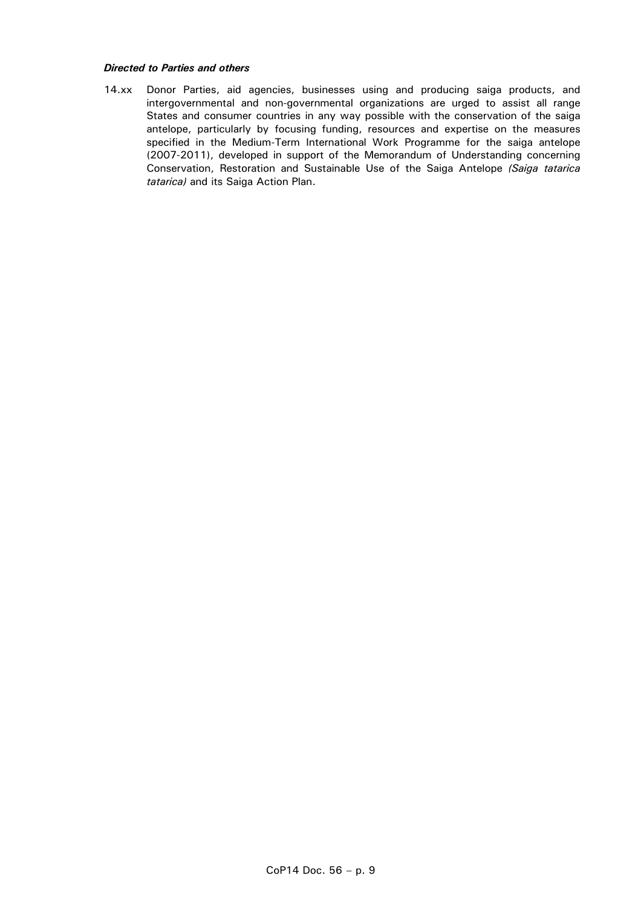***Directed to Parties and others***

14.xx Donor Parties, aid agencies, businesses using and producing saiga products, and intergovernmental and non-governmental organizations are urged to assist all range States and consumer countries in any way possible with the conservation of the saiga antelope, particularly by focusing funding, resources and expertise on the measures specified in the Medium-Term International Work Programme for the saiga antelope (2007-2011), developed in support of the Memorandum of Understanding concerning Conservation, Restoration and Sustainable Use of the Saiga Antelope *(Saiga tatarica tatarica)* and its Saiga Action Plan.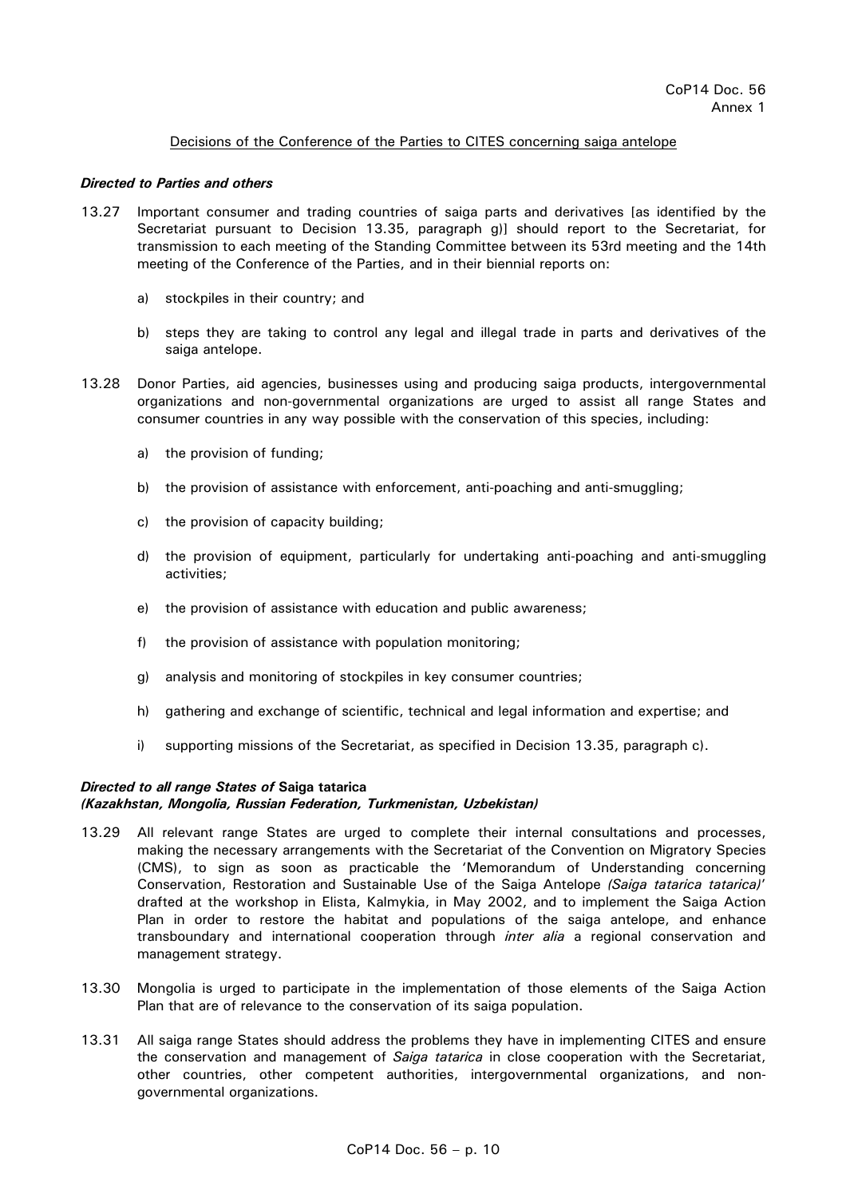CoP14 Doc. 56
Annex 1

Decisions of the Conference of the Parties to CITES concerning saiga antelope

***Directed to Parties and others***

13.27 Important consumer and trading countries of saiga parts and derivatives [as identified by the Secretariat pursuant to Decision 13.35, paragraph g)] should report to the Secretariat, for transmission to each meeting of the Standing Committee between its 53rd meeting and the 14th meeting of the Conference of the Parties, and in their biennial reports on:

   a) stockpiles in their country; and

   b) steps they are taking to control any legal and illegal trade in parts and derivatives of the saiga antelope.

13.28 Donor Parties, aid agencies, businesses using and producing saiga products, intergovernmental organizations and non-governmental organizations are urged to assist all range States and consumer countries in any way possible with the conservation of this species, including:

   a) the provision of funding;

   b) the provision of assistance with enforcement, anti-poaching and anti-smuggling;

   c) the provision of capacity building;

   d) the provision of equipment, particularly for undertaking anti-poaching and anti-smuggling activities;

   e) the provision of assistance with education and public awareness;

   f) the provision of assistance with population monitoring;

   g) analysis and monitoring of stockpiles in key consumer countries;

   h) gathering and exchange of scientific, technical and legal information and expertise; and

   i) supporting missions of the Secretariat, as specified in Decision 13.35, paragraph c).

***Directed to all range States of* Saiga tatarica**
***(Kazakhstan, Mongolia, Russian Federation, Turkmenistan, Uzbekistan)***

13.29 All relevant range States are urged to complete their internal consultations and processes, making the necessary arrangements with the Secretariat of the Convention on Migratory Species (CMS), to sign as soon as practicable the 'Memorandum of Understanding concerning Conservation, Restoration and Sustainable Use of the Saiga Antelope *(Saiga tatarica tatarica)*' drafted at the workshop in Elista, Kalmykia, in May 2002, and to implement the Saiga Action Plan in order to restore the habitat and populations of the saiga antelope, and enhance transboundary and international cooperation through *inter alia* a regional conservation and management strategy.

13.30 Mongolia is urged to participate in the implementation of those elements of the Saiga Action Plan that are of relevance to the conservation of its saiga population.

13.31 All saiga range States should address the problems they have in implementing CITES and ensure the conservation and management of *Saiga tatarica* in close cooperation with the Secretariat, other countries, other competent authorities, intergovernmental organizations, and non-governmental organizations.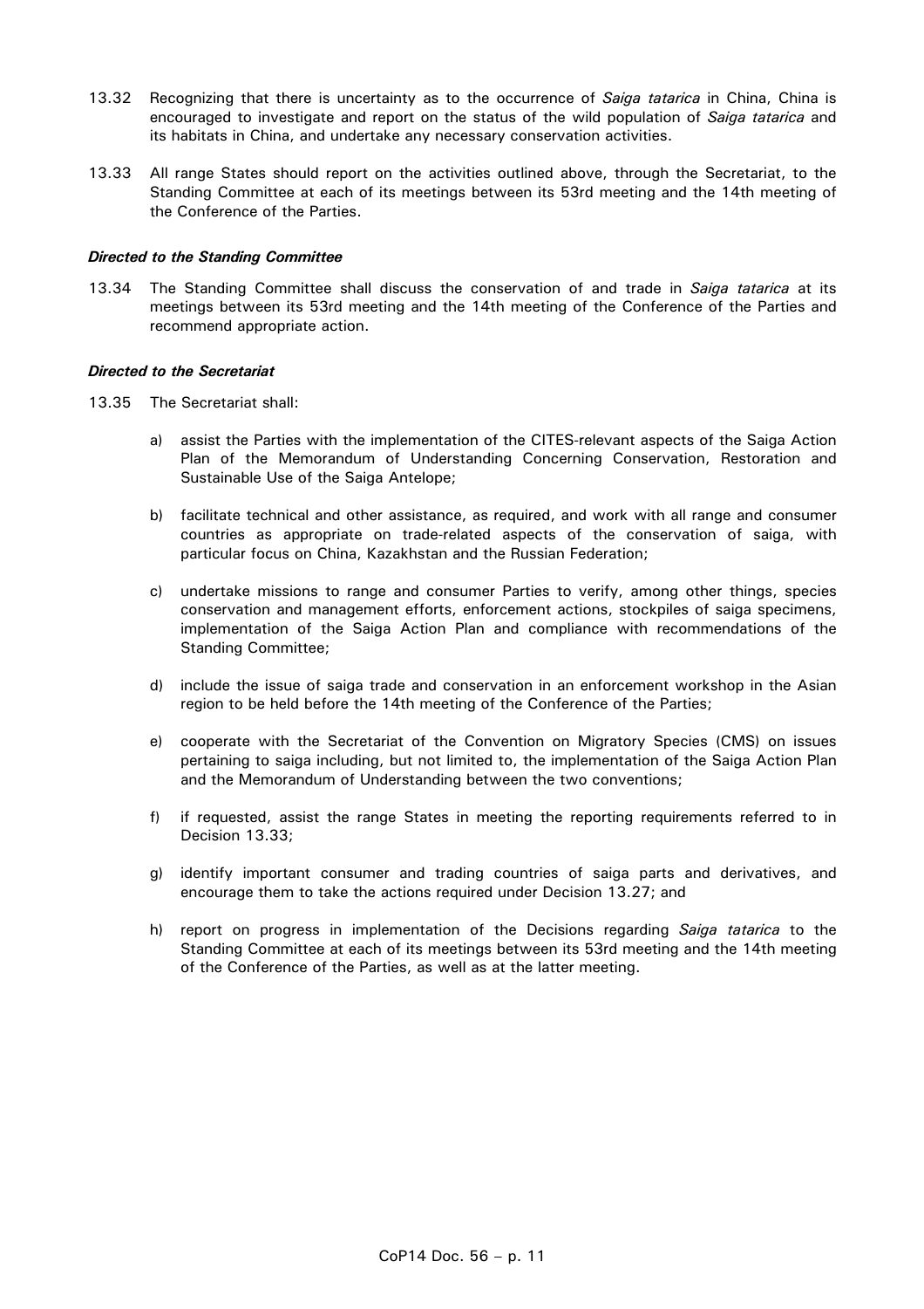13.32 Recognizing that there is uncertainty as to the occurrence of *Saiga tatarica* in China, China is encouraged to investigate and report on the status of the wild population of *Saiga tatarica* and its habitats in China, and undertake any necessary conservation activities.

13.33 All range States should report on the activities outlined above, through the Secretariat, to the Standing Committee at each of its meetings between its 53rd meeting and the 14th meeting of the Conference of the Parties.

***Directed to the Standing Committee***

13.34 The Standing Committee shall discuss the conservation of and trade in *Saiga tatarica* at its meetings between its 53rd meeting and the 14th meeting of the Conference of the Parties and recommend appropriate action.

***Directed to the Secretariat***

13.35 The Secretariat shall:

a) assist the Parties with the implementation of the CITES-relevant aspects of the Saiga Action Plan of the Memorandum of Understanding Concerning Conservation, Restoration and Sustainable Use of the Saiga Antelope;

b) facilitate technical and other assistance, as required, and work with all range and consumer countries as appropriate on trade-related aspects of the conservation of saiga, with particular focus on China, Kazakhstan and the Russian Federation;

c) undertake missions to range and consumer Parties to verify, among other things, species conservation and management efforts, enforcement actions, stockpiles of saiga specimens, implementation of the Saiga Action Plan and compliance with recommendations of the Standing Committee;

d) include the issue of saiga trade and conservation in an enforcement workshop in the Asian region to be held before the 14th meeting of the Conference of the Parties;

e) cooperate with the Secretariat of the Convention on Migratory Species (CMS) on issues pertaining to saiga including, but not limited to, the implementation of the Saiga Action Plan and the Memorandum of Understanding between the two conventions;

f) if requested, assist the range States in meeting the reporting requirements referred to in Decision 13.33;

g) identify important consumer and trading countries of saiga parts and derivatives, and encourage them to take the actions required under Decision 13.27; and

h) report on progress in implementation of the Decisions regarding *Saiga tatarica* to the Standing Committee at each of its meetings between its 53rd meeting and the 14th meeting of the Conference of the Parties, as well as at the latter meeting.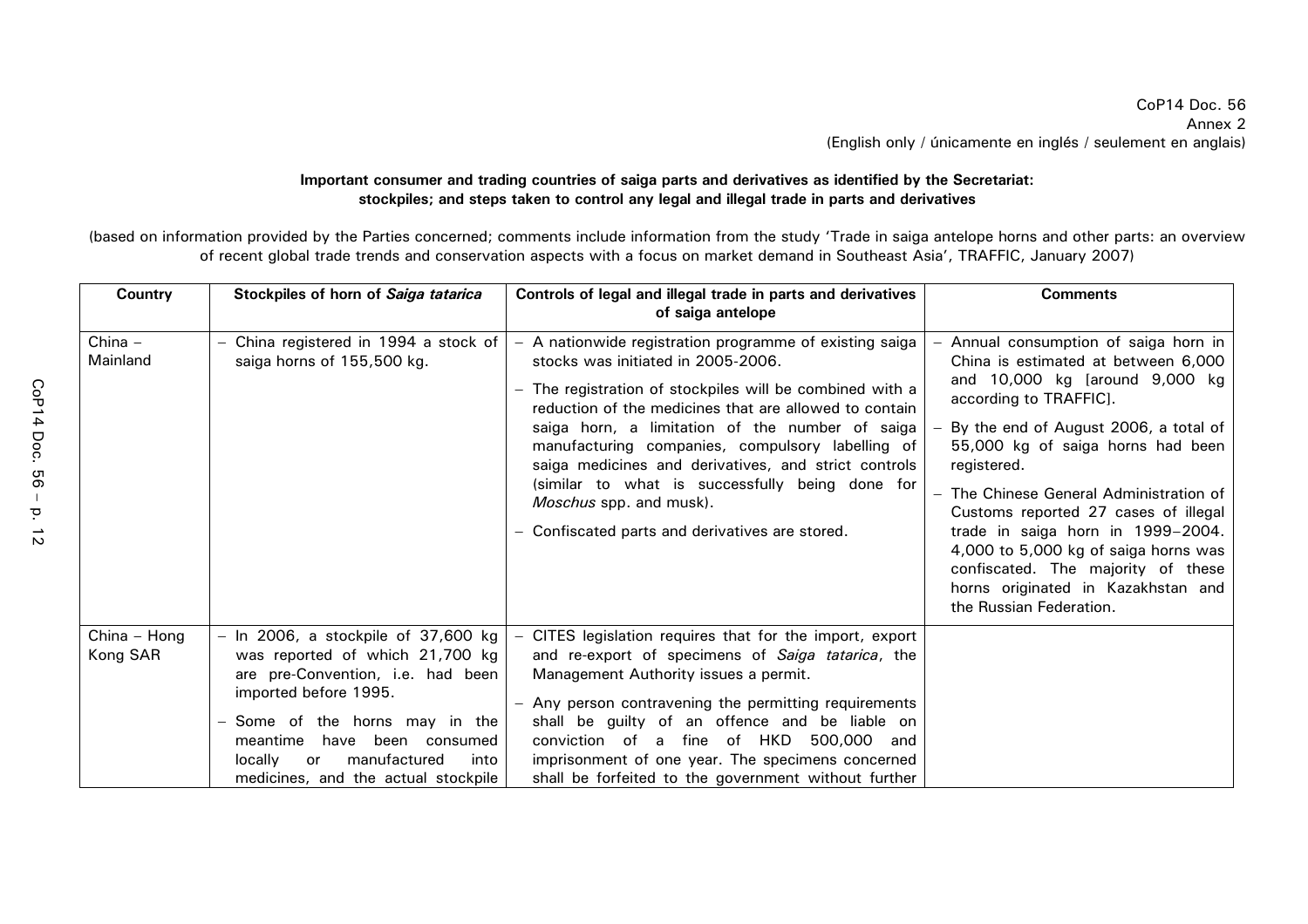CoP14 Doc. 56
Annex 2
(English only / únicamente en inglés / seulement en anglais)

**Important consumer and trading countries of saiga parts and derivatives as identified by the Secretariat: stockpiles; and steps taken to control any legal and illegal trade in parts and derivatives**

(based on information provided by the Parties concerned; comments include information from the study 'Trade in saiga antelope horns and other parts: an overview of recent global trade trends and conservation aspects with a focus on market demand in Southeast Asia', TRAFFIC, January 2007)

| Country | Stockpiles of horn of *Saiga tatarica* | Controls of legal and illegal trade in parts and derivatives of saiga antelope | Comments |
|---|---|---|---|
| China – Mainland | – China registered in 1994 a stock of saiga horns of 155,500 kg. | – A nationwide registration programme of existing saiga stocks was initiated in 2005-2006.<br>– The registration of stockpiles will be combined with a reduction of the medicines that are allowed to contain saiga horn, a limitation of the number of saiga manufacturing companies, compulsory labelling of saiga medicines and derivatives, and strict controls (similar to what is successfully being done for *Moschus* spp. and musk).<br>– Confiscated parts and derivatives are stored. | – Annual consumption of saiga horn in China is estimated at between 6,000 and 10,000 kg [around 9,000 kg according to TRAFFIC].<br>– By the end of August 2006, a total of 55,000 kg of saiga horns had been registered.<br>– The Chinese General Administration of Customs reported 27 cases of illegal trade in saiga horn in 1999–2004. 4,000 to 5,000 kg of saiga horns was confiscated. The majority of these horns originated in Kazakhstan and the Russian Federation. |
| China – Hong Kong SAR | – In 2006, a stockpile of 37,600 kg was reported of which 21,700 kg are pre-Convention, i.e. had been imported before 1995.<br>– Some of the horns may in the meantime have been consumed locally or manufactured into medicines, and the actual stockpile | – CITES legislation requires that for the import, export and re-export of specimens of *Saiga tatarica*, the Management Authority issues a permit.<br>– Any person contravening the permitting requirements shall be guilty of an offence and be liable on conviction of a fine of HKD 500,000 and imprisonment of one year. The specimens concerned shall be forfeited to the government without further | |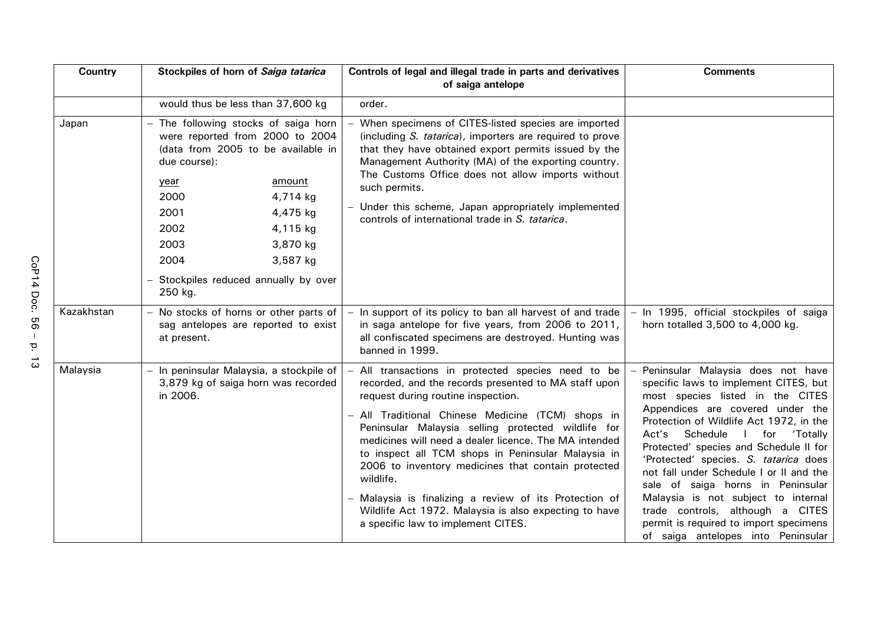| Country | Stockpiles of horn of *Saiga tatarica* | Controls of legal and illegal trade in parts and derivatives of saiga antelope | Comments |
|---|---|---|---|
| | would thus be less than 37,600 kg | order. | |
| Japan | – The following stocks of saiga horn were reported from 2000 to 2004 (data from 2005 to be available in due course):<br><br>year / amount<br>2000 4,714 kg<br>2001 4,475 kg<br>2002 4,115 kg<br>2003 3,870 kg<br>2004 3,587 kg<br><br>– Stockpiles reduced annually by over 250 kg. | – When specimens of CITES-listed species are imported (including *S. tatarica*), importers are required to prove that they have obtained export permits issued by the Management Authority (MA) of the exporting country. The Customs Office does not allow imports without such permits.<br><br>– Under this scheme, Japan appropriately implemented controls of international trade in *S. tatarica*. | |
| Kazakhstan | – No stocks of horns or other parts of sag antelopes are reported to exist at present. | – In support of its policy to ban all harvest of and trade in saga antelope for five years, from 2006 to 2011, all confiscated specimens are destroyed. Hunting was banned in 1999. | – In 1995, official stockpiles of saiga horn totalled 3,500 to 4,000 kg. |
| Malaysia | – In peninsular Malaysia, a stockpile of 3,879 kg of saiga horn was recorded in 2006. | – All transactions in protected species need to be recorded, and the records presented to MA staff upon request during routine inspection.<br><br>– All Traditional Chinese Medicine (TCM) shops in Peninsular Malaysia selling protected wildlife for medicines will need a dealer licence. The MA intended to inspect all TCM shops in Peninsular Malaysia in 2006 to inventory medicines that contain protected wildlife.<br><br>– Malaysia is finalizing a review of its Protection of Wildlife Act 1972. Malaysia is also expecting to have a specific law to implement CITES. | – Peninsular Malaysia does not have specific laws to implement CITES, but most species listed in the CITES Appendices are covered under the Protection of Wildlife Act 1972, in the Act's Schedule I for 'Totally Protected' species and Schedule II for 'Protected' species. *S. tatarica* does not fall under Schedule I or II and the sale of saiga horns in Peninsular Malaysia is not subject to internal trade controls, although a CITES permit is required to import specimens of saiga antelopes into Peninsular |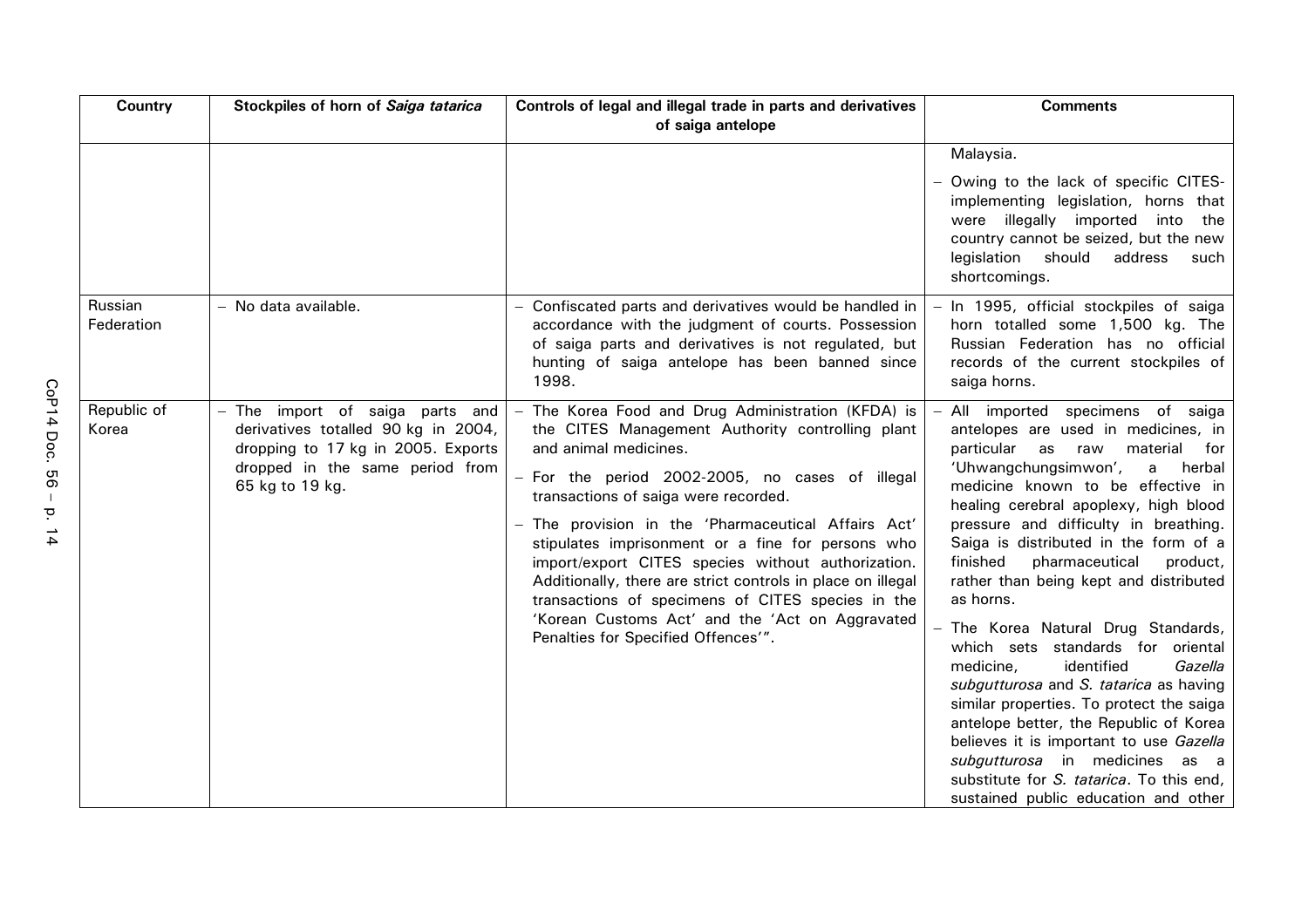| Country | Stockpiles of horn of *Saiga tatarica* | Controls of legal and illegal trade in parts and derivatives of saiga antelope | Comments |
|---|---|---|---|
| | | | Malaysia.<br>– Owing to the lack of specific CITES-implementing legislation, horns that were illegally imported into the country cannot be seized, but the new legislation should address such shortcomings. |
| Russian Federation | – No data available. | – Confiscated parts and derivatives would be handled in accordance with the judgment of courts. Possession of saiga parts and derivatives is not regulated, but hunting of saiga antelope has been banned since 1998. | – In 1995, official stockpiles of saiga horn totalled some 1,500 kg. The Russian Federation has no official records of the current stockpiles of saiga horns. |
| Republic of Korea | – The import of saiga parts and derivatives totalled 90 kg in 2004, dropping to 17 kg in 2005. Exports dropped in the same period from 65 kg to 19 kg. | – The Korea Food and Drug Administration (KFDA) is the CITES Management Authority controlling plant and animal medicines.<br>– For the period 2002-2005, no cases of illegal transactions of saiga were recorded.<br>– The provision in the 'Pharmaceutical Affairs Act' stipulates imprisonment or a fine for persons who import/export CITES species without authorization. Additionally, there are strict controls in place on illegal transactions of specimens of CITES species in the 'Korean Customs Act' and the 'Act on Aggravated Penalties for Specified Offences'". | – All imported specimens of saiga antelopes are used in medicines, in particular as raw material for 'Uhwangchungsimwon', a herbal medicine known to be effective in healing cerebral apoplexy, high blood pressure and difficulty in breathing. Saiga is distributed in the form of a finished pharmaceutical product, rather than being kept and distributed as horns.<br>– The Korea Natural Drug Standards, which sets standards for oriental medicine, identified *Gazella subgutturosa* and *S. tatarica* as having similar properties. To protect the saiga antelope better, the Republic of Korea believes it is important to use *Gazella subgutturosa* in medicines as a substitute for *S. tatarica*. To this end, sustained public education and other |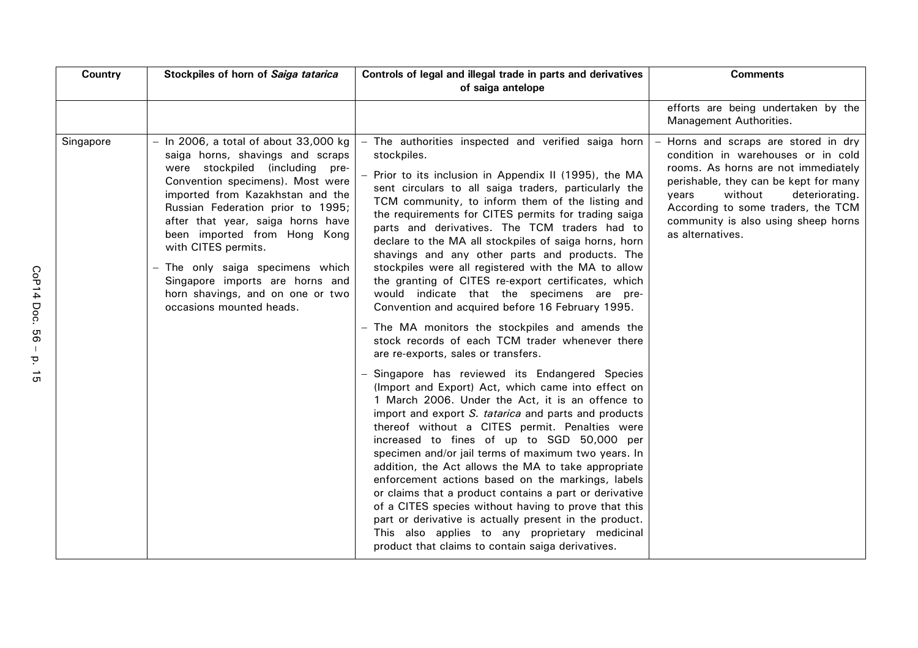| Country | Stockpiles of horn of *Saiga tatarica* | Controls of legal and illegal trade in parts and derivatives of saiga antelope | Comments |
|---|---|---|---|
| | | | efforts are being undertaken by the Management Authorities. |
| Singapore | – In 2006, a total of about 33,000 kg saiga horns, shavings and scraps were stockpiled (including pre-Convention specimens). Most were imported from Kazakhstan and the Russian Federation prior to 1995; after that year, saiga horns have been imported from Hong Kong with CITES permits.<br>– The only saiga specimens which Singapore imports are horns and horn shavings, and on one or two occasions mounted heads. | – The authorities inspected and verified saiga horn stockpiles.<br>– Prior to its inclusion in Appendix II (1995), the MA sent circulars to all saiga traders, particularly the TCM community, to inform them of the listing and the requirements for CITES permits for trading saiga parts and derivatives. The TCM traders had to declare to the MA all stockpiles of saiga horns, horn shavings and any other parts and products. The stockpiles were all registered with the MA to allow the granting of CITES re-export certificates, which would indicate that the specimens are pre-Convention and acquired before 16 February 1995.<br>– The MA monitors the stockpiles and amends the stock records of each TCM trader whenever there are re-exports, sales or transfers.<br>– Singapore has reviewed its Endangered Species (Import and Export) Act, which came into effect on 1 March 2006. Under the Act, it is an offence to import and export *S. tatarica* and parts and products thereof without a CITES permit. Penalties were increased to fines of up to SGD 50,000 per specimen and/or jail terms of maximum two years. In addition, the Act allows the MA to take appropriate enforcement actions based on the markings, labels or claims that a product contains a part or derivative of a CITES species without having to prove that this part or derivative is actually present in the product. This also applies to any proprietary medicinal product that claims to contain saiga derivatives. | – Horns and scraps are stored in dry condition in warehouses or in cold rooms. As horns are not immediately perishable, they can be kept for many years without deteriorating. According to some traders, the TCM community is also using sheep horns as alternatives. |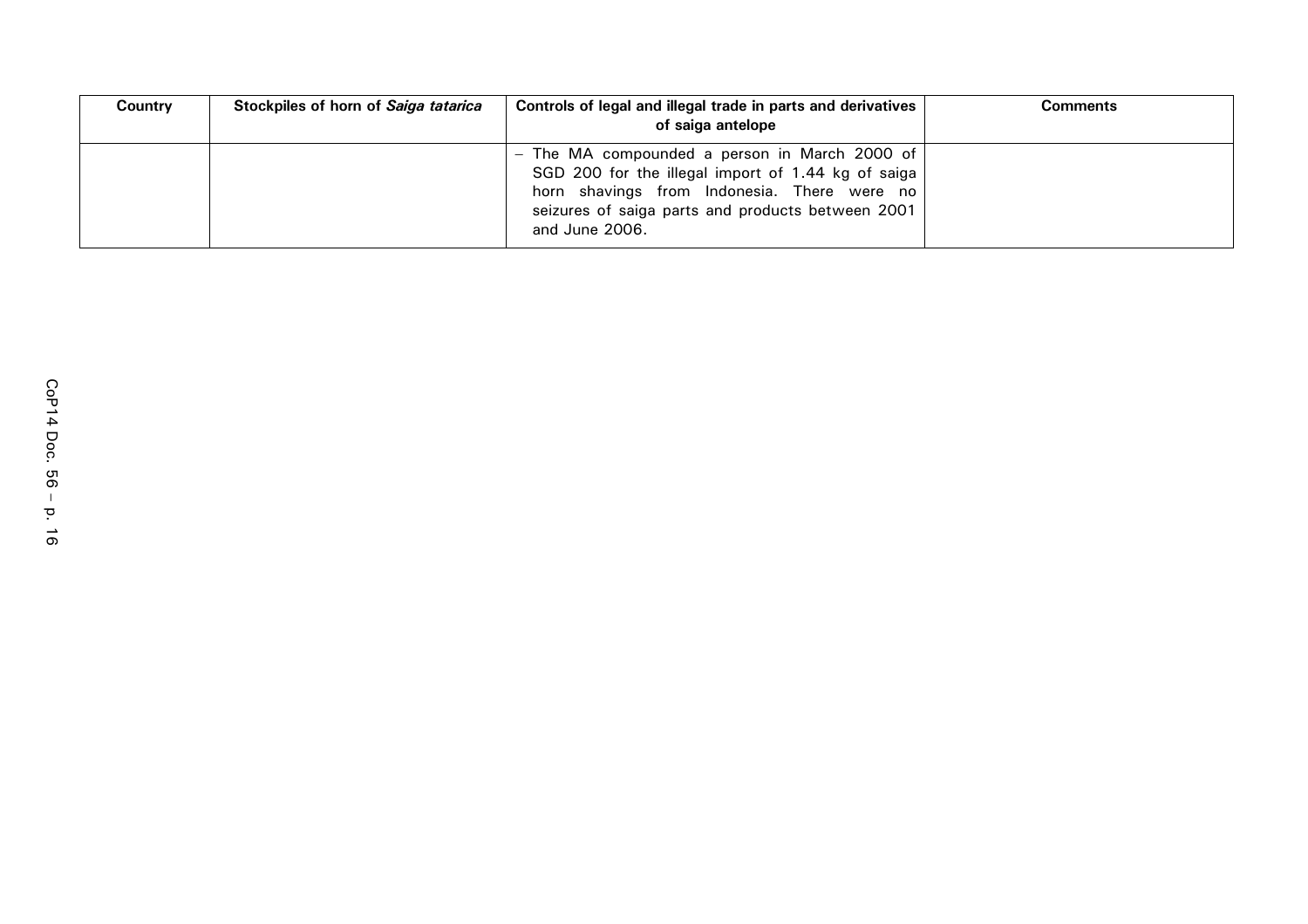| Country | Stockpiles of horn of *Saiga tatarica* | Controls of legal and illegal trade in parts and derivatives of saiga antelope | Comments |
|---|---|---|---|
| | | – The MA compounded a person in March 2000 of SGD 200 for the illegal import of 1.44 kg of saiga horn shavings from Indonesia. There were no seizures of saiga parts and products between 2001 and June 2006. | |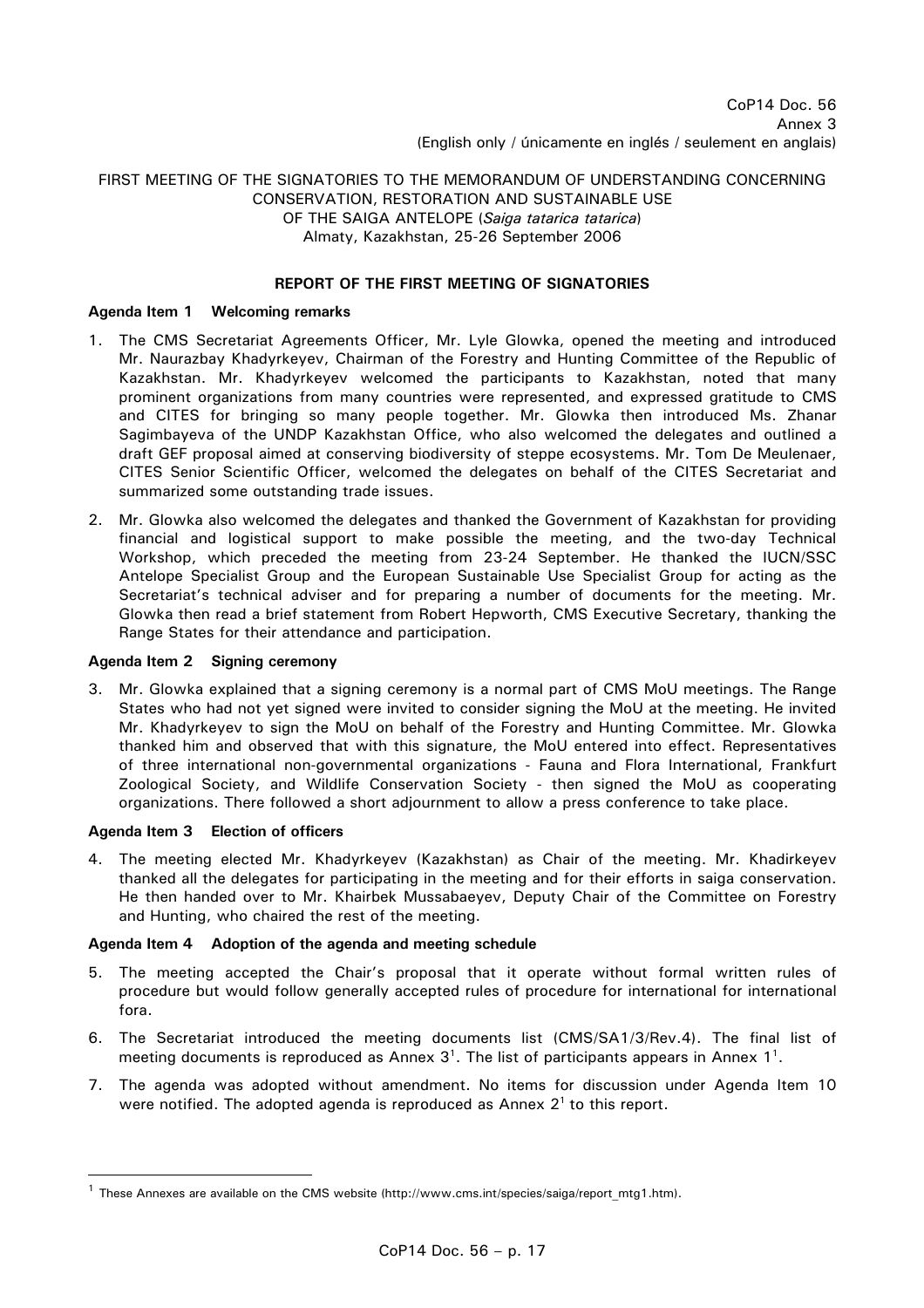CoP14 Doc. 56
Annex 3
(English only / únicamente en inglés / seulement en anglais)

FIRST MEETING OF THE SIGNATORIES TO THE MEMORANDUM OF UNDERSTANDING CONCERNING CONSERVATION, RESTORATION AND SUSTAINABLE USE OF THE SAIGA ANTELOPE (*Saiga tatarica tatarica*)
Almaty, Kazakhstan, 25-26 September 2006

**REPORT OF THE FIRST MEETING OF SIGNATORIES**

**Agenda Item 1 Welcoming remarks**

1. The CMS Secretariat Agreements Officer, Mr. Lyle Glowka, opened the meeting and introduced Mr. Naurazbay Khadyrkeyev, Chairman of the Forestry and Hunting Committee of the Republic of Kazakhstan. Mr. Khadyrkeyev welcomed the participants to Kazakhstan, noted that many prominent organizations from many countries were represented, and expressed gratitude to CMS and CITES for bringing so many people together. Mr. Glowka then introduced Ms. Zhanar Sagimbayeva of the UNDP Kazakhstan Office, who also welcomed the delegates and outlined a draft GEF proposal aimed at conserving biodiversity of steppe ecosystems. Mr. Tom De Meulenaer, CITES Senior Scientific Officer, welcomed the delegates on behalf of the CITES Secretariat and summarized some outstanding trade issues.

2. Mr. Glowka also welcomed the delegates and thanked the Government of Kazakhstan for providing financial and logistical support to make possible the meeting, and the two-day Technical Workshop, which preceded the meeting from 23-24 September. He thanked the IUCN/SSC Antelope Specialist Group and the European Sustainable Use Specialist Group for acting as the Secretariat's technical adviser and for preparing a number of documents for the meeting. Mr. Glowka then read a brief statement from Robert Hepworth, CMS Executive Secretary, thanking the Range States for their attendance and participation.

**Agenda Item 2 Signing ceremony**

3. Mr. Glowka explained that a signing ceremony is a normal part of CMS MoU meetings. The Range States who had not yet signed were invited to consider signing the MoU at the meeting. He invited Mr. Khadyrkeyev to sign the MoU on behalf of the Forestry and Hunting Committee. Mr. Glowka thanked him and observed that with this signature, the MoU entered into effect. Representatives of three international non-governmental organizations - Fauna and Flora International, Frankfurt Zoological Society, and Wildlife Conservation Society - then signed the MoU as cooperating organizations. There followed a short adjournment to allow a press conference to take place.

**Agenda Item 3 Election of officers**

4. The meeting elected Mr. Khadyrkeyev (Kazakhstan) as Chair of the meeting. Mr. Khadirkeyev thanked all the delegates for participating in the meeting and for their efforts in saiga conservation. He then handed over to Mr. Khairbek Mussabaeyev, Deputy Chair of the Committee on Forestry and Hunting, who chaired the rest of the meeting.

**Agenda Item 4 Adoption of the agenda and meeting schedule**

5. The meeting accepted the Chair's proposal that it operate without formal written rules of procedure but would follow generally accepted rules of procedure for international for international fora.

6. The Secretariat introduced the meeting documents list (CMS/SA1/3/Rev.4). The final list of meeting documents is reproduced as Annex 3[1]. The list of participants appears in Annex 1[1].

7. The agenda was adopted without amendment. No items for discussion under Agenda Item 10 were notified. The adopted agenda is reproduced as Annex 2[1] to this report.

---

[1] These Annexes are available on the CMS website (http://www.cms.int/species/saiga/report_mtg1.htm).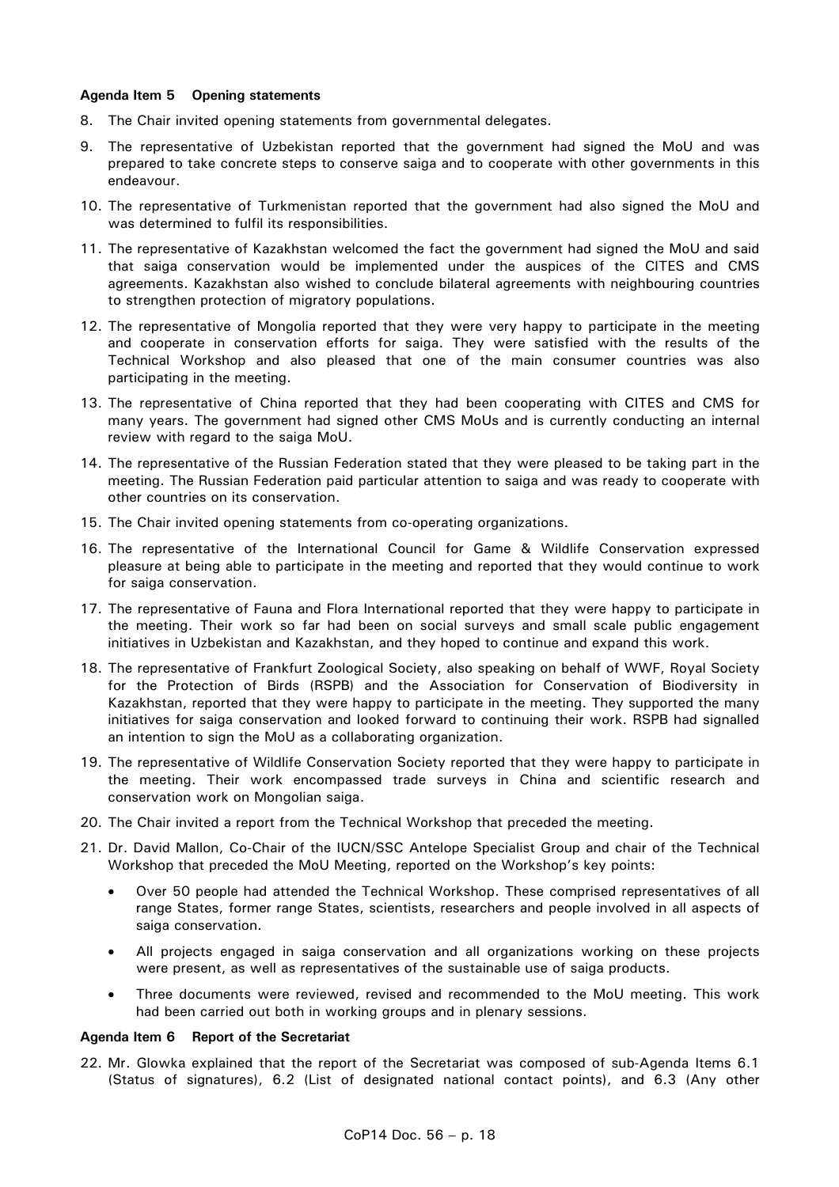**Agenda Item 5 Opening statements**

8. The Chair invited opening statements from governmental delegates.

9. The representative of Uzbekistan reported that the government had signed the MoU and was prepared to take concrete steps to conserve saiga and to cooperate with other governments in this endeavour.

10. The representative of Turkmenistan reported that the government had also signed the MoU and was determined to fulfil its responsibilities.

11. The representative of Kazakhstan welcomed the fact the government had signed the MoU and said that saiga conservation would be implemented under the auspices of the CITES and CMS agreements. Kazakhstan also wished to conclude bilateral agreements with neighbouring countries to strengthen protection of migratory populations.

12. The representative of Mongolia reported that they were very happy to participate in the meeting and cooperate in conservation efforts for saiga. They were satisfied with the results of the Technical Workshop and also pleased that one of the main consumer countries was also participating in the meeting.

13. The representative of China reported that they had been cooperating with CITES and CMS for many years. The government had signed other CMS MoUs and is currently conducting an internal review with regard to the saiga MoU.

14. The representative of the Russian Federation stated that they were pleased to be taking part in the meeting. The Russian Federation paid particular attention to saiga and was ready to cooperate with other countries on its conservation.

15. The Chair invited opening statements from co-operating organizations.

16. The representative of the International Council for Game & Wildlife Conservation expressed pleasure at being able to participate in the meeting and reported that they would continue to work for saiga conservation.

17. The representative of Fauna and Flora International reported that they were happy to participate in the meeting. Their work so far had been on social surveys and small scale public engagement initiatives in Uzbekistan and Kazakhstan, and they hoped to continue and expand this work.

18. The representative of Frankfurt Zoological Society, also speaking on behalf of WWF, Royal Society for the Protection of Birds (RSPB) and the Association for Conservation of Biodiversity in Kazakhstan, reported that they were happy to participate in the meeting. They supported the many initiatives for saiga conservation and looked forward to continuing their work. RSPB had signalled an intention to sign the MoU as a collaborating organization.

19. The representative of Wildlife Conservation Society reported that they were happy to participate in the meeting. Their work encompassed trade surveys in China and scientific research and conservation work on Mongolian saiga.

20. The Chair invited a report from the Technical Workshop that preceded the meeting.

21. Dr. David Mallon, Co-Chair of the IUCN/SSC Antelope Specialist Group and chair of the Technical Workshop that preceded the MoU Meeting, reported on the Workshop's key points:

   - Over 50 people had attended the Technical Workshop. These comprised representatives of all range States, former range States, scientists, researchers and people involved in all aspects of saiga conservation.
   - All projects engaged in saiga conservation and all organizations working on these projects were present, as well as representatives of the sustainable use of saiga products.
   - Three documents were reviewed, revised and recommended to the MoU meeting. This work had been carried out both in working groups and in plenary sessions.

**Agenda Item 6 Report of the Secretariat**

22. Mr. Glowka explained that the report of the Secretariat was composed of sub-Agenda Items 6.1 (Status of signatures), 6.2 (List of designated national contact points), and 6.3 (Any other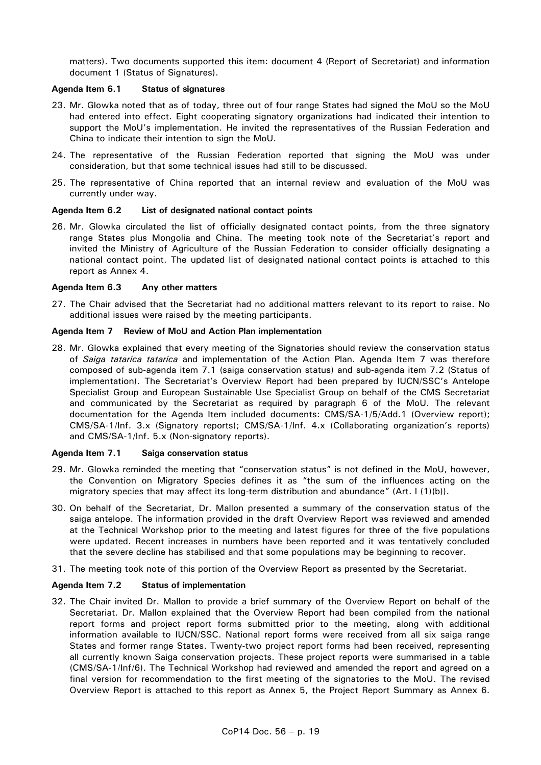matters). Two documents supported this item: document 4 (Report of Secretariat) and information document 1 (Status of Signatures).

**Agenda Item 6.1 Status of signatures**

23. Mr. Glowka noted that as of today, three out of four range States had signed the MoU so the MoU had entered into effect. Eight cooperating signatory organizations had indicated their intention to support the MoU's implementation. He invited the representatives of the Russian Federation and China to indicate their intention to sign the MoU.

24. The representative of the Russian Federation reported that signing the MoU was under consideration, but that some technical issues had still to be discussed.

25. The representative of China reported that an internal review and evaluation of the MoU was currently under way.

**Agenda Item 6.2 List of designated national contact points**

26. Mr. Glowka circulated the list of officially designated contact points, from the three signatory range States plus Mongolia and China. The meeting took note of the Secretariat's report and invited the Ministry of Agriculture of the Russian Federation to consider officially designating a national contact point. The updated list of designated national contact points is attached to this report as Annex 4.

**Agenda Item 6.3 Any other matters**

27. The Chair advised that the Secretariat had no additional matters relevant to its report to raise. No additional issues were raised by the meeting participants.

**Agenda Item 7 Review of MoU and Action Plan implementation**

28. Mr. Glowka explained that every meeting of the Signatories should review the conservation status of *Saiga tatarica tatarica* and implementation of the Action Plan. Agenda Item 7 was therefore composed of sub-agenda item 7.1 (saiga conservation status) and sub-agenda item 7.2 (Status of implementation). The Secretariat's Overview Report had been prepared by IUCN/SSC's Antelope Specialist Group and European Sustainable Use Specialist Group on behalf of the CMS Secretariat and communicated by the Secretariat as required by paragraph 6 of the MoU. The relevant documentation for the Agenda Item included documents: CMS/SA-1/5/Add.1 (Overview report); CMS/SA-1/Inf. 3.x (Signatory reports); CMS/SA-1/Inf. 4.x (Collaborating organization's reports) and CMS/SA-1/Inf. 5.x (Non-signatory reports).

**Agenda Item 7.1 Saiga conservation status**

29. Mr. Glowka reminded the meeting that "conservation status" is not defined in the MoU, however, the Convention on Migratory Species defines it as "the sum of the influences acting on the migratory species that may affect its long-term distribution and abundance" (Art. I (1)(b)).

30. On behalf of the Secretariat, Dr. Mallon presented a summary of the conservation status of the saiga antelope. The information provided in the draft Overview Report was reviewed and amended at the Technical Workshop prior to the meeting and latest figures for three of the five populations were updated. Recent increases in numbers have been reported and it was tentatively concluded that the severe decline has stabilised and that some populations may be beginning to recover.

31. The meeting took note of this portion of the Overview Report as presented by the Secretariat.

**Agenda Item 7.2 Status of implementation**

32. The Chair invited Dr. Mallon to provide a brief summary of the Overview Report on behalf of the Secretariat. Dr. Mallon explained that the Overview Report had been compiled from the national report forms and project report forms submitted prior to the meeting, along with additional information available to IUCN/SSC. National report forms were received from all six saiga range States and former range States. Twenty-two project report forms had been received, representing all currently known Saiga conservation projects. These project reports were summarised in a table (CMS/SA-1/Inf/6). The Technical Workshop had reviewed and amended the report and agreed on a final version for recommendation to the first meeting of the signatories to the MoU. The revised Overview Report is attached to this report as Annex 5, the Project Report Summary as Annex 6.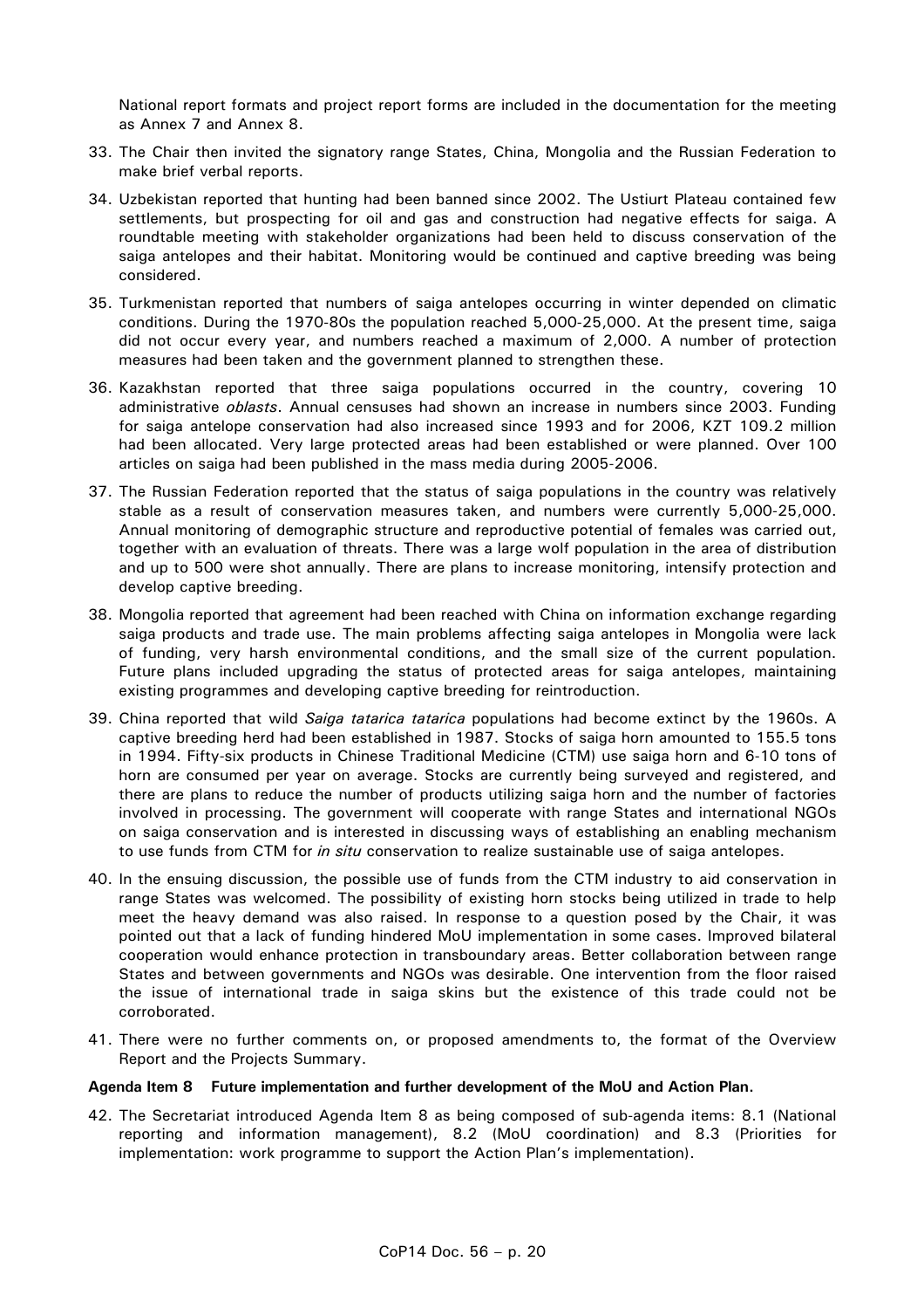National report formats and project report forms are included in the documentation for the meeting as Annex 7 and Annex 8.

33. The Chair then invited the signatory range States, China, Mongolia and the Russian Federation to make brief verbal reports.

34. Uzbekistan reported that hunting had been banned since 2002. The Ustiurt Plateau contained few settlements, but prospecting for oil and gas and construction had negative effects for saiga. A roundtable meeting with stakeholder organizations had been held to discuss conservation of the saiga antelopes and their habitat. Monitoring would be continued and captive breeding was being considered.

35. Turkmenistan reported that numbers of saiga antelopes occurring in winter depended on climatic conditions. During the 1970-80s the population reached 5,000-25,000. At the present time, saiga did not occur every year, and numbers reached a maximum of 2,000. A number of protection measures had been taken and the government planned to strengthen these.

36. Kazakhstan reported that three saiga populations occurred in the country, covering 10 administrative *oblasts*. Annual censuses had shown an increase in numbers since 2003. Funding for saiga antelope conservation had also increased since 1993 and for 2006, KZT 109.2 million had been allocated. Very large protected areas had been established or were planned. Over 100 articles on saiga had been published in the mass media during 2005-2006.

37. The Russian Federation reported that the status of saiga populations in the country was relatively stable as a result of conservation measures taken, and numbers were currently 5,000-25,000. Annual monitoring of demographic structure and reproductive potential of females was carried out, together with an evaluation of threats. There was a large wolf population in the area of distribution and up to 500 were shot annually. There are plans to increase monitoring, intensify protection and develop captive breeding.

38. Mongolia reported that agreement had been reached with China on information exchange regarding saiga products and trade use. The main problems affecting saiga antelopes in Mongolia were lack of funding, very harsh environmental conditions, and the small size of the current population. Future plans included upgrading the status of protected areas for saiga antelopes, maintaining existing programmes and developing captive breeding for reintroduction.

39. China reported that wild *Saiga tatarica tatarica* populations had become extinct by the 1960s. A captive breeding herd had been established in 1987. Stocks of saiga horn amounted to 155.5 tons in 1994. Fifty-six products in Chinese Traditional Medicine (CTM) use saiga horn and 6-10 tons of horn are consumed per year on average. Stocks are currently being surveyed and registered, and there are plans to reduce the number of products utilizing saiga horn and the number of factories involved in processing. The government will cooperate with range States and international NGOs on saiga conservation and is interested in discussing ways of establishing an enabling mechanism to use funds from CTM for *in situ* conservation to realize sustainable use of saiga antelopes.

40. In the ensuing discussion, the possible use of funds from the CTM industry to aid conservation in range States was welcomed. The possibility of existing horn stocks being utilized in trade to help meet the heavy demand was also raised. In response to a question posed by the Chair, it was pointed out that a lack of funding hindered MoU implementation in some cases. Improved bilateral cooperation would enhance protection in transboundary areas. Better collaboration between range States and between governments and NGOs was desirable. One intervention from the floor raised the issue of international trade in saiga skins but the existence of this trade could not be corroborated.

41. There were no further comments on, or proposed amendments to, the format of the Overview Report and the Projects Summary.

**Agenda Item 8 Future implementation and further development of the MoU and Action Plan.**

42. The Secretariat introduced Agenda Item 8 as being composed of sub-agenda items: 8.1 (National reporting and information management), 8.2 (MoU coordination) and 8.3 (Priorities for implementation: work programme to support the Action Plan's implementation).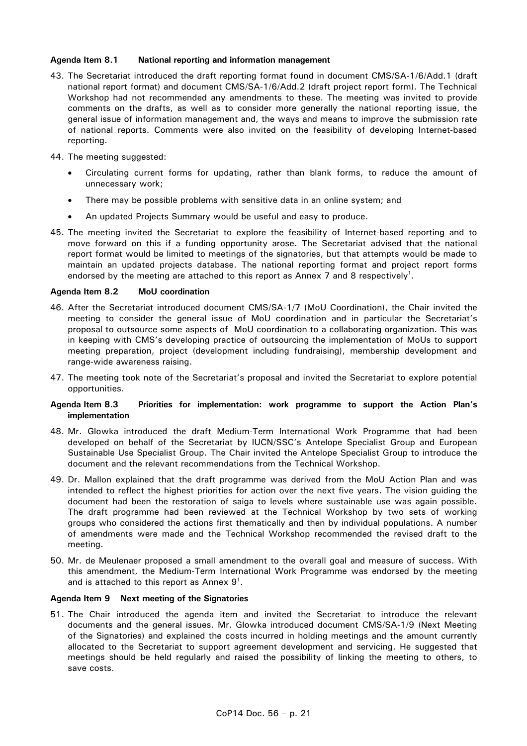**Agenda Item 8.1 National reporting and information management**

43. The Secretariat introduced the draft reporting format found in document CMS/SA-1/6/Add.1 (draft national report format) and document CMS/SA-1/6/Add.2 (draft project report form). The Technical Workshop had not recommended any amendments to these. The meeting was invited to provide comments on the drafts, as well as to consider more generally the national reporting issue, the general issue of information management and, the ways and means to improve the submission rate of national reports. Comments were also invited on the feasibility of developing Internet-based reporting.

44. The meeting suggested:

    - Circulating current forms for updating, rather than blank forms, to reduce the amount of unnecessary work;
    - There may be possible problems with sensitive data in an online system; and
    - An updated Projects Summary would be useful and easy to produce.

45. The meeting invited the Secretariat to explore the feasibility of Internet-based reporting and to move forward on this if a funding opportunity arose. The Secretariat advised that the national report format would be limited to meetings of the signatories, but that attempts would be made to maintain an updated projects database. The national reporting format and project report forms endorsed by the meeting are attached to this report as Annex 7 and 8 respectively[1].

**Agenda Item 8.2 MoU coordination**

46. After the Secretariat introduced document CMS/SA-1/7 (MoU Coordination), the Chair invited the meeting to consider the general issue of MoU coordination and in particular the Secretariat's proposal to outsource some aspects of MoU coordination to a collaborating organization. This was in keeping with CMS's developing practice of outsourcing the implementation of MoUs to support meeting preparation, project (development including fundraising), membership development and range-wide awareness raising.

47. The meeting took note of the Secretariat's proposal and invited the Secretariat to explore potential opportunities.

**Agenda Item 8.3 Priorities for implementation: work programme to support the Action Plan's implementation**

48. Mr. Glowka introduced the draft Medium-Term International Work Programme that had been developed on behalf of the Secretariat by IUCN/SSC's Antelope Specialist Group and European Sustainable Use Specialist Group. The Chair invited the Antelope Specialist Group to introduce the document and the relevant recommendations from the Technical Workshop.

49. Dr. Mallon explained that the draft programme was derived from the MoU Action Plan and was intended to reflect the highest priorities for action over the next five years. The vision guiding the document had been the restoration of saiga to levels where sustainable use was again possible. The draft programme had been reviewed at the Technical Workshop by two sets of working groups who considered the actions first thematically and then by individual populations. A number of amendments were made and the Technical Workshop recommended the revised draft to the meeting.

50. Mr. de Meulenaer proposed a small amendment to the overall goal and measure of success. With this amendment, the Medium-Term International Work Programme was endorsed by the meeting and is attached to this report as Annex 9[1].

**Agenda Item 9 Next meeting of the Signatories**

51. The Chair introduced the agenda item and invited the Secretariat to introduce the relevant documents and the general issues. Mr. Glowka introduced document CMS/SA-1/9 (Next Meeting of the Signatories) and explained the costs incurred in holding meetings and the amount currently allocated to the Secretariat to support agreement development and servicing. He suggested that meetings should be held regularly and raised the possibility of linking the meeting to others, to save costs.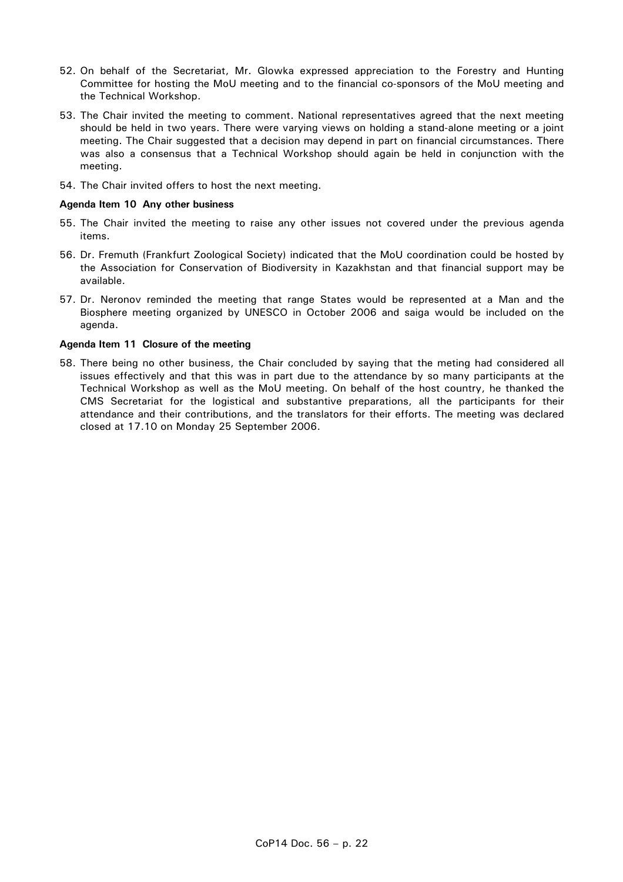52. On behalf of the Secretariat, Mr. Glowka expressed appreciation to the Forestry and Hunting Committee for hosting the MoU meeting and to the financial co-sponsors of the MoU meeting and the Technical Workshop.

53. The Chair invited the meeting to comment. National representatives agreed that the next meeting should be held in two years. There were varying views on holding a stand-alone meeting or a joint meeting. The Chair suggested that a decision may depend in part on financial circumstances. There was also a consensus that a Technical Workshop should again be held in conjunction with the meeting.

54. The Chair invited offers to host the next meeting.

**Agenda Item 10 Any other business**

55. The Chair invited the meeting to raise any other issues not covered under the previous agenda items.

56. Dr. Fremuth (Frankfurt Zoological Society) indicated that the MoU coordination could be hosted by the Association for Conservation of Biodiversity in Kazakhstan and that financial support may be available.

57. Dr. Neronov reminded the meeting that range States would be represented at a Man and the Biosphere meeting organized by UNESCO in October 2006 and saiga would be included on the agenda.

**Agenda Item 11 Closure of the meeting**

58. There being no other business, the Chair concluded by saying that the meting had considered all issues effectively and that this was in part due to the attendance by so many participants at the Technical Workshop as well as the MoU meeting. On behalf of the host country, he thanked the CMS Secretariat for the logistical and substantive preparations, all the participants for their attendance and their contributions, and the translators for their efforts. The meeting was declared closed at 17.10 on Monday 25 September 2006.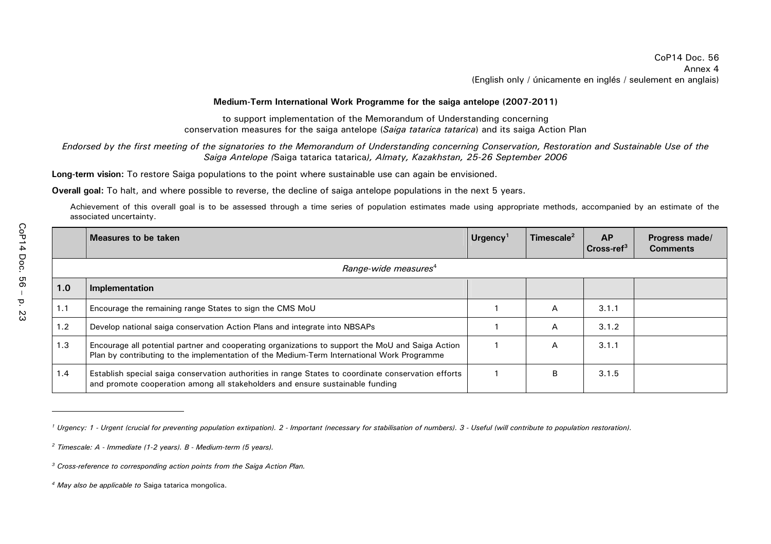CoP14 Doc. 56
Annex 4
(English only / únicamente en inglés / seulement en anglais)

**Medium-Term International Work Programme for the saiga antelope (2007-2011)**

to support implementation of the Memorandum of Understanding concerning conservation measures for the saiga antelope (*Saiga tatarica tatarica*) and its saiga Action Plan

*Endorsed by the first meeting of the signatories to the Memorandum of Understanding concerning Conservation, Restoration and Sustainable Use of the Saiga Antelope (*Saiga tatarica tatarica*), Almaty, Kazakhstan, 25-26 September 2006*

**Long-term vision:** To restore Saiga populations to the point where sustainable use can again be envisioned.

**Overall goal:** To halt, and where possible to reverse, the decline of saiga antelope populations in the next 5 years.

Achievement of this overall goal is to be assessed through a time series of population estimates made using appropriate methods, accompanied by an estimate of the associated uncertainty.

| | Measures to be taken | Urgency[1] | Timescale[2] | AP Cross-ref[3] | Progress made/ Comments |
|---|---|---|---|---|---|
| | *Range-wide measures*[4] | | | | |
| **1.0** | **Implementation** | | | | |
| 1.1 | Encourage the remaining range States to sign the CMS MoU | 1 | A | 3.1.1 | |
| 1.2 | Develop national saiga conservation Action Plans and integrate into NBSAPs | 1 | A | 3.1.2 | |
| 1.3 | Encourage all potential partner and cooperating organizations to support the MoU and Saiga Action Plan by contributing to the implementation of the Medium-Term International Work Programme | 1 | A | 3.1.1 | |
| 1.4 | Establish special saiga conservation authorities in range States to coordinate conservation efforts and promote cooperation among all stakeholders and ensure sustainable funding | 1 | B | 3.1.5 | |

[1] *Urgency: 1 - Urgent (crucial for preventing population extirpation). 2 - Important (necessary for stabilisation of numbers). 3 - Useful (will contribute to population restoration).*

[2] *Timescale: A - Immediate (1-2 years). B - Medium-term (5 years).*

[3] *Cross-reference to corresponding action points from the Saiga Action Plan.*

[4] *May also be applicable to* Saiga tatarica mongolica.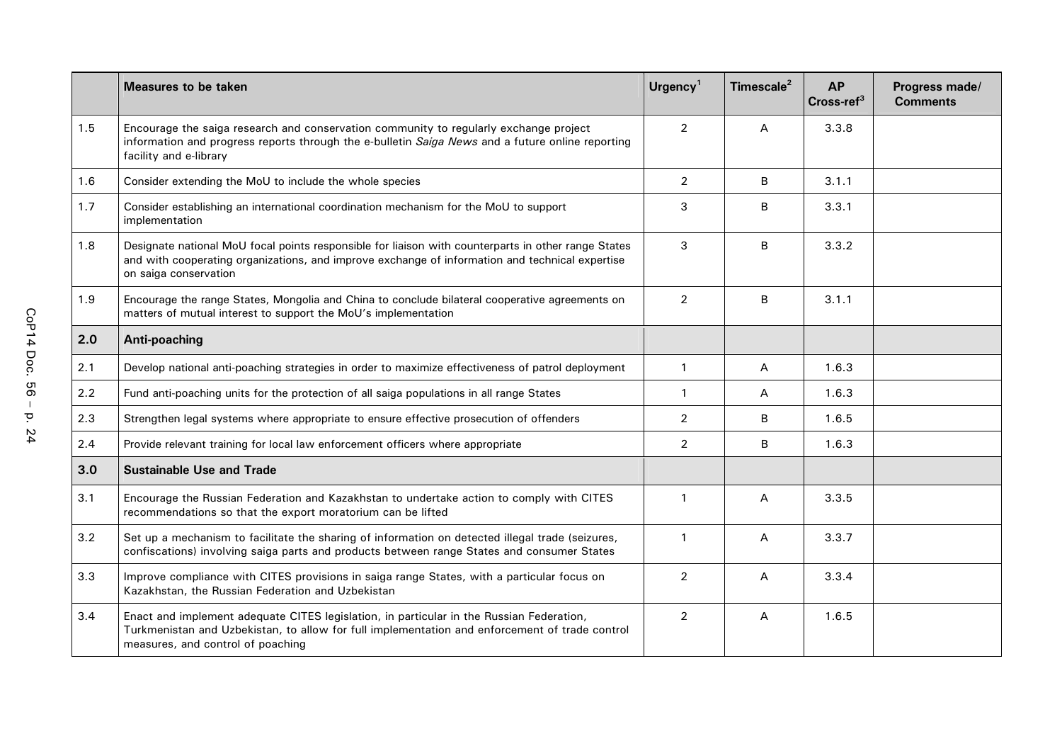|  | Measures to be taken | Urgency[1] | Timescale[2] | AP Cross-ref[3] | Progress made/ Comments |
|---|---|---|---|---|---|
| 1.5 | Encourage the saiga research and conservation community to regularly exchange project information and progress reports through the e-bulletin *Saiga News* and a future online reporting facility and e-library | 2 | A | 3.3.8 |  |
| 1.6 | Consider extending the MoU to include the whole species | 2 | B | 3.1.1 |  |
| 1.7 | Consider establishing an international coordination mechanism for the MoU to support implementation | 3 | B | 3.3.1 |  |
| 1.8 | Designate national MoU focal points responsible for liaison with counterparts in other range States and with cooperating organizations, and improve exchange of information and technical expertise on saiga conservation | 3 | B | 3.3.2 |  |
| 1.9 | Encourage the range States, Mongolia and China to conclude bilateral cooperative agreements on matters of mutual interest to support the MoU's implementation | 2 | B | 3.1.1 |  |
| **2.0** | **Anti-poaching** |  |  |  |  |
| 2.1 | Develop national anti-poaching strategies in order to maximize effectiveness of patrol deployment | 1 | A | 1.6.3 |  |
| 2.2 | Fund anti-poaching units for the protection of all saiga populations in all range States | 1 | A | 1.6.3 |  |
| 2.3 | Strengthen legal systems where appropriate to ensure effective prosecution of offenders | 2 | B | 1.6.5 |  |
| 2.4 | Provide relevant training for local law enforcement officers where appropriate | 2 | B | 1.6.3 |  |
| **3.0** | **Sustainable Use and Trade** |  |  |  |  |
| 3.1 | Encourage the Russian Federation and Kazakhstan to undertake action to comply with CITES recommendations so that the export moratorium can be lifted | 1 | A | 3.3.5 |  |
| 3.2 | Set up a mechanism to facilitate the sharing of information on detected illegal trade (seizures, confiscations) involving saiga parts and products between range States and consumer States | 1 | A | 3.3.7 |  |
| 3.3 | Improve compliance with CITES provisions in saiga range States, with a particular focus on Kazakhstan, the Russian Federation and Uzbekistan | 2 | A | 3.3.4 |  |
| 3.4 | Enact and implement adequate CITES legislation, in particular in the Russian Federation, Turkmenistan and Uzbekistan, to allow for full implementation and enforcement of trade control measures, and control of poaching | 2 | A | 1.6.5 |  |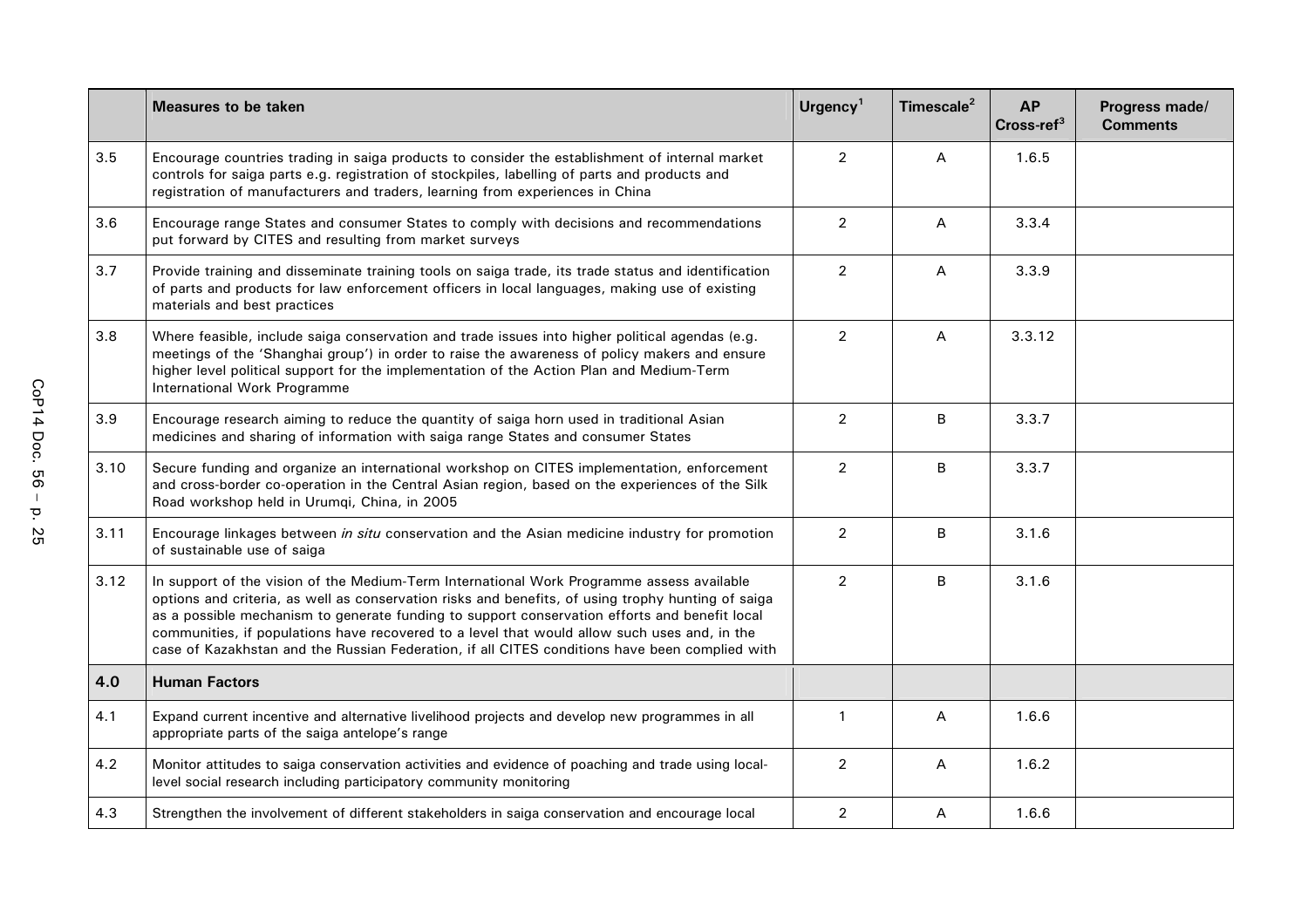| | Measures to be taken | Urgency[1] | Timescale[2] | AP Cross-ref[3] | Progress made/ Comments |
|---|---|---|---|---|---|
| 3.5 | Encourage countries trading in saiga products to consider the establishment of internal market controls for saiga parts e.g. registration of stockpiles, labelling of parts and products and registration of manufacturers and traders, learning from experiences in China | 2 | A | 1.6.5 | |
| 3.6 | Encourage range States and consumer States to comply with decisions and recommendations put forward by CITES and resulting from market surveys | 2 | A | 3.3.4 | |
| 3.7 | Provide training and disseminate training tools on saiga trade, its trade status and identification of parts and products for law enforcement officers in local languages, making use of existing materials and best practices | 2 | A | 3.3.9 | |
| 3.8 | Where feasible, include saiga conservation and trade issues into higher political agendas (e.g. meetings of the 'Shanghai group') in order to raise the awareness of policy makers and ensure higher level political support for the implementation of the Action Plan and Medium-Term International Work Programme | 2 | A | 3.3.12 | |
| 3.9 | Encourage research aiming to reduce the quantity of saiga horn used in traditional Asian medicines and sharing of information with saiga range States and consumer States | 2 | B | 3.3.7 | |
| 3.10 | Secure funding and organize an international workshop on CITES implementation, enforcement and cross-border co-operation in the Central Asian region, based on the experiences of the Silk Road workshop held in Urumqi, China, in 2005 | 2 | B | 3.3.7 | |
| 3.11 | Encourage linkages between *in situ* conservation and the Asian medicine industry for promotion of sustainable use of saiga | 2 | B | 3.1.6 | |
| 3.12 | In support of the vision of the Medium-Term International Work Programme assess available options and criteria, as well as conservation risks and benefits, of using trophy hunting of saiga as a possible mechanism to generate funding to support conservation efforts and benefit local communities, if populations have recovered to a level that would allow such uses and, in the case of Kazakhstan and the Russian Federation, if all CITES conditions have been complied with | 2 | B | 3.1.6 | |
| **4.0** | **Human Factors** | | | | |
| 4.1 | Expand current incentive and alternative livelihood projects and develop new programmes in all appropriate parts of the saiga antelope's range | 1 | A | 1.6.6 | |
| 4.2 | Monitor attitudes to saiga conservation activities and evidence of poaching and trade using local-level social research including participatory community monitoring | 2 | A | 1.6.2 | |
| 4.3 | Strengthen the involvement of different stakeholders in saiga conservation and encourage local | 2 | A | 1.6.6 | |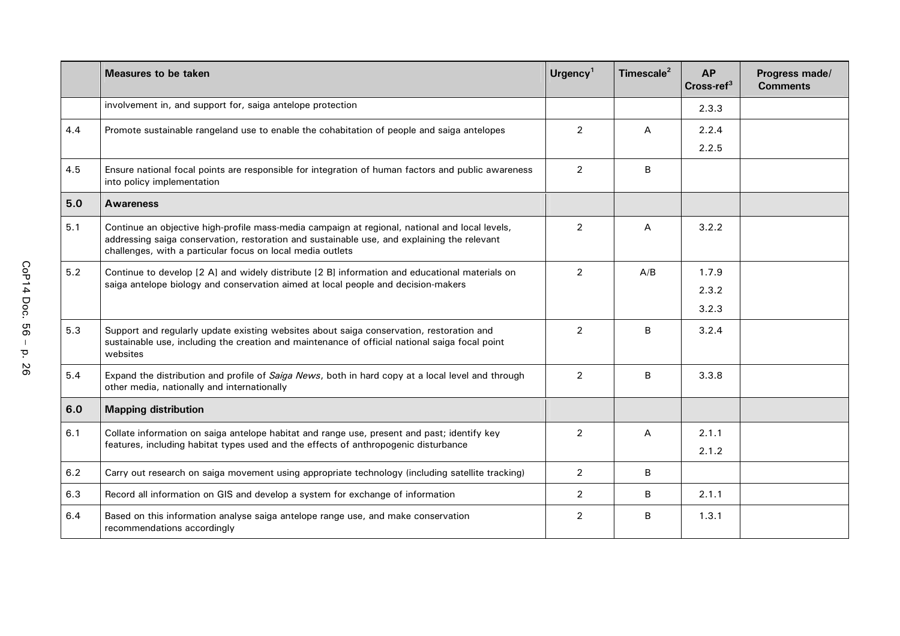| | Measures to be taken | Urgency[1] | Timescale[2] | AP Cross-ref[3] | Progress made/ Comments |
|---|---|---|---|---|---|
| | involvement in, and support for, saiga antelope protection | | | 2.3.3 | |
| 4.4 | Promote sustainable rangeland use to enable the cohabitation of people and saiga antelopes | 2 | A | 2.2.4<br>2.2.5 | |
| 4.5 | Ensure national focal points are responsible for integration of human factors and public awareness into policy implementation | 2 | B | | |
| **5.0** | **Awareness** | | | | |
| 5.1 | Continue an objective high-profile mass-media campaign at regional, national and local levels, addressing saiga conservation, restoration and sustainable use, and explaining the relevant challenges, with a particular focus on local media outlets | 2 | A | 3.2.2 | |
| 5.2 | Continue to develop [2 A] and widely distribute [2 B] information and educational materials on saiga antelope biology and conservation aimed at local people and decision-makers | 2 | A/B | 1.7.9<br>2.3.2<br>3.2.3 | |
| 5.3 | Support and regularly update existing websites about saiga conservation, restoration and sustainable use, including the creation and maintenance of official national saiga focal point websites | 2 | B | 3.2.4 | |
| 5.4 | Expand the distribution and profile of *Saiga News*, both in hard copy at a local level and through other media, nationally and internationally | 2 | B | 3.3.8 | |
| **6.0** | **Mapping distribution** | | | | |
| 6.1 | Collate information on saiga antelope habitat and range use, present and past; identify key features, including habitat types used and the effects of anthropogenic disturbance | 2 | A | 2.1.1<br>2.1.2 | |
| 6.2 | Carry out research on saiga movement using appropriate technology (including satellite tracking) | 2 | B | | |
| 6.3 | Record all information on GIS and develop a system for exchange of information | 2 | B | 2.1.1 | |
| 6.4 | Based on this information analyse saiga antelope range use, and make conservation recommendations accordingly | 2 | B | 1.3.1 | |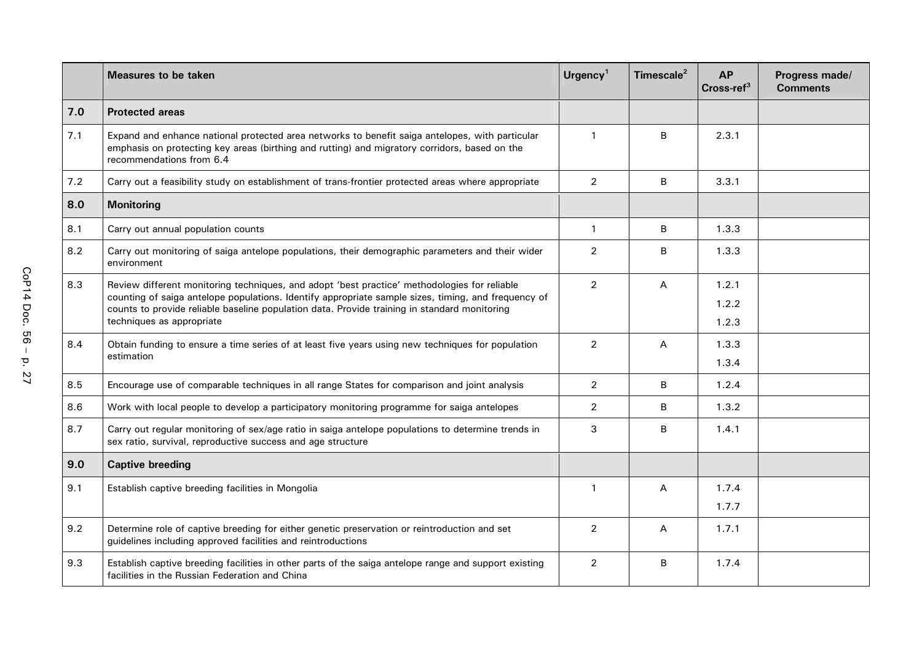|  | Measures to be taken | Urgency[1] | Timescale[2] | AP Cross-ref[3] | Progress made/ Comments |
|---|---|---|---|---|---|
| **7.0** | **Protected areas** |  |  |  |  |
| 7.1 | Expand and enhance national protected area networks to benefit saiga antelopes, with particular emphasis on protecting key areas (birthing and rutting) and migratory corridors, based on the recommendations from 6.4 | 1 | B | 2.3.1 |  |
| 7.2 | Carry out a feasibility study on establishment of trans-frontier protected areas where appropriate | 2 | B | 3.3.1 |  |
| **8.0** | **Monitoring** |  |  |  |  |
| 8.1 | Carry out annual population counts | 1 | B | 1.3.3 |  |
| 8.2 | Carry out monitoring of saiga antelope populations, their demographic parameters and their wider environment | 2 | B | 1.3.3 |  |
| 8.3 | Review different monitoring techniques, and adopt 'best practice' methodologies for reliable counting of saiga antelope populations. Identify appropriate sample sizes, timing, and frequency of counts to provide reliable baseline population data. Provide training in standard monitoring techniques as appropriate | 2 | A | 1.2.1<br>1.2.2<br>1.2.3 |  |
| 8.4 | Obtain funding to ensure a time series of at least five years using new techniques for population estimation | 2 | A | 1.3.3<br>1.3.4 |  |
| 8.5 | Encourage use of comparable techniques in all range States for comparison and joint analysis | 2 | B | 1.2.4 |  |
| 8.6 | Work with local people to develop a participatory monitoring programme for saiga antelopes | 2 | B | 1.3.2 |  |
| 8.7 | Carry out regular monitoring of sex/age ratio in saiga antelope populations to determine trends in sex ratio, survival, reproductive success and age structure | 3 | B | 1.4.1 |  |
| **9.0** | **Captive breeding** |  |  |  |  |
| 9.1 | Establish captive breeding facilities in Mongolia | 1 | A | 1.7.4<br>1.7.7 |  |
| 9.2 | Determine role of captive breeding for either genetic preservation or reintroduction and set guidelines including approved facilities and reintroductions | 2 | A | 1.7.1 |  |
| 9.3 | Establish captive breeding facilities in other parts of the saiga antelope range and support existing facilities in the Russian Federation and China | 2 | B | 1.7.4 |  |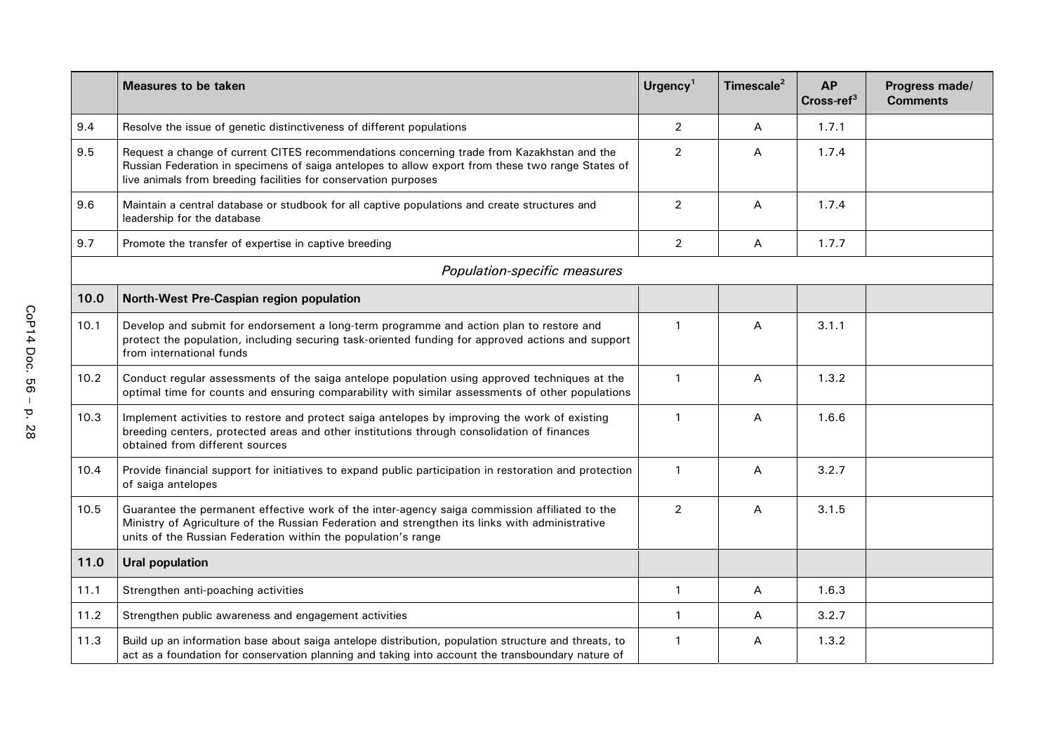| | Measures to be taken | Urgency[1] | Timescale[2] | AP Cross-ref[3] | Progress made/ Comments |
|---|---|---|---|---|---|
| 9.4 | Resolve the issue of genetic distinctiveness of different populations | 2 | A | 1.7.1 | |
| 9.5 | Request a change of current CITES recommendations concerning trade from Kazakhstan and the Russian Federation in specimens of saiga antelopes to allow export from these two range States of live animals from breeding facilities for conservation purposes | 2 | A | 1.7.4 | |
| 9.6 | Maintain a central database or studbook for all captive populations and create structures and leadership for the database | 2 | A | 1.7.4 | |
| 9.7 | Promote the transfer of expertise in captive breeding | 2 | A | 1.7.7 | |
| | *Population-specific measures* | | | | |
| **10.0** | **North-West Pre-Caspian region population** | | | | |
| 10.1 | Develop and submit for endorsement a long-term programme and action plan to restore and protect the population, including securing task-oriented funding for approved actions and support from international funds | 1 | A | 3.1.1 | |
| 10.2 | Conduct regular assessments of the saiga antelope population using approved techniques at the optimal time for counts and ensuring comparability with similar assessments of other populations | 1 | A | 1.3.2 | |
| 10.3 | Implement activities to restore and protect saiga antelopes by improving the work of existing breeding centers, protected areas and other institutions through consolidation of finances obtained from different sources | 1 | A | 1.6.6 | |
| 10.4 | Provide financial support for initiatives to expand public participation in restoration and protection of saiga antelopes | 1 | A | 3.2.7 | |
| 10.5 | Guarantee the permanent effective work of the inter-agency saiga commission affiliated to the Ministry of Agriculture of the Russian Federation and strengthen its links with administrative units of the Russian Federation within the population's range | 2 | A | 3.1.5 | |
| **11.0** | **Ural population** | | | | |
| 11.1 | Strengthen anti-poaching activities | 1 | A | 1.6.3 | |
| 11.2 | Strengthen public awareness and engagement activities | 1 | A | 3.2.7 | |
| 11.3 | Build up an information base about saiga antelope distribution, population structure and threats, to act as a foundation for conservation planning and taking into account the transboundary nature of | 1 | A | 1.3.2 | |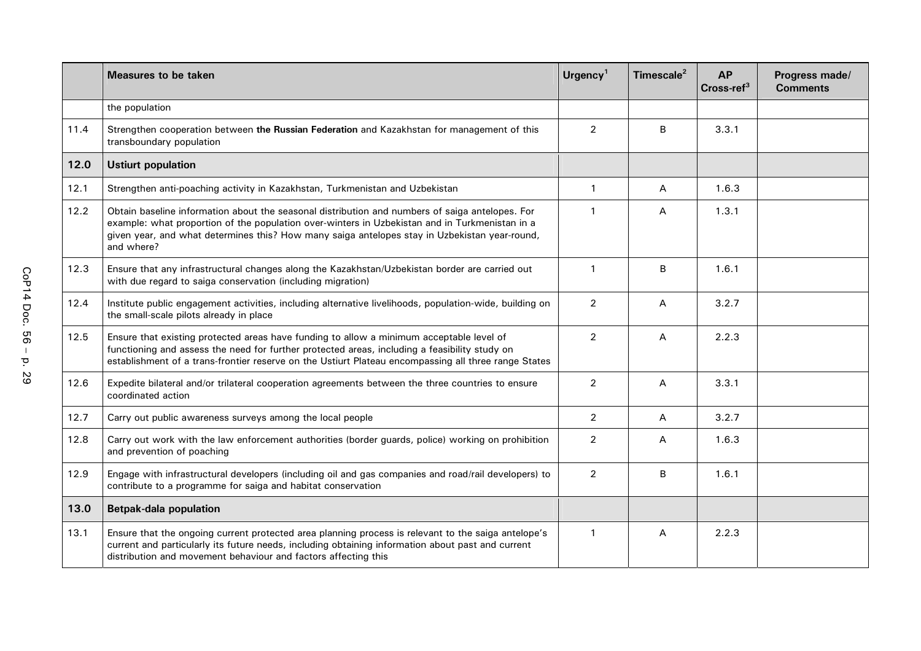|  | Measures to be taken | Urgency[1] | Timescale[2] | AP Cross-ref[3] | Progress made/ Comments |
|---|---|---|---|---|---|
|  | the population |  |  |  |  |
| 11.4 | Strengthen cooperation between **the Russian Federation** and Kazakhstan for management of this transboundary population | 2 | B | 3.3.1 |  |
| **12.0** | **Ustiurt population** |  |  |  |  |
| 12.1 | Strengthen anti-poaching activity in Kazakhstan, Turkmenistan and Uzbekistan | 1 | A | 1.6.3 |  |
| 12.2 | Obtain baseline information about the seasonal distribution and numbers of saiga antelopes. For example: what proportion of the population over-winters in Uzbekistan and in Turkmenistan in a given year, and what determines this? How many saiga antelopes stay in Uzbekistan year-round, and where? | 1 | A | 1.3.1 |  |
| 12.3 | Ensure that any infrastructural changes along the Kazakhstan/Uzbekistan border are carried out with due regard to saiga conservation (including migration) | 1 | B | 1.6.1 |  |
| 12.4 | Institute public engagement activities, including alternative livelihoods, population-wide, building on the small-scale pilots already in place | 2 | A | 3.2.7 |  |
| 12.5 | Ensure that existing protected areas have funding to allow a minimum acceptable level of functioning and assess the need for further protected areas, including a feasibility study on establishment of a trans-frontier reserve on the Ustiurt Plateau encompassing all three range States | 2 | A | 2.2.3 |  |
| 12.6 | Expedite bilateral and/or trilateral cooperation agreements between the three countries to ensure coordinated action | 2 | A | 3.3.1 |  |
| 12.7 | Carry out public awareness surveys among the local people | 2 | A | 3.2.7 |  |
| 12.8 | Carry out work with the law enforcement authorities (border guards, police) working on prohibition and prevention of poaching | 2 | A | 1.6.3 |  |
| 12.9 | Engage with infrastructural developers (including oil and gas companies and road/rail developers) to contribute to a programme for saiga and habitat conservation | 2 | B | 1.6.1 |  |
| **13.0** | **Betpak-dala population** |  |  |  |  |
| 13.1 | Ensure that the ongoing current protected area planning process is relevant to the saiga antelope's current and particularly its future needs, including obtaining information about past and current distribution and movement behaviour and factors affecting this | 1 | A | 2.2.3 |  |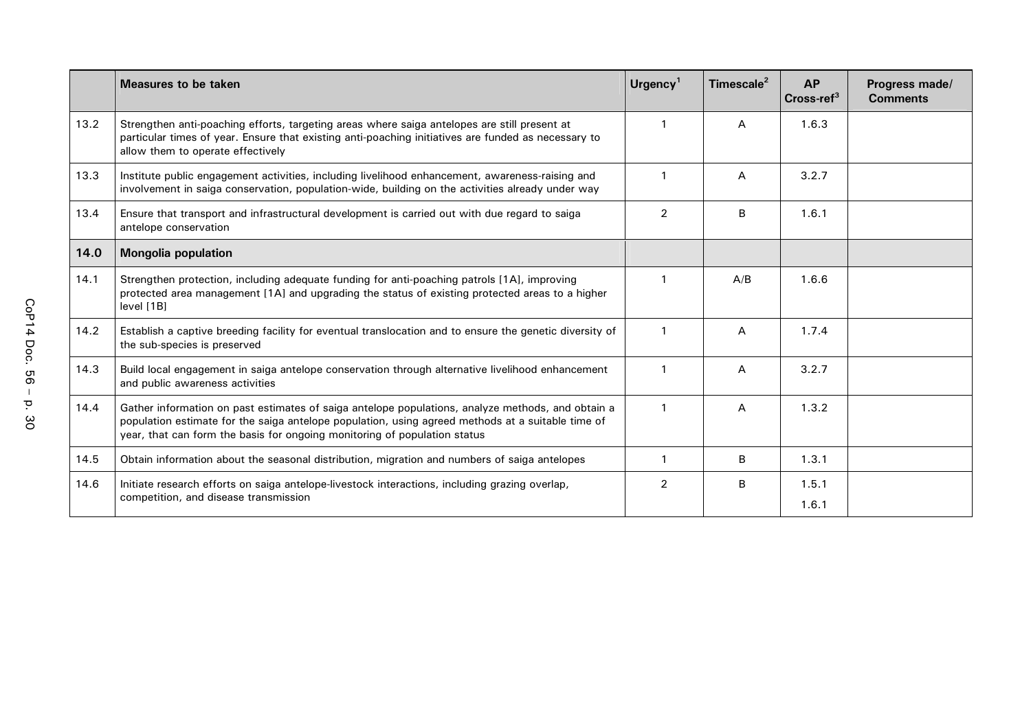| | Measures to be taken | Urgency[1] | Timescale[2] | AP Cross-ref[3] | Progress made/ Comments |
|---|---|---|---|---|---|
| 13.2 | Strengthen anti-poaching efforts, targeting areas where saiga antelopes are still present at particular times of year. Ensure that existing anti-poaching initiatives are funded as necessary to allow them to operate effectively | 1 | A | 1.6.3 | |
| 13.3 | Institute public engagement activities, including livelihood enhancement, awareness-raising and involvement in saiga conservation, population-wide, building on the activities already under way | 1 | A | 3.2.7 | |
| 13.4 | Ensure that transport and infrastructural development is carried out with due regard to saiga antelope conservation | 2 | B | 1.6.1 | |
| **14.0** | **Mongolia population** | | | | |
| 14.1 | Strengthen protection, including adequate funding for anti-poaching patrols [1A], improving protected area management [1A] and upgrading the status of existing protected areas to a higher level [1B] | 1 | A/B | 1.6.6 | |
| 14.2 | Establish a captive breeding facility for eventual translocation and to ensure the genetic diversity of the sub-species is preserved | 1 | A | 1.7.4 | |
| 14.3 | Build local engagement in saiga antelope conservation through alternative livelihood enhancement and public awareness activities | 1 | A | 3.2.7 | |
| 14.4 | Gather information on past estimates of saiga antelope populations, analyze methods, and obtain a population estimate for the saiga antelope population, using agreed methods at a suitable time of year, that can form the basis for ongoing monitoring of population status | 1 | A | 1.3.2 | |
| 14.5 | Obtain information about the seasonal distribution, migration and numbers of saiga antelopes | 1 | B | 1.3.1 | |
| 14.6 | Initiate research efforts on saiga antelope-livestock interactions, including grazing overlap, competition, and disease transmission | 2 | B | 1.5.1<br>1.6.1 | |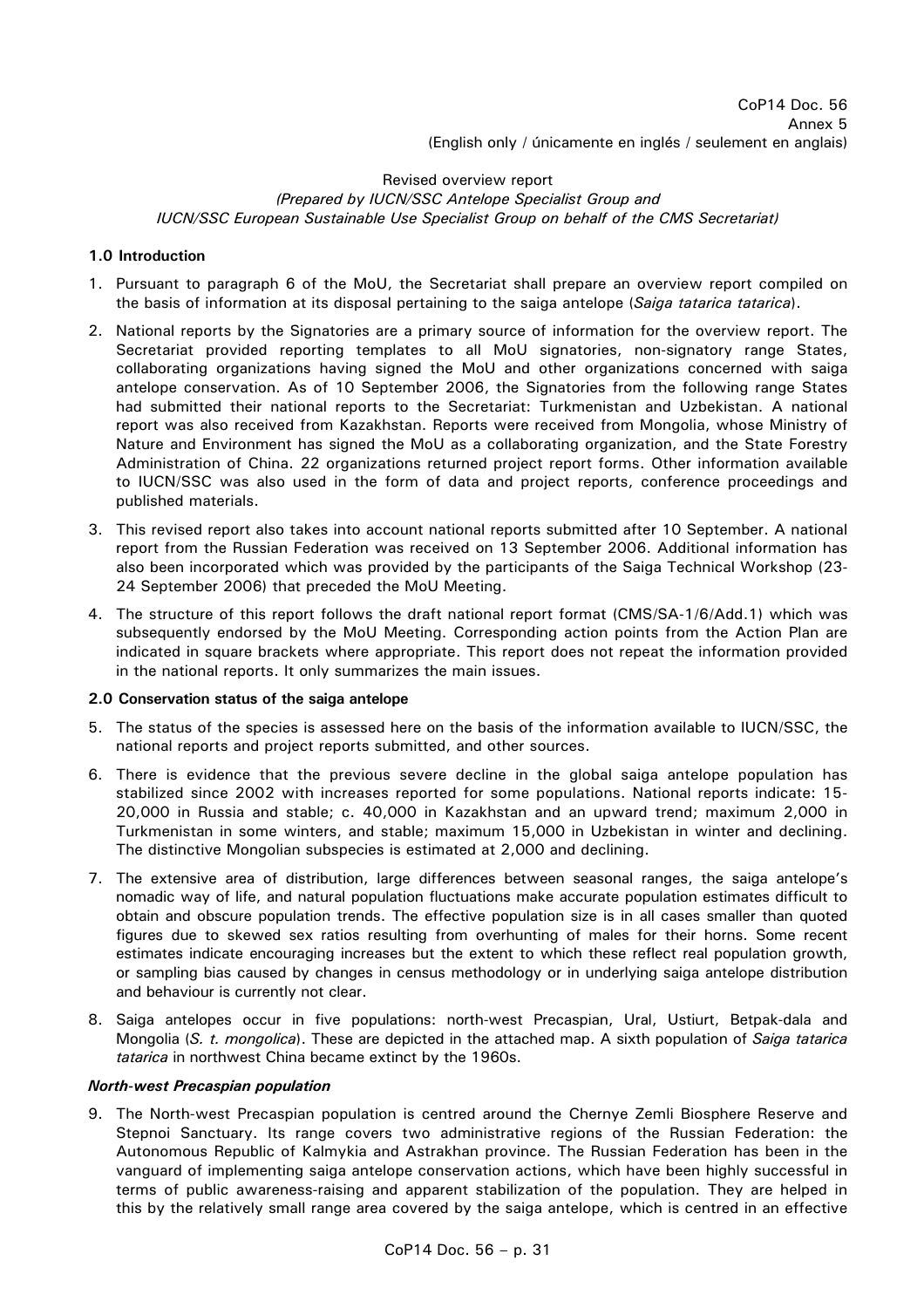CoP14 Doc. 56
Annex 5
(English only / únicamente en inglés / seulement en anglais)

Revised overview report
*(Prepared by IUCN/SSC Antelope Specialist Group and IUCN/SSC European Sustainable Use Specialist Group on behalf of the CMS Secretariat)*

**1.0 Introduction**

1. Pursuant to paragraph 6 of the MoU, the Secretariat shall prepare an overview report compiled on the basis of information at its disposal pertaining to the saiga antelope (*Saiga tatarica tatarica*).

2. National reports by the Signatories are a primary source of information for the overview report. The Secretariat provided reporting templates to all MoU signatories, non-signatory range States, collaborating organizations having signed the MoU and other organizations concerned with saiga antelope conservation. As of 10 September 2006, the Signatories from the following range States had submitted their national reports to the Secretariat: Turkmenistan and Uzbekistan. A national report was also received from Kazakhstan. Reports were received from Mongolia, whose Ministry of Nature and Environment has signed the MoU as a collaborating organization, and the State Forestry Administration of China. 22 organizations returned project report forms. Other information available to IUCN/SSC was also used in the form of data and project reports, conference proceedings and published materials.

3. This revised report also takes into account national reports submitted after 10 September. A national report from the Russian Federation was received on 13 September 2006. Additional information has also been incorporated which was provided by the participants of the Saiga Technical Workshop (23-24 September 2006) that preceded the MoU Meeting.

4. The structure of this report follows the draft national report format (CMS/SA-1/6/Add.1) which was subsequently endorsed by the MoU Meeting. Corresponding action points from the Action Plan are indicated in square brackets where appropriate. This report does not repeat the information provided in the national reports. It only summarizes the main issues.

**2.0 Conservation status of the saiga antelope**

5. The status of the species is assessed here on the basis of the information available to IUCN/SSC, the national reports and project reports submitted, and other sources.

6. There is evidence that the previous severe decline in the global saiga antelope population has stabilized since 2002 with increases reported for some populations. National reports indicate: 15-20,000 in Russia and stable; c. 40,000 in Kazakhstan and an upward trend; maximum 2,000 in Turkmenistan in some winters, and stable; maximum 15,000 in Uzbekistan in winter and declining. The distinctive Mongolian subspecies is estimated at 2,000 and declining.

7. The extensive area of distribution, large differences between seasonal ranges, the saiga antelope's nomadic way of life, and natural population fluctuations make accurate population estimates difficult to obtain and obscure population trends. The effective population size is in all cases smaller than quoted figures due to skewed sex ratios resulting from overhunting of males for their horns. Some recent estimates indicate encouraging increases but the extent to which these reflect real population growth, or sampling bias caused by changes in census methodology or in underlying saiga antelope distribution and behaviour is currently not clear.

8. Saiga antelopes occur in five populations: north-west Precaspian, Ural, Ustiurt, Betpak-dala and Mongolia (*S. t. mongolica*). These are depicted in the attached map. A sixth population of *Saiga tatarica tatarica* in northwest China became extinct by the 1960s.

***North-west Precaspian population***

9. The North-west Precaspian population is centred around the Chernye Zemli Biosphere Reserve and Stepnoi Sanctuary. Its range covers two administrative regions of the Russian Federation: the Autonomous Republic of Kalmykia and Astrakhan province. The Russian Federation has been in the vanguard of implementing saiga antelope conservation actions, which have been highly successful in terms of public awareness-raising and apparent stabilization of the population. They are helped in this by the relatively small range area covered by the saiga antelope, which is centred in an effective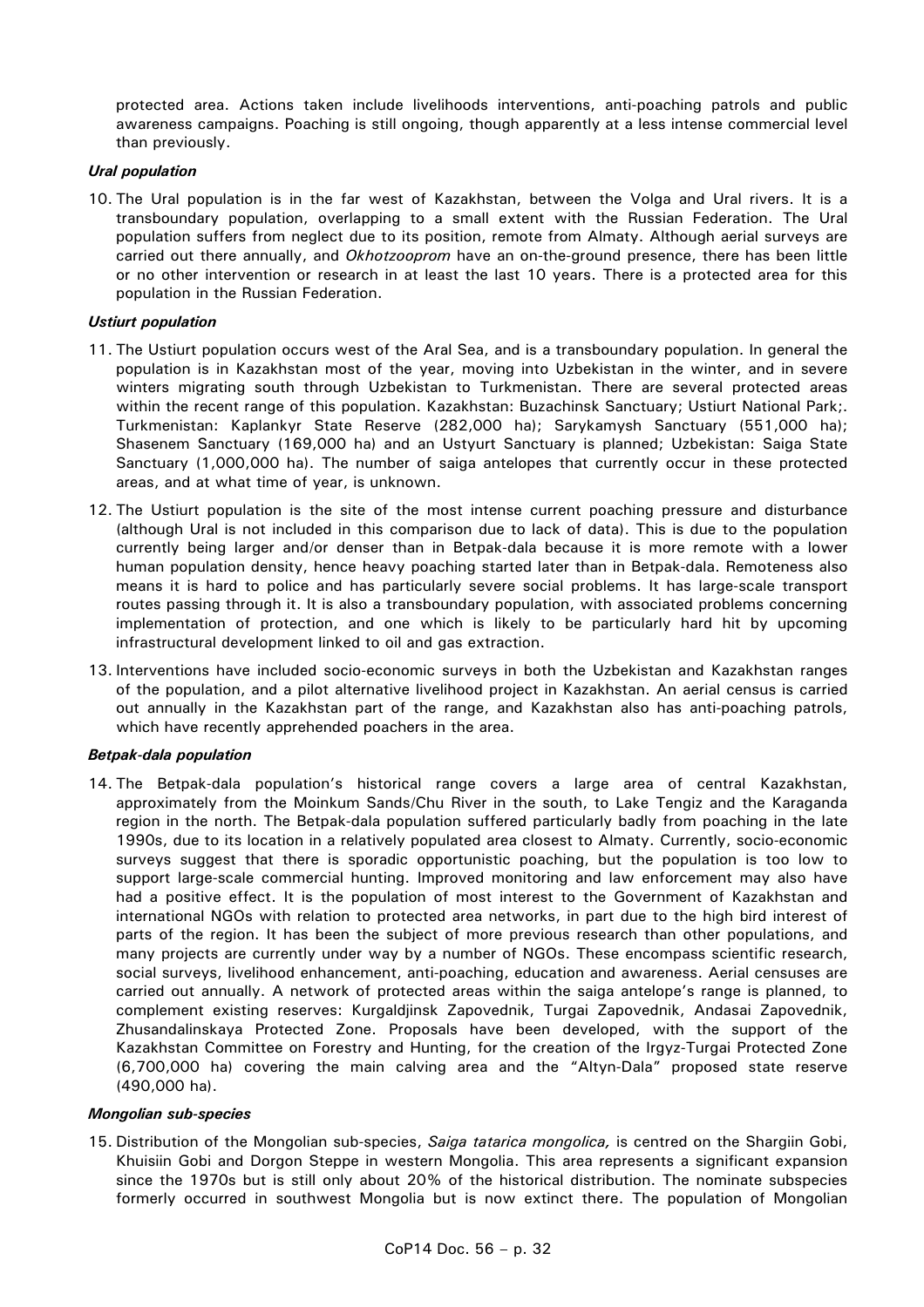protected area. Actions taken include livelihoods interventions, anti-poaching patrols and public awareness campaigns. Poaching is still ongoing, though apparently at a less intense commercial level than previously.

***Ural population***

10. The Ural population is in the far west of Kazakhstan, between the Volga and Ural rivers. It is a transboundary population, overlapping to a small extent with the Russian Federation. The Ural population suffers from neglect due to its position, remote from Almaty. Although aerial surveys are carried out there annually, and *Okhotzooprom* have an on-the-ground presence, there has been little or no other intervention or research in at least the last 10 years. There is a protected area for this population in the Russian Federation.

***Ustiurt population***

11. The Ustiurt population occurs west of the Aral Sea, and is a transboundary population. In general the population is in Kazakhstan most of the year, moving into Uzbekistan in the winter, and in severe winters migrating south through Uzbekistan to Turkmenistan. There are several protected areas within the recent range of this population. Kazakhstan: Buzachinsk Sanctuary; Ustiurt National Park;. Turkmenistan: Kaplankyr State Reserve (282,000 ha); Sarykamysh Sanctuary (551,000 ha); Shasenem Sanctuary (169,000 ha) and an Ustyurt Sanctuary is planned; Uzbekistan: Saiga State Sanctuary (1,000,000 ha). The number of saiga antelopes that currently occur in these protected areas, and at what time of year, is unknown.

12. The Ustiurt population is the site of the most intense current poaching pressure and disturbance (although Ural is not included in this comparison due to lack of data). This is due to the population currently being larger and/or denser than in Betpak-dala because it is more remote with a lower human population density, hence heavy poaching started later than in Betpak-dala. Remoteness also means it is hard to police and has particularly severe social problems. It has large-scale transport routes passing through it. It is also a transboundary population, with associated problems concerning implementation of protection, and one which is likely to be particularly hard hit by upcoming infrastructural development linked to oil and gas extraction.

13. Interventions have included socio-economic surveys in both the Uzbekistan and Kazakhstan ranges of the population, and a pilot alternative livelihood project in Kazakhstan. An aerial census is carried out annually in the Kazakhstan part of the range, and Kazakhstan also has anti-poaching patrols, which have recently apprehended poachers in the area.

***Betpak-dala population***

14. The Betpak-dala population's historical range covers a large area of central Kazakhstan, approximately from the Moinkum Sands/Chu River in the south, to Lake Tengiz and the Karaganda region in the north. The Betpak-dala population suffered particularly badly from poaching in the late 1990s, due to its location in a relatively populated area closest to Almaty. Currently, socio-economic surveys suggest that there is sporadic opportunistic poaching, but the population is too low to support large-scale commercial hunting. Improved monitoring and law enforcement may also have had a positive effect. It is the population of most interest to the Government of Kazakhstan and international NGOs with relation to protected area networks, in part due to the high bird interest of parts of the region. It has been the subject of more previous research than other populations, and many projects are currently under way by a number of NGOs. These encompass scientific research, social surveys, livelihood enhancement, anti-poaching, education and awareness. Aerial censuses are carried out annually. A network of protected areas within the saiga antelope's range is planned, to complement existing reserves: Kurgaldjinsk Zapovednik, Turgai Zapovednik, Andasai Zapovednik, Zhusandalinskaya Protected Zone. Proposals have been developed, with the support of the Kazakhstan Committee on Forestry and Hunting, for the creation of the Irgyz-Turgai Protected Zone (6,700,000 ha) covering the main calving area and the "Altyn-Dala" proposed state reserve (490,000 ha).

***Mongolian sub-species***

15. Distribution of the Mongolian sub-species, *Saiga tatarica mongolica,* is centred on the Shargiin Gobi, Khuisiin Gobi and Dorgon Steppe in western Mongolia. This area represents a significant expansion since the 1970s but is still only about 20% of the historical distribution. The nominate subspecies formerly occurred in southwest Mongolia but is now extinct there. The population of Mongolian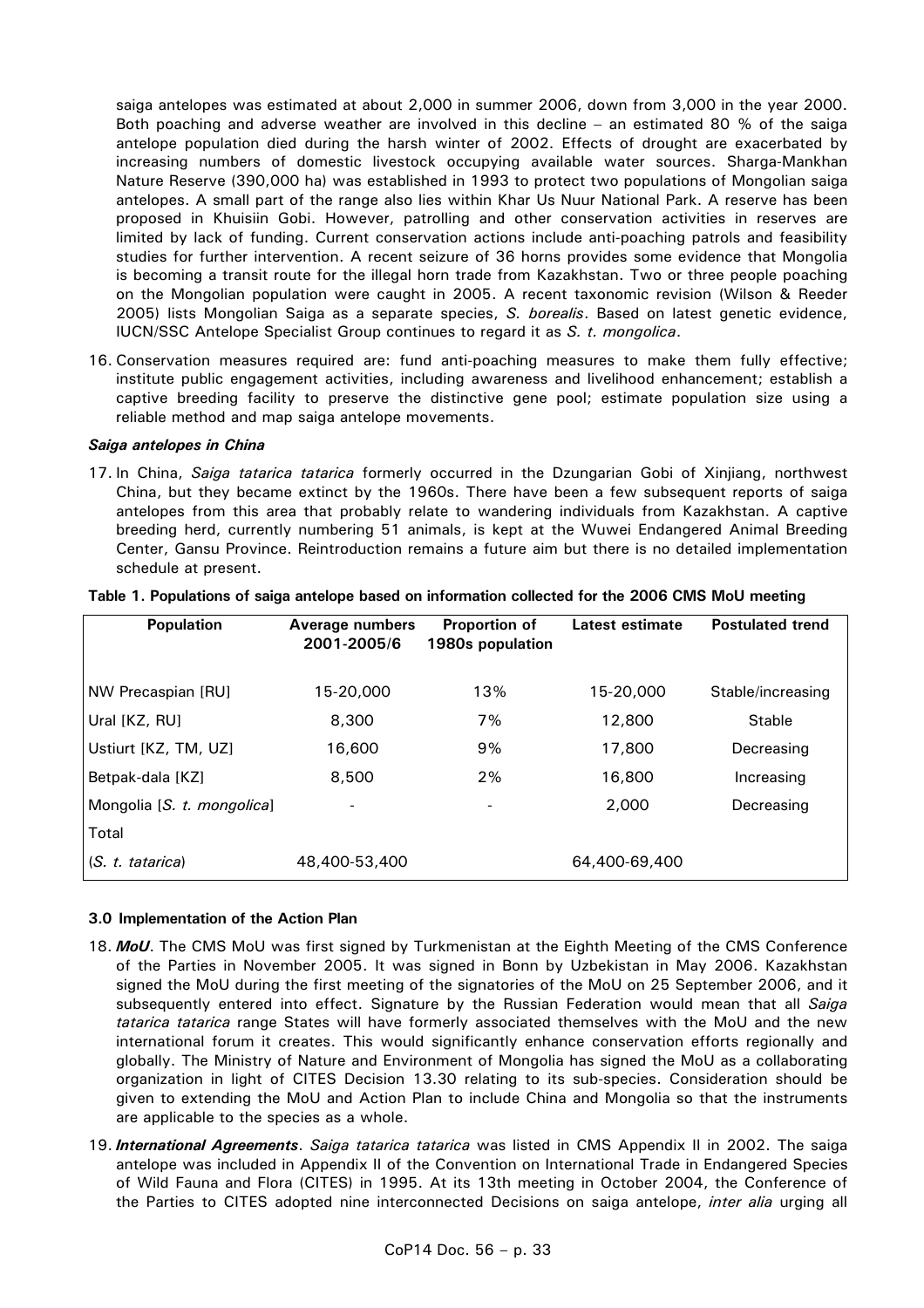saiga antelopes was estimated at about 2,000 in summer 2006, down from 3,000 in the year 2000. Both poaching and adverse weather are involved in this decline – an estimated 80 % of the saiga antelope population died during the harsh winter of 2002. Effects of drought are exacerbated by increasing numbers of domestic livestock occupying available water sources. Sharga-Mankhan Nature Reserve (390,000 ha) was established in 1993 to protect two populations of Mongolian saiga antelopes. A small part of the range also lies within Khar Us Nuur National Park. A reserve has been proposed in Khuisiin Gobi. However, patrolling and other conservation activities in reserves are limited by lack of funding. Current conservation actions include anti-poaching patrols and feasibility studies for further intervention. A recent seizure of 36 horns provides some evidence that Mongolia is becoming a transit route for the illegal horn trade from Kazakhstan. Two or three people poaching on the Mongolian population were caught in 2005. A recent taxonomic revision (Wilson & Reeder 2005) lists Mongolian Saiga as a separate species, *S. borealis*. Based on latest genetic evidence, IUCN/SSC Antelope Specialist Group continues to regard it as *S. t. mongolica*.

16. Conservation measures required are: fund anti-poaching measures to make them fully effective; institute public engagement activities, including awareness and livelihood enhancement; establish a captive breeding facility to preserve the distinctive gene pool; estimate population size using a reliable method and map saiga antelope movements.

***Saiga antelopes in China***

17. In China, *Saiga tatarica tatarica* formerly occurred in the Dzungarian Gobi of Xinjiang, northwest China, but they became extinct by the 1960s. There have been a few subsequent reports of saiga antelopes from this area that probably relate to wandering individuals from Kazakhstan. A captive breeding herd, currently numbering 51 animals, is kept at the Wuwei Endangered Animal Breeding Center, Gansu Province. Reintroduction remains a future aim but there is no detailed implementation schedule at present.

**Table 1. Populations of saiga antelope based on information collected for the 2006 CMS MoU meeting**

| Population | Average numbers 2001-2005/6 | Proportion of 1980s population | Latest estimate | Postulated trend |
|---|---|---|---|---|
| NW Precaspian [RU] | 15-20,000 | 13% | 15-20,000 | Stable/increasing |
| Ural [KZ, RU] | 8,300 | 7% | 12,800 | Stable |
| Ustiurt [KZ, TM, UZ] | 16,600 | 9% | 17,800 | Decreasing |
| Betpak-dala [KZ] | 8,500 | 2% | 16,800 | Increasing |
| Mongolia [*S. t. mongolica*] | - | - | 2,000 | Decreasing |
| Total (*S. t. tatarica*) | 48,400-53,400 | | 64,400-69,400 | |

**3.0 Implementation of the Action Plan**

18. ***MoU***. The CMS MoU was first signed by Turkmenistan at the Eighth Meeting of the CMS Conference of the Parties in November 2005. It was signed in Bonn by Uzbekistan in May 2006. Kazakhstan signed the MoU during the first meeting of the signatories of the MoU on 25 September 2006, and it subsequently entered into effect. Signature by the Russian Federation would mean that all *Saiga tatarica tatarica* range States will have formerly associated themselves with the MoU and the new international forum it creates. This would significantly enhance conservation efforts regionally and globally. The Ministry of Nature and Environment of Mongolia has signed the MoU as a collaborating organization in light of CITES Decision 13.30 relating to its sub-species. Consideration should be given to extending the MoU and Action Plan to include China and Mongolia so that the instruments are applicable to the species as a whole.

19. ***International Agreements***. *Saiga tatarica tatarica* was listed in CMS Appendix II in 2002. The saiga antelope was included in Appendix II of the Convention on International Trade in Endangered Species of Wild Fauna and Flora (CITES) in 1995. At its 13th meeting in October 2004, the Conference of the Parties to CITES adopted nine interconnected Decisions on saiga antelope, *inter alia* urging all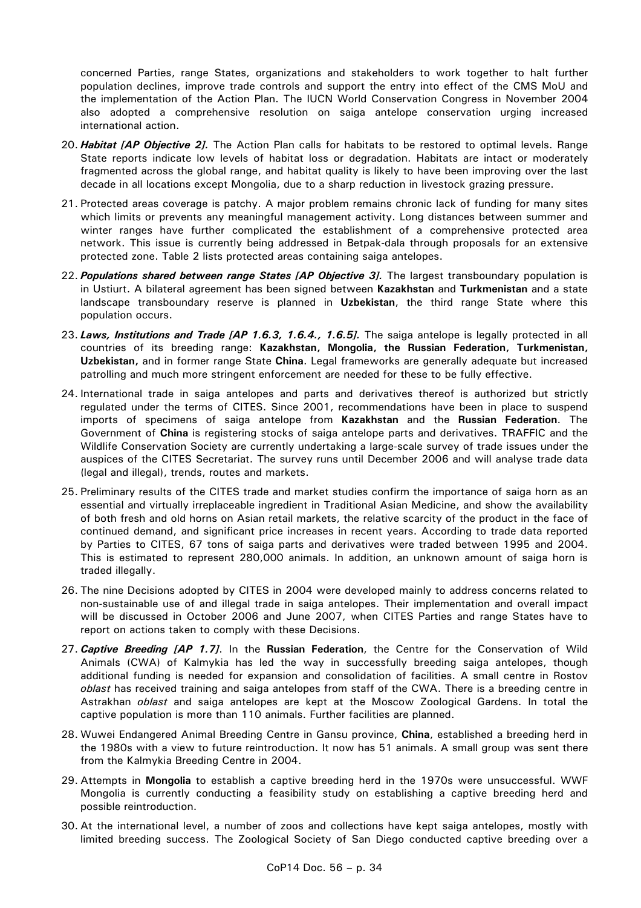concerned Parties, range States, organizations and stakeholders to work together to halt further population declines, improve trade controls and support the entry into effect of the CMS MoU and the implementation of the Action Plan. The IUCN World Conservation Congress in November 2004 also adopted a comprehensive resolution on saiga antelope conservation urging increased international action.

20. ***Habitat [AP Objective 2].*** The Action Plan calls for habitats to be restored to optimal levels. Range State reports indicate low levels of habitat loss or degradation. Habitats are intact or moderately fragmented across the global range, and habitat quality is likely to have been improving over the last decade in all locations except Mongolia, due to a sharp reduction in livestock grazing pressure.

21. Protected areas coverage is patchy. A major problem remains chronic lack of funding for many sites which limits or prevents any meaningful management activity. Long distances between summer and winter ranges have further complicated the establishment of a comprehensive protected area network. This issue is currently being addressed in Betpak-dala through proposals for an extensive protected zone. Table 2 lists protected areas containing saiga antelopes.

22. ***Populations shared between range States [AP Objective 3].*** The largest transboundary population is in Ustiurt. A bilateral agreement has been signed between **Kazakhstan** and **Turkmenistan** and a state landscape transboundary reserve is planned in **Uzbekistan**, the third range State where this population occurs.

23. ***Laws, Institutions and Trade [AP 1.6.3, 1.6.4., 1.6.5].*** The saiga antelope is legally protected in all countries of its breeding range: **Kazakhstan, Mongolia, the Russian Federation, Turkmenistan, Uzbekistan,** and in former range State **China**. Legal frameworks are generally adequate but increased patrolling and much more stringent enforcement are needed for these to be fully effective.

24. International trade in saiga antelopes and parts and derivatives thereof is authorized but strictly regulated under the terms of CITES. Since 2001, recommendations have been in place to suspend imports of specimens of saiga antelope from **Kazakhstan** and the **Russian Federation**. The Government of **China** is registering stocks of saiga antelope parts and derivatives. TRAFFIC and the Wildlife Conservation Society are currently undertaking a large-scale survey of trade issues under the auspices of the CITES Secretariat. The survey runs until December 2006 and will analyse trade data (legal and illegal), trends, routes and markets.

25. Preliminary results of the CITES trade and market studies confirm the importance of saiga horn as an essential and virtually irreplaceable ingredient in Traditional Asian Medicine, and show the availability of both fresh and old horns on Asian retail markets, the relative scarcity of the product in the face of continued demand, and significant price increases in recent years. According to trade data reported by Parties to CITES, 67 tons of saiga parts and derivatives were traded between 1995 and 2004. This is estimated to represent 280,000 animals. In addition, an unknown amount of saiga horn is traded illegally.

26. The nine Decisions adopted by CITES in 2004 were developed mainly to address concerns related to non-sustainable use of and illegal trade in saiga antelopes. Their implementation and overall impact will be discussed in October 2006 and June 2007, when CITES Parties and range States have to report on actions taken to comply with these Decisions.

27. ***Captive Breeding [AP 1.7]***. In the **Russian Federation**, the Centre for the Conservation of Wild Animals (CWA) of Kalmykia has led the way in successfully breeding saiga antelopes, though additional funding is needed for expansion and consolidation of facilities. A small centre in Rostov *oblast* has received training and saiga antelopes from staff of the CWA. There is a breeding centre in Astrakhan *oblast* and saiga antelopes are kept at the Moscow Zoological Gardens. In total the captive population is more than 110 animals. Further facilities are planned.

28. Wuwei Endangered Animal Breeding Centre in Gansu province, **China**, established a breeding herd in the 1980s with a view to future reintroduction. It now has 51 animals. A small group was sent there from the Kalmykia Breeding Centre in 2004.

29. Attempts in **Mongolia** to establish a captive breeding herd in the 1970s were unsuccessful. WWF Mongolia is currently conducting a feasibility study on establishing a captive breeding herd and possible reintroduction.

30. At the international level, a number of zoos and collections have kept saiga antelopes, mostly with limited breeding success. The Zoological Society of San Diego conducted captive breeding over a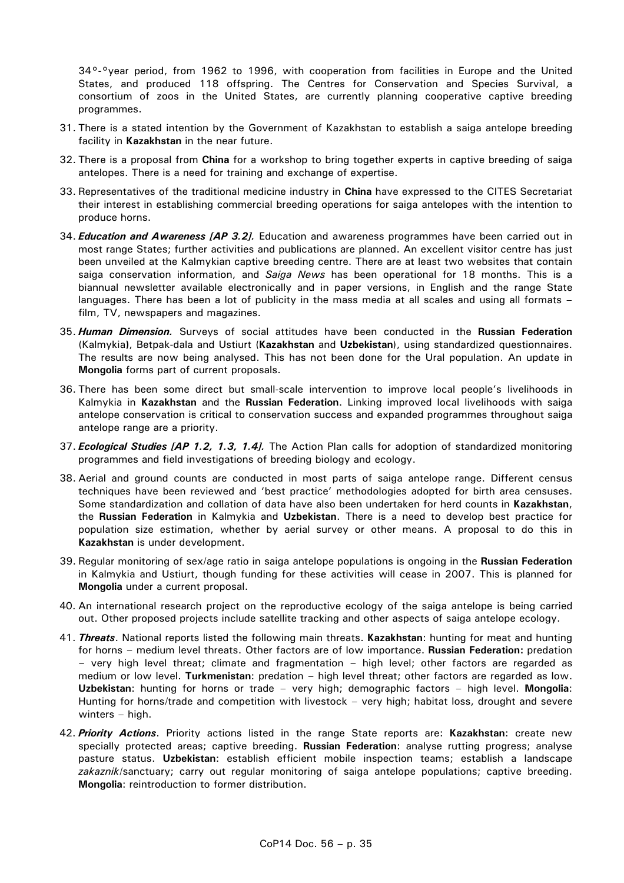34°-°year period, from 1962 to 1996, with cooperation from facilities in Europe and the United States, and produced 118 offspring. The Centres for Conservation and Species Survival, a consortium of zoos in the United States, are currently planning cooperative captive breeding programmes.

31. There is a stated intention by the Government of Kazakhstan to establish a saiga antelope breeding facility in **Kazakhstan** in the near future.

32. There is a proposal from **China** for a workshop to bring together experts in captive breeding of saiga antelopes. There is a need for training and exchange of expertise.

33. Representatives of the traditional medicine industry in **China** have expressed to the CITES Secretariat their interest in establishing commercial breeding operations for saiga antelopes with the intention to produce horns.

34. ***Education and Awareness [AP 3.2].*** Education and awareness programmes have been carried out in most range States; further activities and publications are planned. An excellent visitor centre has just been unveiled at the Kalmykian captive breeding centre. There are at least two websites that contain saiga conservation information, and *Saiga News* has been operational for 18 months. This is a biannual newsletter available electronically and in paper versions, in English and the range State languages. There has been a lot of publicity in the mass media at all scales and using all formats – film, TV, newspapers and magazines.

35. ***Human Dimension.*** Surveys of social attitudes have been conducted in the **Russian Federation** (Kalmykia**)**, Betpak-dala and Ustiurt (**Kazakhstan** and **Uzbekistan**), using standardized questionnaires. The results are now being analysed. This has not been done for the Ural population. An update in **Mongolia** forms part of current proposals.

36. There has been some direct but small-scale intervention to improve local people's livelihoods in Kalmykia in **Kazakhstan** and the **Russian Federation**. Linking improved local livelihoods with saiga antelope conservation is critical to conservation success and expanded programmes throughout saiga antelope range are a priority.

37. ***Ecological Studies [AP 1.2, 1.3, 1.4].*** The Action Plan calls for adoption of standardized monitoring programmes and field investigations of breeding biology and ecology.

38. Aerial and ground counts are conducted in most parts of saiga antelope range. Different census techniques have been reviewed and 'best practice' methodologies adopted for birth area censuses. Some standardization and collation of data have also been undertaken for herd counts in **Kazakhstan**, the **Russian Federation** in Kalmykia and **Uzbekistan**. There is a need to develop best practice for population size estimation, whether by aerial survey or other means. A proposal to do this in **Kazakhstan** is under development.

39. Regular monitoring of sex/age ratio in saiga antelope populations is ongoing in the **Russian Federation** in Kalmykia and Ustiurt, though funding for these activities will cease in 2007. This is planned for **Mongolia** under a current proposal.

40. An international research project on the reproductive ecology of the saiga antelope is being carried out. Other proposed projects include satellite tracking and other aspects of saiga antelope ecology.

41. ***Threats***. National reports listed the following main threats. **Kazakhstan**: hunting for meat and hunting for horns – medium level threats. Other factors are of low importance. **Russian Federation:** predation – very high level threat; climate and fragmentation – high level; other factors are regarded as medium or low level. **Turkmenistan**: predation – high level threat; other factors are regarded as low. **Uzbekistan**: hunting for horns or trade – very high; demographic factors – high level. **Mongolia**: Hunting for horns/trade and competition with livestock – very high; habitat loss, drought and severe winters – high.

42. ***Priority Actions***. Priority actions listed in the range State reports are: **Kazakhstan**: create new specially protected areas; captive breeding. **Russian Federation**: analyse rutting progress; analyse pasture status. **Uzbekistan**: establish efficient mobile inspection teams; establish a landscape *zakaznik*/sanctuary; carry out regular monitoring of saiga antelope populations; captive breeding. **Mongolia**: reintroduction to former distribution.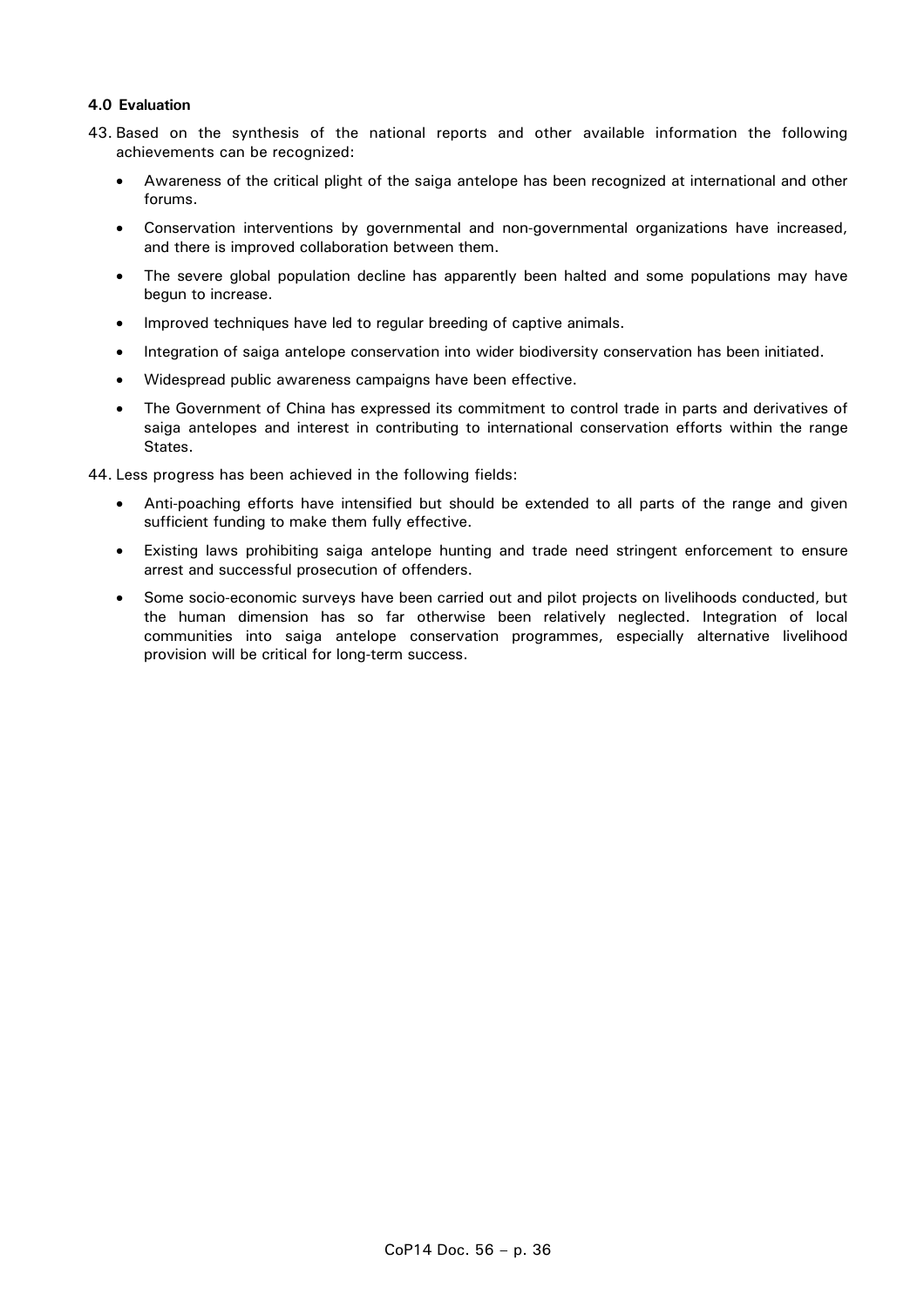### 4.0 Evaluation

43. Based on the synthesis of the national reports and other available information the following achievements can be recognized:

    - Awareness of the critical plight of the saiga antelope has been recognized at international and other forums.
    - Conservation interventions by governmental and non-governmental organizations have increased, and there is improved collaboration between them.
    - The severe global population decline has apparently been halted and some populations may have begun to increase.
    - Improved techniques have led to regular breeding of captive animals.
    - Integration of saiga antelope conservation into wider biodiversity conservation has been initiated.
    - Widespread public awareness campaigns have been effective.
    - The Government of China has expressed its commitment to control trade in parts and derivatives of saiga antelopes and interest in contributing to international conservation efforts within the range States.

44. Less progress has been achieved in the following fields:

    - Anti-poaching efforts have intensified but should be extended to all parts of the range and given sufficient funding to make them fully effective.
    - Existing laws prohibiting saiga antelope hunting and trade need stringent enforcement to ensure arrest and successful prosecution of offenders.
    - Some socio-economic surveys have been carried out and pilot projects on livelihoods conducted, but the human dimension has so far otherwise been relatively neglected. Integration of local communities into saiga antelope conservation programmes, especially alternative livelihood provision will be critical for long-term success.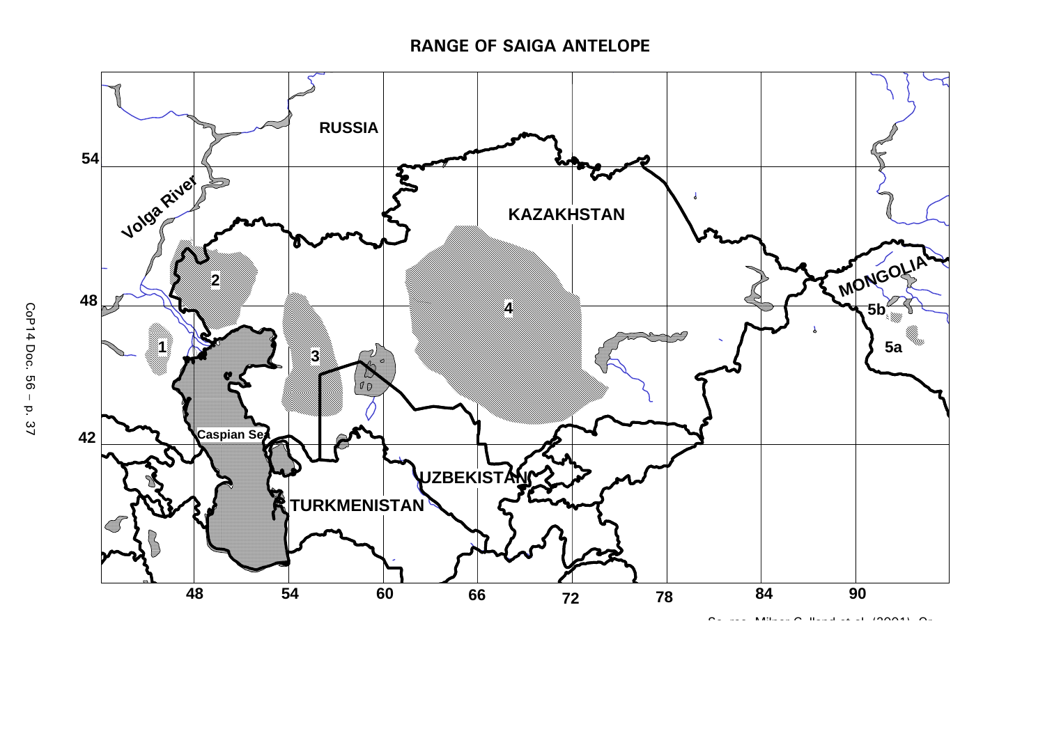# RANGE OF SAIGA ANTELOPE

Source: Milner-Gulland et al. (2001). Or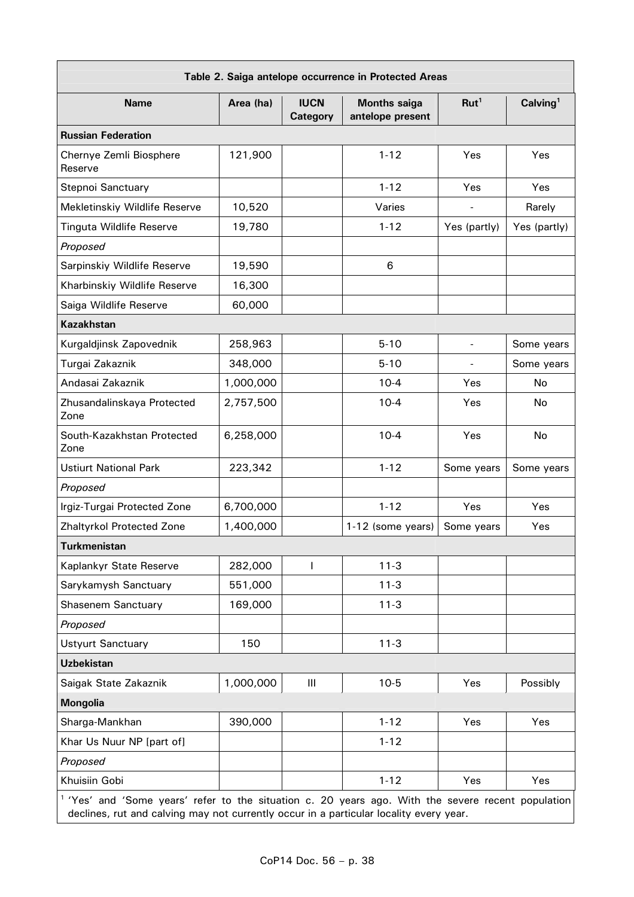| Table 2. Saiga antelope occurrence in Protected Areas | | | | | |
|---|---|---|---|---|---|
| **Name** | **Area (ha)** | **IUCN Category** | **Months saiga antelope present** | **Rut[1]** | **Calving[1]** |
| **Russian Federation** | | | | | |
| Chernye Zemli Biosphere Reserve | 121,900 | | 1-12 | Yes | Yes |
| Stepnoi Sanctuary | | | 1-12 | Yes | Yes |
| Mekletinskiy Wildlife Reserve | 10,520 | | Varies | - | Rarely |
| Tinguta Wildlife Reserve | 19,780 | | 1-12 | Yes (partly) | Yes (partly) |
| *Proposed* | | | | | |
| Sarpinskiy Wildlife Reserve | 19,590 | | 6 | | |
| Kharbinskiy Wildlife Reserve | 16,300 | | | | |
| Saiga Wildlife Reserve | 60,000 | | | | |
| **Kazakhstan** | | | | | |
| Kurgaldjinsk Zapovednik | 258,963 | | 5-10 | - | Some years |
| Turgai Zakaznik | 348,000 | | 5-10 | - | Some years |
| Andasai Zakaznik | 1,000,000 | | 10-4 | Yes | No |
| Zhusandalinskaya Protected Zone | 2,757,500 | | 10-4 | Yes | No |
| South-Kazakhstan Protected Zone | 6,258,000 | | 10-4 | Yes | No |
| Ustiurt National Park | 223,342 | | 1-12 | Some years | Some years |
| *Proposed* | | | | | |
| Irgiz-Turgai Protected Zone | 6,700,000 | | 1-12 | Yes | Yes |
| Zhaltyrkol Protected Zone | 1,400,000 | | 1-12 (some years) | Some years | Yes |
| **Turkmenistan** | | | | | |
| Kaplankyr State Reserve | 282,000 | I | 11-3 | | |
| Sarykamysh Sanctuary | 551,000 | | 11-3 | | |
| Shasenem Sanctuary | 169,000 | | 11-3 | | |
| *Proposed* | | | | | |
| Ustyurt Sanctuary | 150 | | 11-3 | | |
| **Uzbekistan** | | | | | |
| Saigak State Zakaznik | 1,000,000 | III | 10-5 | Yes | Possibly |
| **Mongolia** | | | | | |
| Sharga-Mankhan | 390,000 | | 1-12 | Yes | Yes |
| Khar Us Nuur NP [part of] | | | 1-12 | | |
| *Proposed* | | | | | |
| Khuisiin Gobi | | | 1-12 | Yes | Yes |

[1] 'Yes' and 'Some years' refer to the situation c. 20 years ago. With the severe recent population declines, rut and calving may not currently occur in a particular locality every year.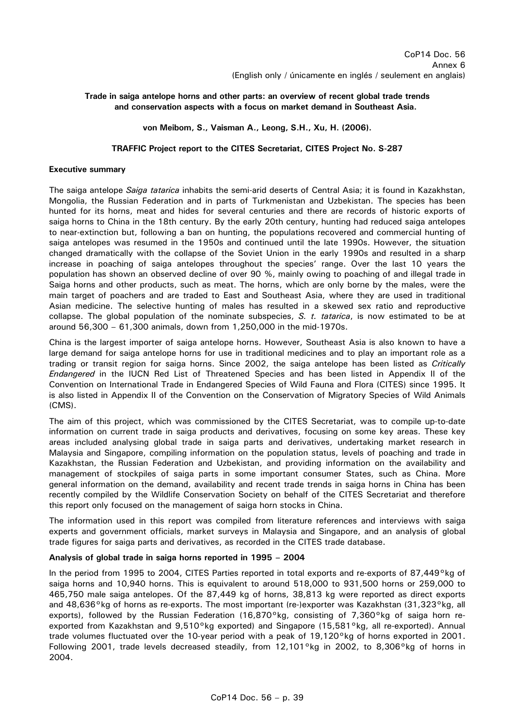CoP14 Doc. 56
Annex 6
(English only / únicamente en inglés / seulement en anglais)

**Trade in saiga antelope horns and other parts: an overview of recent global trade trends and conservation aspects with a focus on market demand in Southeast Asia.**

**von Meibom, S., Vaisman A., Leong, S.H., Xu, H. (2006).**

**TRAFFIC Project report to the CITES Secretariat, CITES Project No. S-287**

**Executive summary**

The saiga antelope *Saiga tatarica* inhabits the semi-arid deserts of Central Asia; it is found in Kazakhstan, Mongolia, the Russian Federation and in parts of Turkmenistan and Uzbekistan. The species has been hunted for its horns, meat and hides for several centuries and there are records of historic exports of saiga horns to China in the 18th century. By the early 20th century, hunting had reduced saiga antelopes to near-extinction but, following a ban on hunting, the populations recovered and commercial hunting of saiga antelopes was resumed in the 1950s and continued until the late 1990s. However, the situation changed dramatically with the collapse of the Soviet Union in the early 1990s and resulted in a sharp increase in poaching of saiga antelopes throughout the species' range. Over the last 10 years the population has shown an observed decline of over 90 %, mainly owing to poaching of and illegal trade in Saiga horns and other products, such as meat. The horns, which are only borne by the males, were the main target of poachers and are traded to East and Southeast Asia, where they are used in traditional Asian medicine. The selective hunting of males has resulted in a skewed sex ratio and reproductive collapse. The global population of the nominate subspecies, *S. t. tatarica*, is now estimated to be at around 56,300 – 61,300 animals, down from 1,250,000 in the mid-1970s.

China is the largest importer of saiga antelope horns. However, Southeast Asia is also known to have a large demand for saiga antelope horns for use in traditional medicines and to play an important role as a trading or transit region for saiga horns. Since 2002, the saiga antelope has been listed as *Critically Endangered* in the IUCN Red List of Threatened Species and has been listed in Appendix II of the Convention on International Trade in Endangered Species of Wild Fauna and Flora (CITES) since 1995. It is also listed in Appendix II of the Convention on the Conservation of Migratory Species of Wild Animals (CMS).

The aim of this project, which was commissioned by the CITES Secretariat, was to compile up-to-date information on current trade in saiga products and derivatives, focusing on some key areas. These key areas included analysing global trade in saiga parts and derivatives, undertaking market research in Malaysia and Singapore, compiling information on the population status, levels of poaching and trade in Kazakhstan, the Russian Federation and Uzbekistan, and providing information on the availability and management of stockpiles of saiga parts in some important consumer States, such as China. More general information on the demand, availability and recent trade trends in saiga horns in China has been recently compiled by the Wildlife Conservation Society on behalf of the CITES Secretariat and therefore this report only focused on the management of saiga horn stocks in China.

The information used in this report was compiled from literature references and interviews with saiga experts and government officials, market surveys in Malaysia and Singapore, and an analysis of global trade figures for saiga parts and derivatives, as recorded in the CITES trade database.

**Analysis of global trade in saiga horns reported in 1995 – 2004**

In the period from 1995 to 2004, CITES Parties reported in total exports and re-exports of 87,449 kg of saiga horns and 10,940 horns. This is equivalent to around 518,000 to 931,500 horns or 259,000 to 465,750 male saiga antelopes. Of the 87,449 kg of horns, 38,813 kg were reported as direct exports and 48,636 kg of horns as re-exports. The most important (re-)exporter was Kazakhstan (31,323 kg, all exports), followed by the Russian Federation (16,870 kg, consisting of 7,360 kg of saiga horn re-exported from Kazakhstan and 9,510 kg exported) and Singapore (15,581 kg, all re-exported). Annual trade volumes fluctuated over the 10-year period with a peak of 19,120 kg of horns exported in 2001. Following 2001, trade levels decreased steadily, from 12,101 kg in 2002, to 8,306 kg of horns in 2004.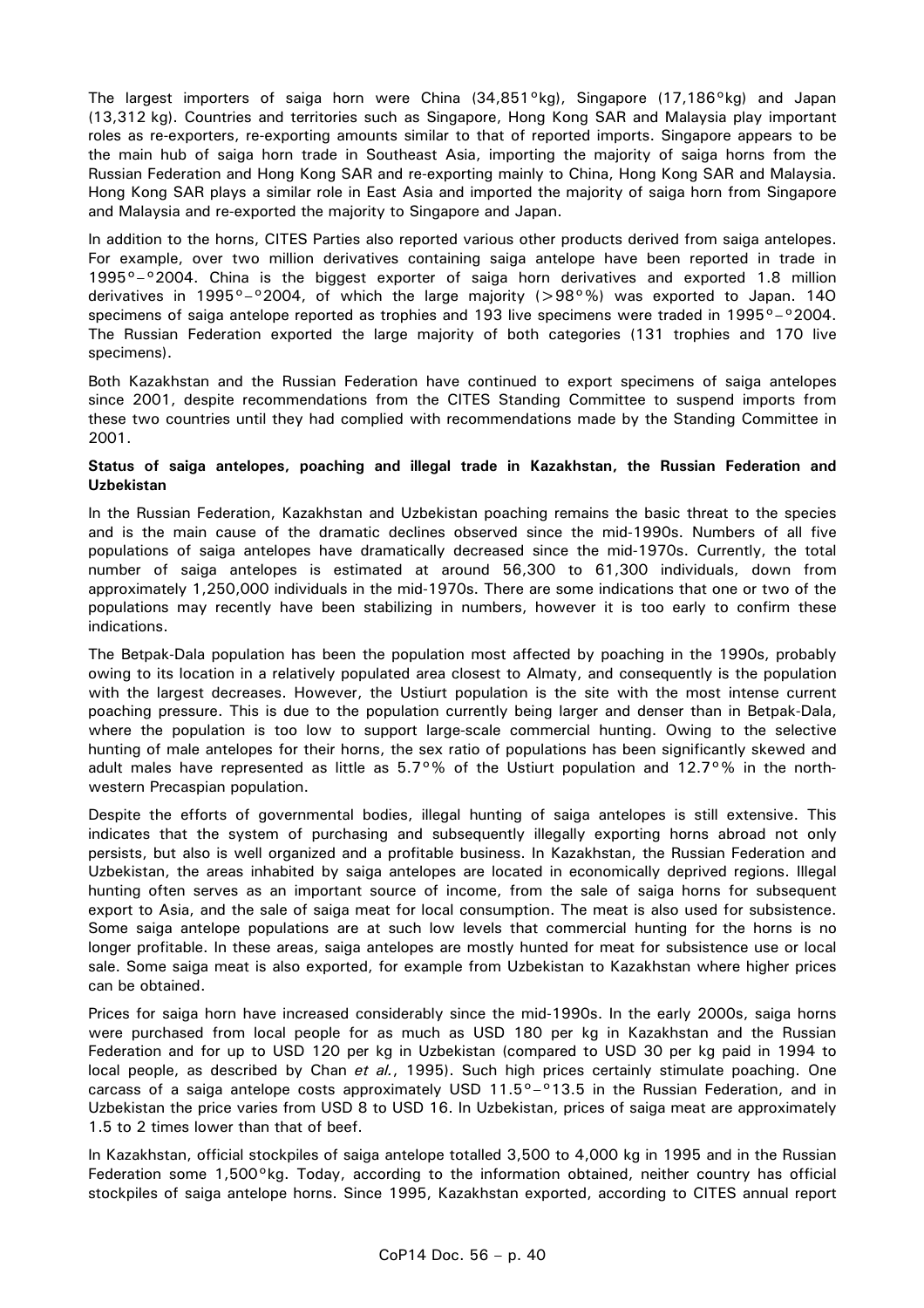The largest importers of saiga horn were China (34,851 kg), Singapore (17,186 kg) and Japan (13,312 kg). Countries and territories such as Singapore, Hong Kong SAR and Malaysia play important roles as re-exporters, re-exporting amounts similar to that of reported imports. Singapore appears to be the main hub of saiga horn trade in Southeast Asia, importing the majority of saiga horns from the Russian Federation and Hong Kong SAR and re-exporting mainly to China, Hong Kong SAR and Malaysia. Hong Kong SAR plays a similar role in East Asia and imported the majority of saiga horn from Singapore and Malaysia and re-exported the majority to Singapore and Japan.

In addition to the horns, CITES Parties also reported various other products derived from saiga antelopes. For example, over two million derivatives containing saiga antelope have been reported in trade in 1995 – 2004. China is the biggest exporter of saiga horn derivatives and exported 1.8 million derivatives in 1995 – 2004, of which the large majority (>98 %) was exported to Japan. 140 specimens of saiga antelope reported as trophies and 193 live specimens were traded in 1995 – 2004. The Russian Federation exported the large majority of both categories (131 trophies and 170 live specimens).

Both Kazakhstan and the Russian Federation have continued to export specimens of saiga antelopes since 2001, despite recommendations from the CITES Standing Committee to suspend imports from these two countries until they had complied with recommendations made by the Standing Committee in 2001.

**Status of saiga antelopes, poaching and illegal trade in Kazakhstan, the Russian Federation and Uzbekistan**

In the Russian Federation, Kazakhstan and Uzbekistan poaching remains the basic threat to the species and is the main cause of the dramatic declines observed since the mid-1990s. Numbers of all five populations of saiga antelopes have dramatically decreased since the mid-1970s. Currently, the total number of saiga antelopes is estimated at around 56,300 to 61,300 individuals, down from approximately 1,250,000 individuals in the mid-1970s. There are some indications that one or two of the populations may recently have been stabilizing in numbers, however it is too early to confirm these indications.

The Betpak-Dala population has been the population most affected by poaching in the 1990s, probably owing to its location in a relatively populated area closest to Almaty, and consequently is the population with the largest decreases. However, the Ustiurt population is the site with the most intense current poaching pressure. This is due to the population currently being larger and denser than in Betpak-Dala, where the population is too low to support large-scale commercial hunting. Owing to the selective hunting of male antelopes for their horns, the sex ratio of populations has been significantly skewed and adult males have represented as little as 5.7 % of the Ustiurt population and 12.7 % in the north-western Precaspian population.

Despite the efforts of governmental bodies, illegal hunting of saiga antelopes is still extensive. This indicates that the system of purchasing and subsequently illegally exporting horns abroad not only persists, but also is well organized and a profitable business. In Kazakhstan, the Russian Federation and Uzbekistan, the areas inhabited by saiga antelopes are located in economically deprived regions. Illegal hunting often serves as an important source of income, from the sale of saiga horns for subsequent export to Asia, and the sale of saiga meat for local consumption. The meat is also used for subsistence. Some saiga antelope populations are at such low levels that commercial hunting for the horns is no longer profitable. In these areas, saiga antelopes are mostly hunted for meat for subsistence use or local sale. Some saiga meat is also exported, for example from Uzbekistan to Kazakhstan where higher prices can be obtained.

Prices for saiga horn have increased considerably since the mid-1990s. In the early 2000s, saiga horns were purchased from local people for as much as USD 180 per kg in Kazakhstan and the Russian Federation and for up to USD 120 per kg in Uzbekistan (compared to USD 30 per kg paid in 1994 to local people, as described by Chan *et al.*, 1995). Such high prices certainly stimulate poaching. One carcass of a saiga antelope costs approximately USD 11.5 – 13.5 in the Russian Federation, and in Uzbekistan the price varies from USD 8 to USD 16. In Uzbekistan, prices of saiga meat are approximately 1.5 to 2 times lower than that of beef.

In Kazakhstan, official stockpiles of saiga antelope totalled 3,500 to 4,000 kg in 1995 and in the Russian Federation some 1,500 kg. Today, according to the information obtained, neither country has official stockpiles of saiga antelope horns. Since 1995, Kazakhstan exported, according to CITES annual report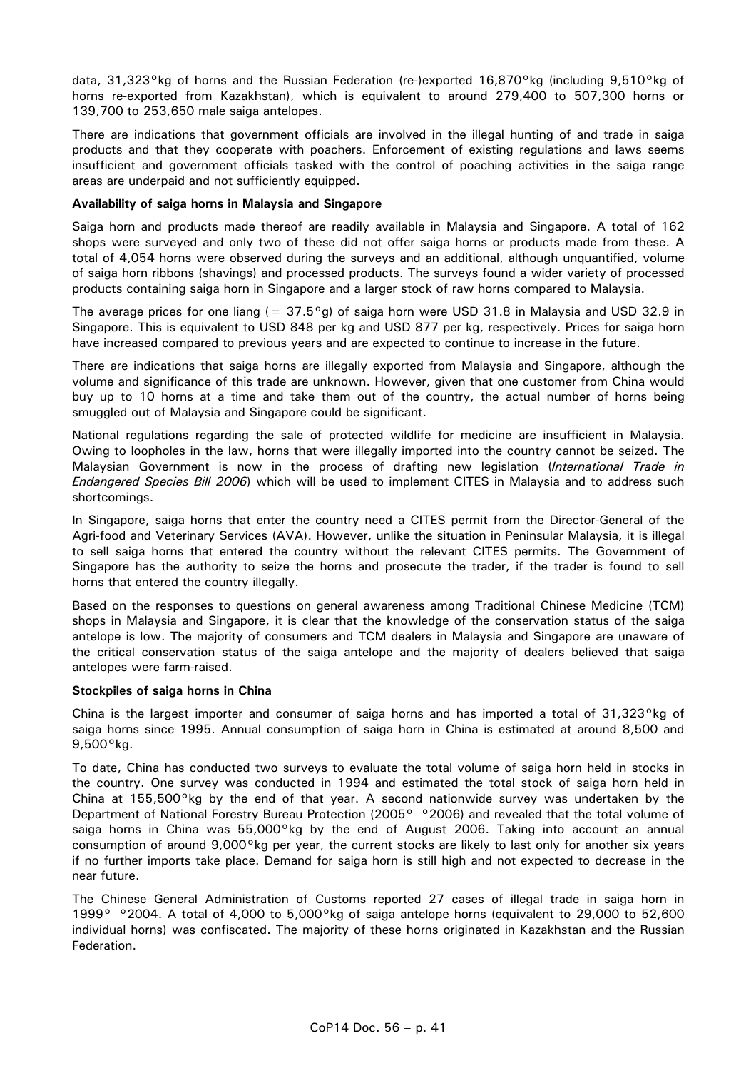data, 31,323°kg of horns and the Russian Federation (re-)exported 16,870°kg (including 9,510°kg of horns re-exported from Kazakhstan), which is equivalent to around 279,400 to 507,300 horns or 139,700 to 253,650 male saiga antelopes.

There are indications that government officials are involved in the illegal hunting of and trade in saiga products and that they cooperate with poachers. Enforcement of existing regulations and laws seems insufficient and government officials tasked with the control of poaching activities in the saiga range areas are underpaid and not sufficiently equipped.

**Availability of saiga horns in Malaysia and Singapore**

Saiga horn and products made thereof are readily available in Malaysia and Singapore. A total of 162 shops were surveyed and only two of these did not offer saiga horns or products made from these. A total of 4,054 horns were observed during the surveys and an additional, although unquantified, volume of saiga horn ribbons (shavings) and processed products. The surveys found a wider variety of processed products containing saiga horn in Singapore and a larger stock of raw horns compared to Malaysia.

The average prices for one liang (= 37.5°g) of saiga horn were USD 31.8 in Malaysia and USD 32.9 in Singapore. This is equivalent to USD 848 per kg and USD 877 per kg, respectively. Prices for saiga horn have increased compared to previous years and are expected to continue to increase in the future.

There are indications that saiga horns are illegally exported from Malaysia and Singapore, although the volume and significance of this trade are unknown. However, given that one customer from China would buy up to 10 horns at a time and take them out of the country, the actual number of horns being smuggled out of Malaysia and Singapore could be significant.

National regulations regarding the sale of protected wildlife for medicine are insufficient in Malaysia. Owing to loopholes in the law, horns that were illegally imported into the country cannot be seized. The Malaysian Government is now in the process of drafting new legislation (*International Trade in Endangered Species Bill 2006*) which will be used to implement CITES in Malaysia and to address such shortcomings.

In Singapore, saiga horns that enter the country need a CITES permit from the Director-General of the Agri-food and Veterinary Services (AVA). However, unlike the situation in Peninsular Malaysia, it is illegal to sell saiga horns that entered the country without the relevant CITES permits. The Government of Singapore has the authority to seize the horns and prosecute the trader, if the trader is found to sell horns that entered the country illegally.

Based on the responses to questions on general awareness among Traditional Chinese Medicine (TCM) shops in Malaysia and Singapore, it is clear that the knowledge of the conservation status of the saiga antelope is low. The majority of consumers and TCM dealers in Malaysia and Singapore are unaware of the critical conservation status of the saiga antelope and the majority of dealers believed that saiga antelopes were farm-raised.

**Stockpiles of saiga horns in China**

China is the largest importer and consumer of saiga horns and has imported a total of 31,323°kg of saiga horns since 1995. Annual consumption of saiga horn in China is estimated at around 8,500 and 9,500°kg.

To date, China has conducted two surveys to evaluate the total volume of saiga horn held in stocks in the country. One survey was conducted in 1994 and estimated the total stock of saiga horn held in China at 155,500°kg by the end of that year. A second nationwide survey was undertaken by the Department of National Forestry Bureau Protection (2005°–°2006) and revealed that the total volume of saiga horns in China was 55,000°kg by the end of August 2006. Taking into account an annual consumption of around 9,000°kg per year, the current stocks are likely to last only for another six years if no further imports take place. Demand for saiga horn is still high and not expected to decrease in the near future.

The Chinese General Administration of Customs reported 27 cases of illegal trade in saiga horn in 1999°–°2004. A total of 4,000 to 5,000°kg of saiga antelope horns (equivalent to 29,000 to 52,600 individual horns) was confiscated. The majority of these horns originated in Kazakhstan and the Russian Federation.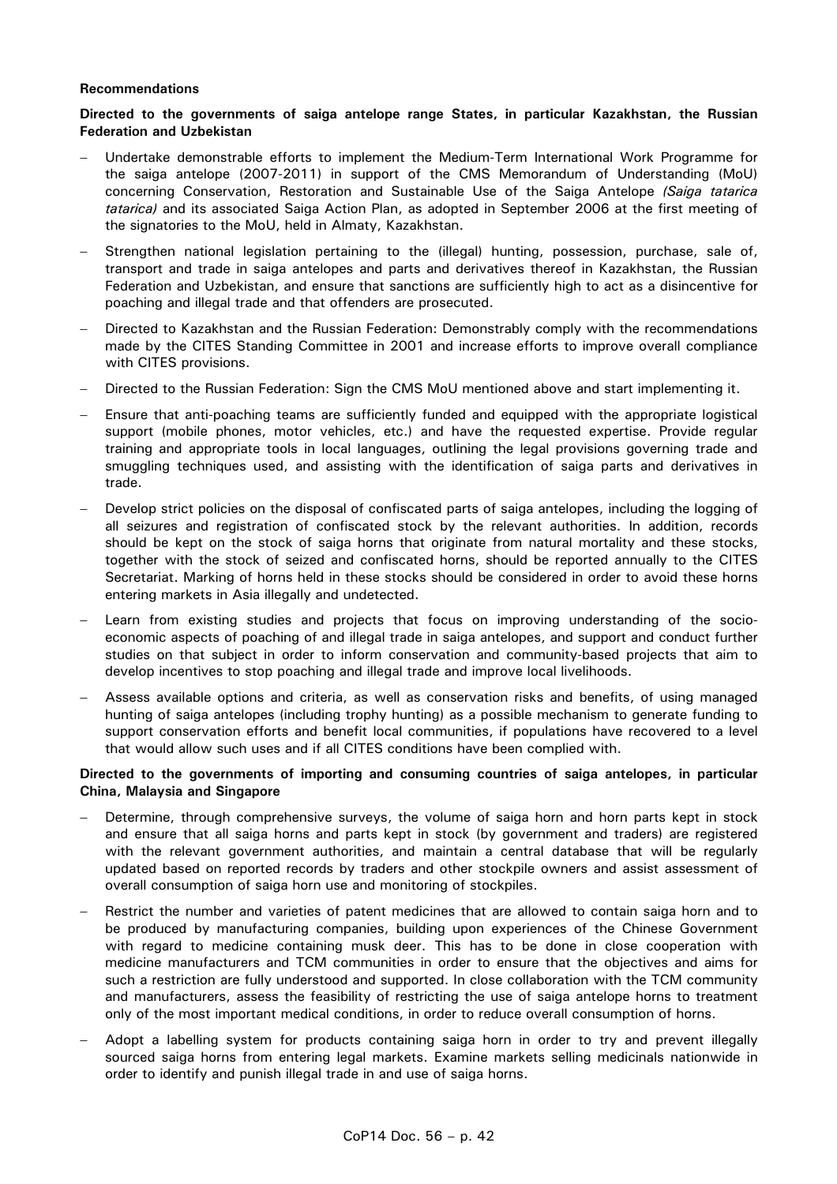**Recommendations**

**Directed to the governments of saiga antelope range States, in particular Kazakhstan, the Russian Federation and Uzbekistan**

- Undertake demonstrable efforts to implement the Medium-Term International Work Programme for the saiga antelope (2007-2011) in support of the CMS Memorandum of Understanding (MoU) concerning Conservation, Restoration and Sustainable Use of the Saiga Antelope *(Saiga tatarica tatarica)* and its associated Saiga Action Plan, as adopted in September 2006 at the first meeting of the signatories to the MoU, held in Almaty, Kazakhstan.
- Strengthen national legislation pertaining to the (illegal) hunting, possession, purchase, sale of, transport and trade in saiga antelopes and parts and derivatives thereof in Kazakhstan, the Russian Federation and Uzbekistan, and ensure that sanctions are sufficiently high to act as a disincentive for poaching and illegal trade and that offenders are prosecuted.
- Directed to Kazakhstan and the Russian Federation: Demonstrably comply with the recommendations made by the CITES Standing Committee in 2001 and increase efforts to improve overall compliance with CITES provisions.
- Directed to the Russian Federation: Sign the CMS MoU mentioned above and start implementing it.
- Ensure that anti-poaching teams are sufficiently funded and equipped with the appropriate logistical support (mobile phones, motor vehicles, etc.) and have the requested expertise. Provide regular training and appropriate tools in local languages, outlining the legal provisions governing trade and smuggling techniques used, and assisting with the identification of saiga parts and derivatives in trade.
- Develop strict policies on the disposal of confiscated parts of saiga antelopes, including the logging of all seizures and registration of confiscated stock by the relevant authorities. In addition, records should be kept on the stock of saiga horns that originate from natural mortality and these stocks, together with the stock of seized and confiscated horns, should be reported annually to the CITES Secretariat. Marking of horns held in these stocks should be considered in order to avoid these horns entering markets in Asia illegally and undetected.
- Learn from existing studies and projects that focus on improving understanding of the socio-economic aspects of poaching of and illegal trade in saiga antelopes, and support and conduct further studies on that subject in order to inform conservation and community-based projects that aim to develop incentives to stop poaching and illegal trade and improve local livelihoods.
- Assess available options and criteria, as well as conservation risks and benefits, of using managed hunting of saiga antelopes (including trophy hunting) as a possible mechanism to generate funding to support conservation efforts and benefit local communities, if populations have recovered to a level that would allow such uses and if all CITES conditions have been complied with.

**Directed to the governments of importing and consuming countries of saiga antelopes, in particular China, Malaysia and Singapore**

- Determine, through comprehensive surveys, the volume of saiga horn and horn parts kept in stock and ensure that all saiga horns and parts kept in stock (by government and traders) are registered with the relevant government authorities, and maintain a central database that will be regularly updated based on reported records by traders and other stockpile owners and assist assessment of overall consumption of saiga horn use and monitoring of stockpiles.
- Restrict the number and varieties of patent medicines that are allowed to contain saiga horn and to be produced by manufacturing companies, building upon experiences of the Chinese Government with regard to medicine containing musk deer. This has to be done in close cooperation with medicine manufacturers and TCM communities in order to ensure that the objectives and aims for such a restriction are fully understood and supported. In close collaboration with the TCM community and manufacturers, assess the feasibility of restricting the use of saiga antelope horns to treatment only of the most important medical conditions, in order to reduce overall consumption of horns.
- Adopt a labelling system for products containing saiga horn in order to try and prevent illegally sourced saiga horns from entering legal markets. Examine markets selling medicinals nationwide in order to identify and punish illegal trade in and use of saiga horns.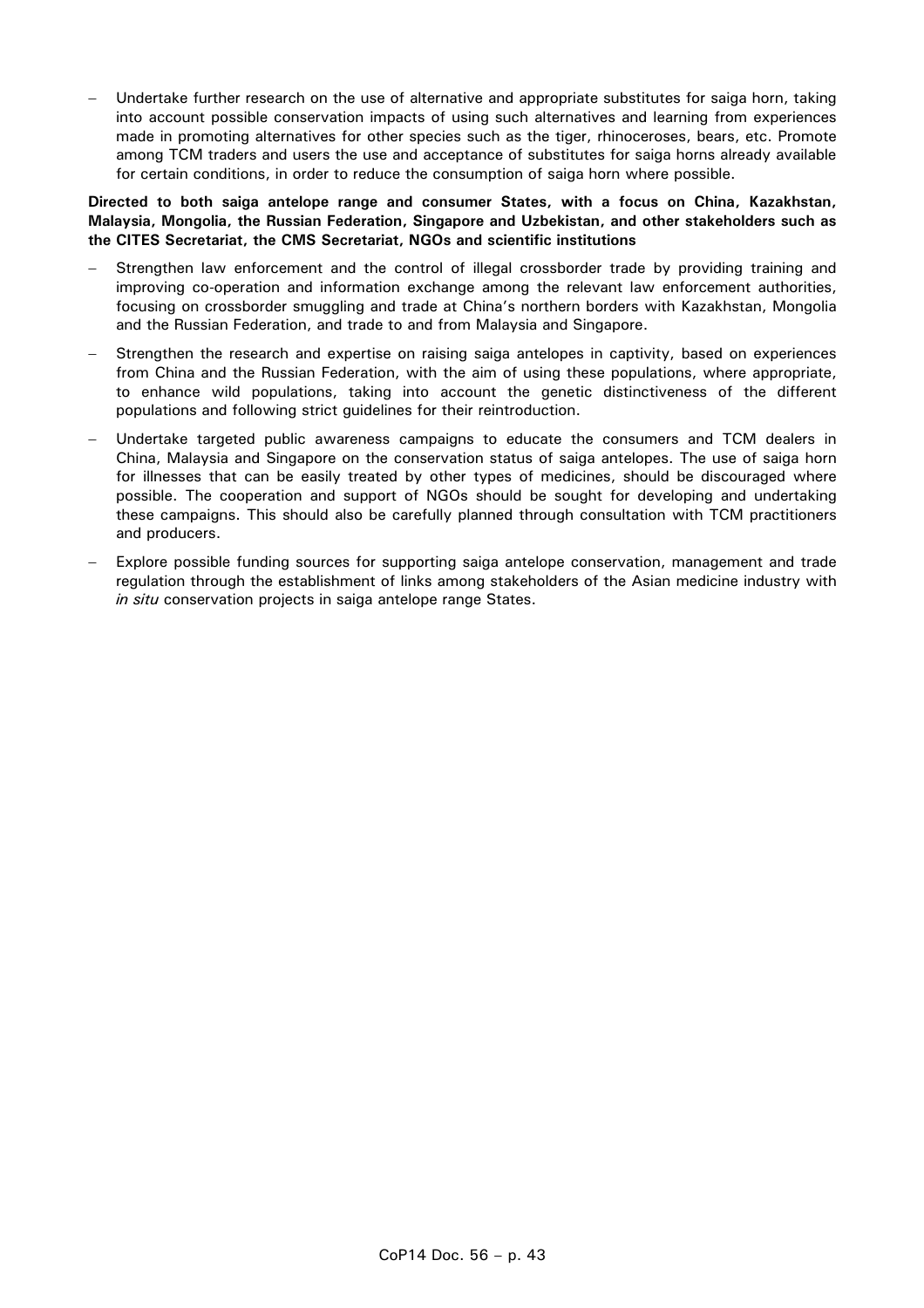- Undertake further research on the use of alternative and appropriate substitutes for saiga horn, taking into account possible conservation impacts of using such alternatives and learning from experiences made in promoting alternatives for other species such as the tiger, rhinoceroses, bears, etc. Promote among TCM traders and users the use and acceptance of substitutes for saiga horns already available for certain conditions, in order to reduce the consumption of saiga horn where possible.

**Directed to both saiga antelope range and consumer States, with a focus on China, Kazakhstan, Malaysia, Mongolia, the Russian Federation, Singapore and Uzbekistan, and other stakeholders such as the CITES Secretariat, the CMS Secretariat, NGOs and scientific institutions**

- Strengthen law enforcement and the control of illegal crossborder trade by providing training and improving co-operation and information exchange among the relevant law enforcement authorities, focusing on crossborder smuggling and trade at China's northern borders with Kazakhstan, Mongolia and the Russian Federation, and trade to and from Malaysia and Singapore.
- Strengthen the research and expertise on raising saiga antelopes in captivity, based on experiences from China and the Russian Federation, with the aim of using these populations, where appropriate, to enhance wild populations, taking into account the genetic distinctiveness of the different populations and following strict guidelines for their reintroduction.
- Undertake targeted public awareness campaigns to educate the consumers and TCM dealers in China, Malaysia and Singapore on the conservation status of saiga antelopes. The use of saiga horn for illnesses that can be easily treated by other types of medicines, should be discouraged where possible. The cooperation and support of NGOs should be sought for developing and undertaking these campaigns. This should also be carefully planned through consultation with TCM practitioners and producers.
- Explore possible funding sources for supporting saiga antelope conservation, management and trade regulation through the establishment of links among stakeholders of the Asian medicine industry with *in situ* conservation projects in saiga antelope range States.